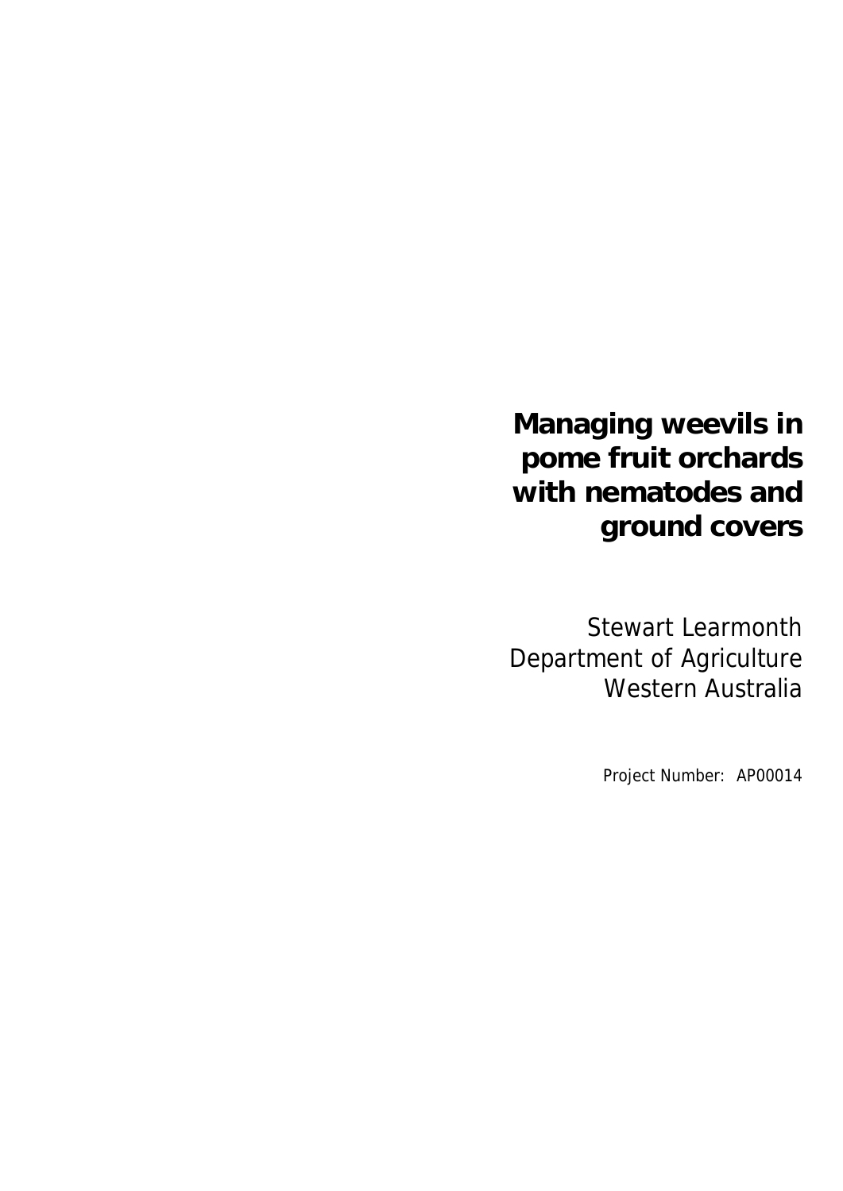# Managing weevils in pome fruit orchards with nematodes and ground covers

Stewart Learmonth
Department of Agriculture
Western Australia

Project Number: AP00014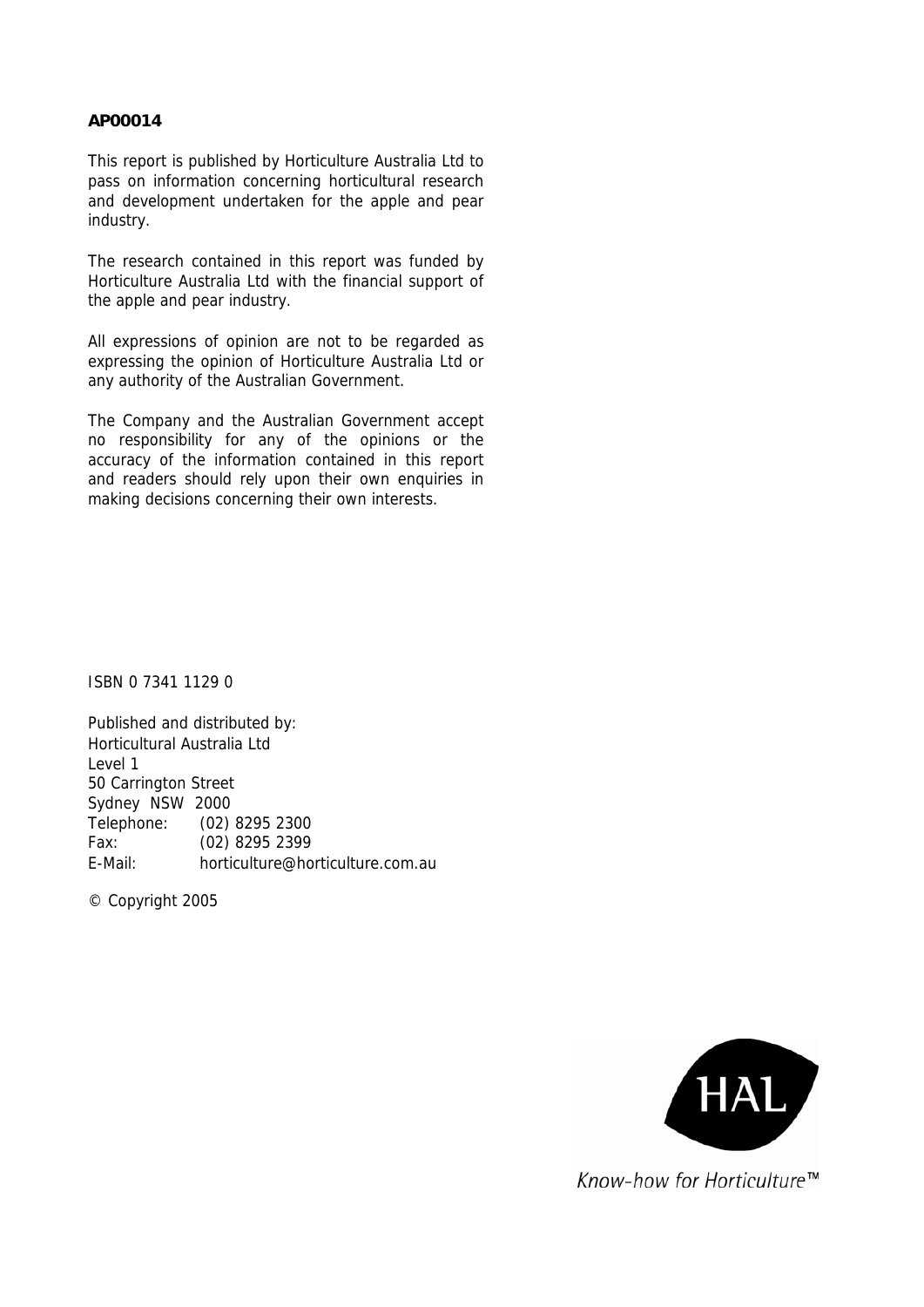**AP00014**

This report is published by Horticulture Australia Ltd to pass on information concerning horticultural research and development undertaken for the apple and pear industry.

The research contained in this report was funded by Horticulture Australia Ltd with the financial support of the apple and pear industry.

All expressions of opinion are not to be regarded as expressing the opinion of Horticulture Australia Ltd or any authority of the Australian Government.

The Company and the Australian Government accept no responsibility for any of the opinions or the accuracy of the information contained in this report and readers should rely upon their own enquiries in making decisions concerning their own interests.

ISBN 0 7341 1129 0

Published and distributed by:
Horticultural Australia Ltd
Level 1
50 Carrington Street
Sydney NSW 2000
Telephone: (02) 8295 2300
Fax: (02) 8295 2399
E-Mail: horticulture@horticulture.com.au

© Copyright 2005

HAL

*Know-how for Horticulture™*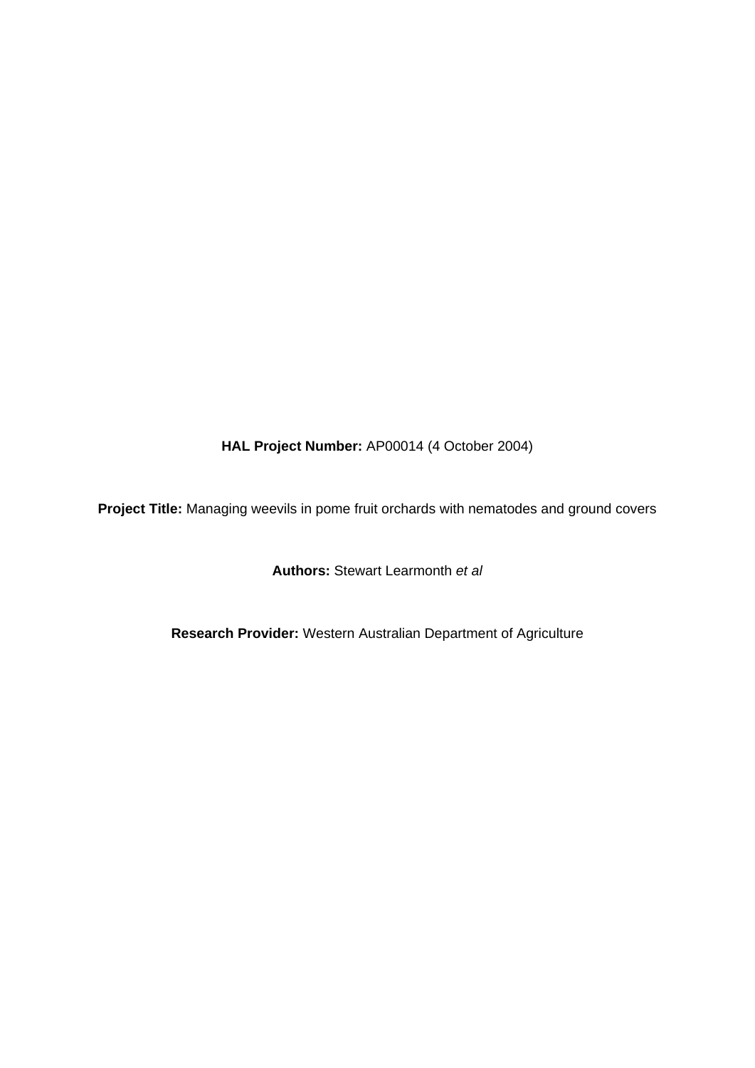**HAL Project Number:** AP00014 (4 October 2004)

**Project Title:** Managing weevils in pome fruit orchards with nematodes and ground covers

**Authors:** Stewart Learmonth *et al*

**Research Provider:** Western Australian Department of Agriculture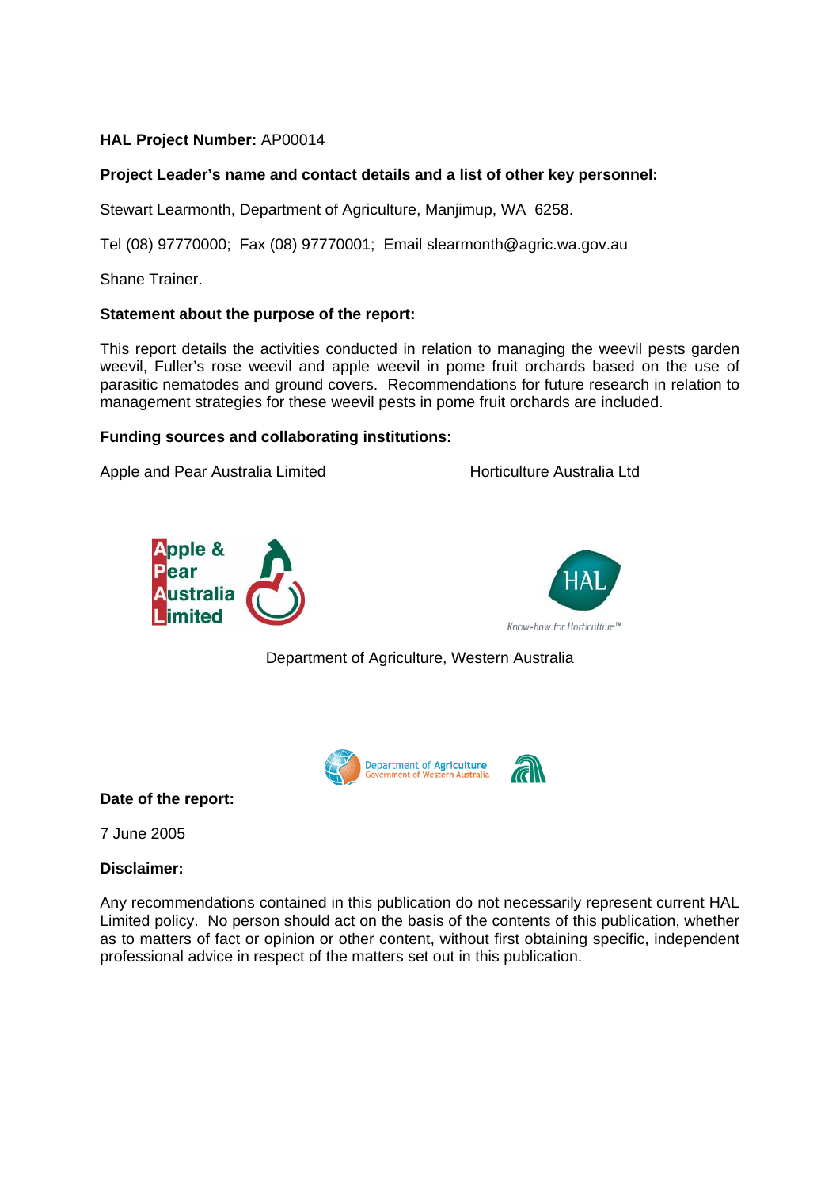**HAL Project Number:** AP00014

**Project Leader's name and contact details and a list of other key personnel:**

Stewart Learmonth, Department of Agriculture, Manjimup, WA 6258.

Tel (08) 97770000; Fax (08) 97770001; Email slearmonth@agric.wa.gov.au

Shane Trainer.

**Statement about the purpose of the report:**

This report details the activities conducted in relation to managing the weevil pests garden weevil, Fuller's rose weevil and apple weevil in pome fruit orchards based on the use of parasitic nematodes and ground covers. Recommendations for future research in relation to management strategies for these weevil pests in pome fruit orchards are included.

**Funding sources and collaborating institutions:**

Apple and Pear Australia Limited

Horticulture Australia Ltd

Department of Agriculture, Western Australia

**Date of the report:**

7 June 2005

**Disclaimer:**

Any recommendations contained in this publication do not necessarily represent current HAL Limited policy. No person should act on the basis of the contents of this publication, whether as to matters of fact or opinion or other content, without first obtaining specific, independent professional advice in respect of the matters set out in this publication.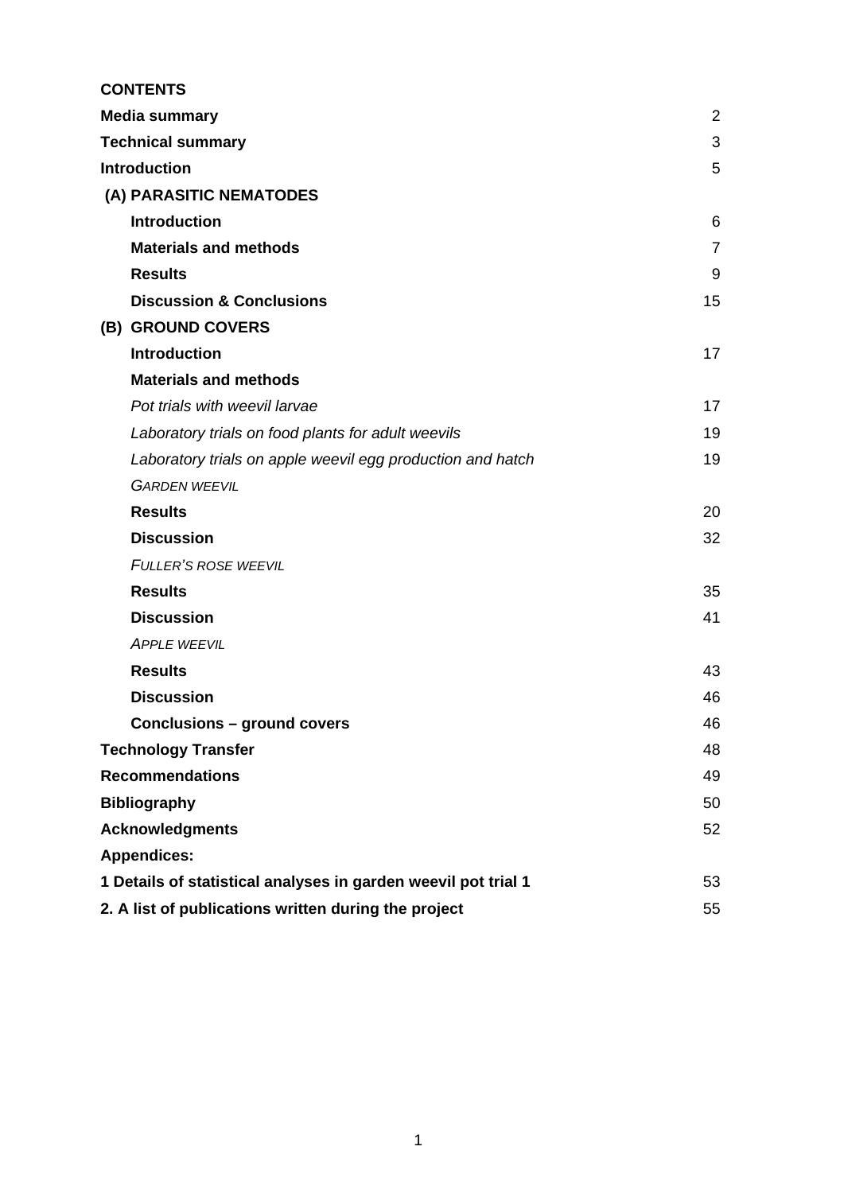**CONTENTS**

| | |
|---|---|
| **Media summary** | 2 |
| **Technical summary** | 3 |
| **Introduction** | 5 |
| **(A) PARASITIC NEMATODES** | |
| **Introduction** | 6 |
| **Materials and methods** | 7 |
| **Results** | 9 |
| **Discussion & Conclusions** | 15 |
| **(B) GROUND COVERS** | |
| **Introduction** | 17 |
| **Materials and methods** | |
| *Pot trials with weevil larvae* | 17 |
| *Laboratory trials on food plants for adult weevils* | 19 |
| *Laboratory trials on apple weevil egg production and hatch* | 19 |
| *GARDEN WEEVIL* | |
| **Results** | 20 |
| **Discussion** | 32 |
| *FULLER'S ROSE WEEVIL* | |
| **Results** | 35 |
| **Discussion** | 41 |
| *APPLE WEEVIL* | |
| **Results** | 43 |
| **Discussion** | 46 |
| **Conclusions – ground covers** | 46 |
| **Technology Transfer** | 48 |
| **Recommendations** | 49 |
| **Bibliography** | 50 |
| **Acknowledgments** | 52 |
| **Appendices:** | |
| **1 Details of statistical analyses in garden weevil pot trial 1** | 53 |
| **2. A list of publications written during the project** | 55 |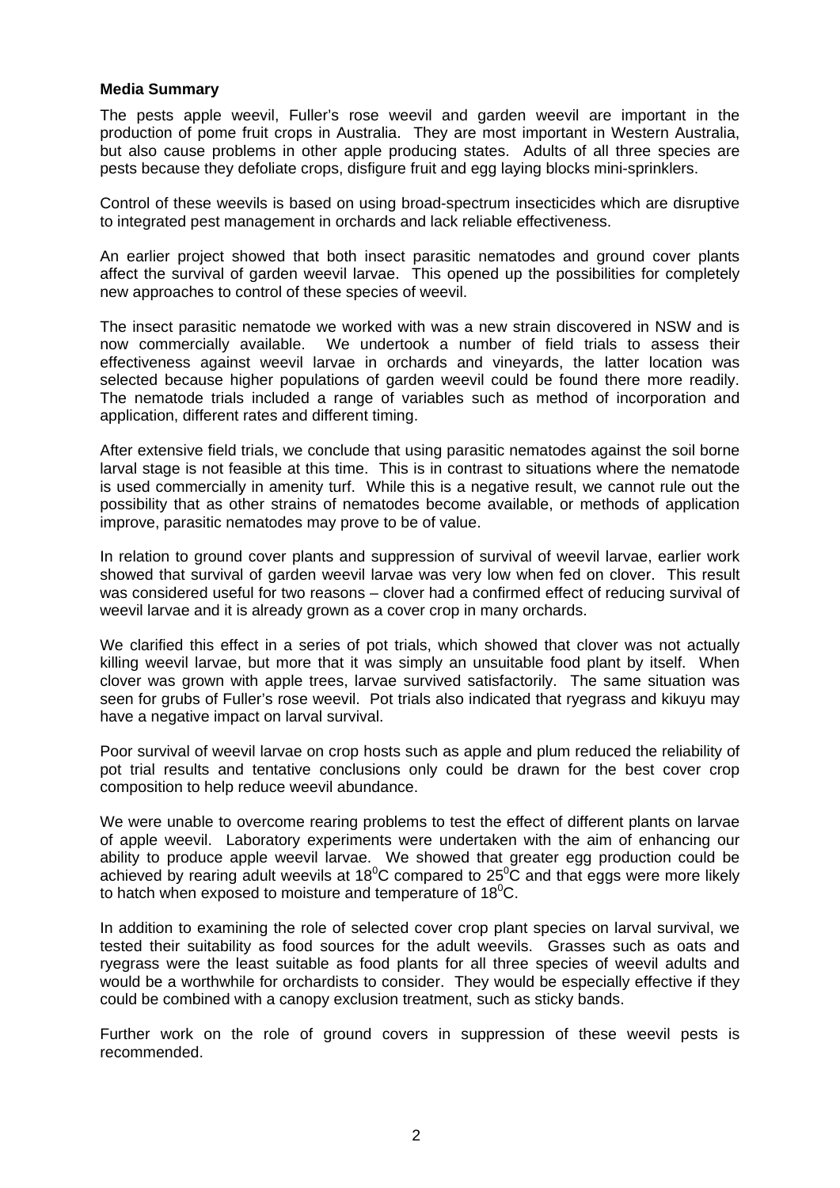**Media Summary**

The pests apple weevil, Fuller's rose weevil and garden weevil are important in the production of pome fruit crops in Australia. They are most important in Western Australia, but also cause problems in other apple producing states. Adults of all three species are pests because they defoliate crops, disfigure fruit and egg laying blocks mini-sprinklers.

Control of these weevils is based on using broad-spectrum insecticides which are disruptive to integrated pest management in orchards and lack reliable effectiveness.

An earlier project showed that both insect parasitic nematodes and ground cover plants affect the survival of garden weevil larvae. This opened up the possibilities for completely new approaches to control of these species of weevil.

The insect parasitic nematode we worked with was a new strain discovered in NSW and is now commercially available. We undertook a number of field trials to assess their effectiveness against weevil larvae in orchards and vineyards, the latter location was selected because higher populations of garden weevil could be found there more readily. The nematode trials included a range of variables such as method of incorporation and application, different rates and different timing.

After extensive field trials, we conclude that using parasitic nematodes against the soil borne larval stage is not feasible at this time. This is in contrast to situations where the nematode is used commercially in amenity turf. While this is a negative result, we cannot rule out the possibility that as other strains of nematodes become available, or methods of application improve, parasitic nematodes may prove to be of value.

In relation to ground cover plants and suppression of survival of weevil larvae, earlier work showed that survival of garden weevil larvae was very low when fed on clover. This result was considered useful for two reasons – clover had a confirmed effect of reducing survival of weevil larvae and it is already grown as a cover crop in many orchards.

We clarified this effect in a series of pot trials, which showed that clover was not actually killing weevil larvae, but more that it was simply an unsuitable food plant by itself. When clover was grown with apple trees, larvae survived satisfactorily. The same situation was seen for grubs of Fuller's rose weevil. Pot trials also indicated that ryegrass and kikuyu may have a negative impact on larval survival.

Poor survival of weevil larvae on crop hosts such as apple and plum reduced the reliability of pot trial results and tentative conclusions only could be drawn for the best cover crop composition to help reduce weevil abundance.

We were unable to overcome rearing problems to test the effect of different plants on larvae of apple weevil. Laboratory experiments were undertaken with the aim of enhancing our ability to produce apple weevil larvae. We showed that greater egg production could be achieved by rearing adult weevils at $18^0$C compared to $25^0$C and that eggs were more likely to hatch when exposed to moisture and temperature of $18^0$C.

In addition to examining the role of selected cover crop plant species on larval survival, we tested their suitability as food sources for the adult weevils. Grasses such as oats and ryegrass were the least suitable as food plants for all three species of weevil adults and would be a worthwhile for orchardists to consider. They would be especially effective if they could be combined with a canopy exclusion treatment, such as sticky bands.

Further work on the role of ground covers in suppression of these weevil pests is recommended.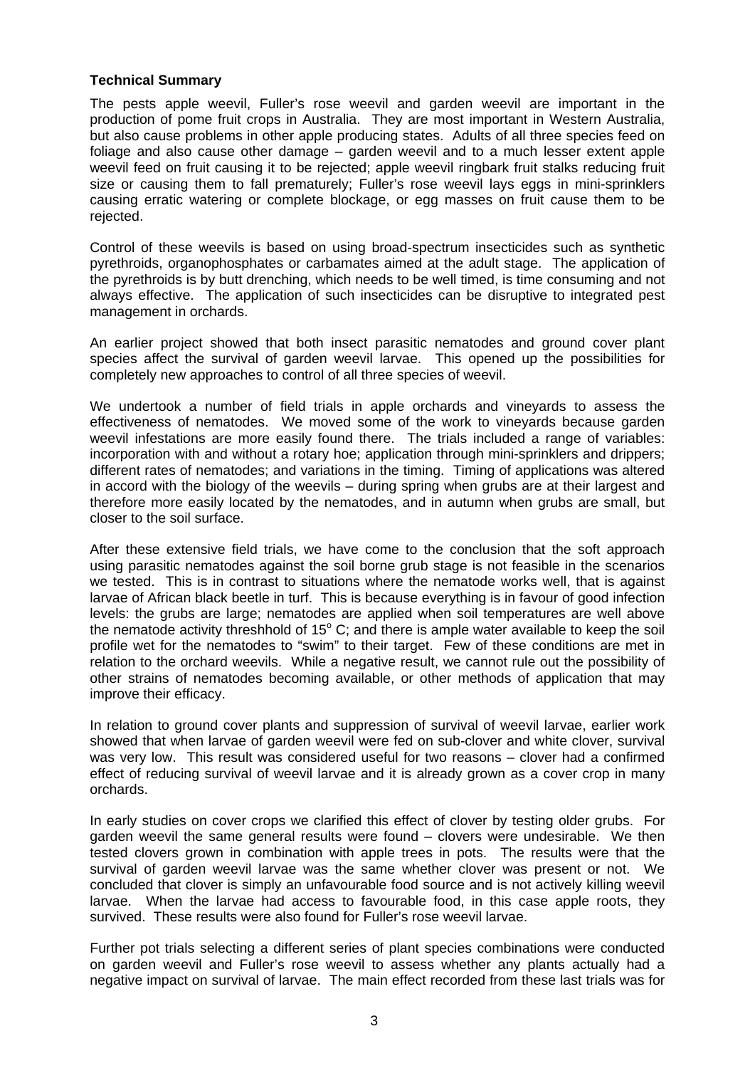**Technical Summary**

The pests apple weevil, Fuller's rose weevil and garden weevil are important in the production of pome fruit crops in Australia. They are most important in Western Australia, but also cause problems in other apple producing states. Adults of all three species feed on foliage and also cause other damage – garden weevil and to a much lesser extent apple weevil feed on fruit causing it to be rejected; apple weevil ringbark fruit stalks reducing fruit size or causing them to fall prematurely; Fuller's rose weevil lays eggs in mini-sprinklers causing erratic watering or complete blockage, or egg masses on fruit cause them to be rejected.

Control of these weevils is based on using broad-spectrum insecticides such as synthetic pyrethroids, organophosphates or carbamates aimed at the adult stage. The application of the pyrethroids is by butt drenching, which needs to be well timed, is time consuming and not always effective. The application of such insecticides can be disruptive to integrated pest management in orchards.

An earlier project showed that both insect parasitic nematodes and ground cover plant species affect the survival of garden weevil larvae. This opened up the possibilities for completely new approaches to control of all three species of weevil.

We undertook a number of field trials in apple orchards and vineyards to assess the effectiveness of nematodes. We moved some of the work to vineyards because garden weevil infestations are more easily found there. The trials included a range of variables: incorporation with and without a rotary hoe; application through mini-sprinklers and drippers; different rates of nematodes; and variations in the timing. Timing of applications was altered in accord with the biology of the weevils – during spring when grubs are at their largest and therefore more easily located by the nematodes, and in autumn when grubs are small, but closer to the soil surface.

After these extensive field trials, we have come to the conclusion that the soft approach using parasitic nematodes against the soil borne grub stage is not feasible in the scenarios we tested. This is in contrast to situations where the nematode works well, that is against larvae of African black beetle in turf. This is because everything is in favour of good infection levels: the grubs are large; nematodes are applied when soil temperatures are well above the nematode activity threshhold of 15$^{o}$ C; and there is ample water available to keep the soil profile wet for the nematodes to "swim" to their target. Few of these conditions are met in relation to the orchard weevils. While a negative result, we cannot rule out the possibility of other strains of nematodes becoming available, or other methods of application that may improve their efficacy.

In relation to ground cover plants and suppression of survival of weevil larvae, earlier work showed that when larvae of garden weevil were fed on sub-clover and white clover, survival was very low. This result was considered useful for two reasons – clover had a confirmed effect of reducing survival of weevil larvae and it is already grown as a cover crop in many orchards.

In early studies on cover crops we clarified this effect of clover by testing older grubs. For garden weevil the same general results were found – clovers were undesirable. We then tested clovers grown in combination with apple trees in pots. The results were that the survival of garden weevil larvae was the same whether clover was present or not. We concluded that clover is simply an unfavourable food source and is not actively killing weevil larvae. When the larvae had access to favourable food, in this case apple roots, they survived. These results were also found for Fuller's rose weevil larvae.

Further pot trials selecting a different series of plant species combinations were conducted on garden weevil and Fuller's rose weevil to assess whether any plants actually had a negative impact on survival of larvae. The main effect recorded from these last trials was for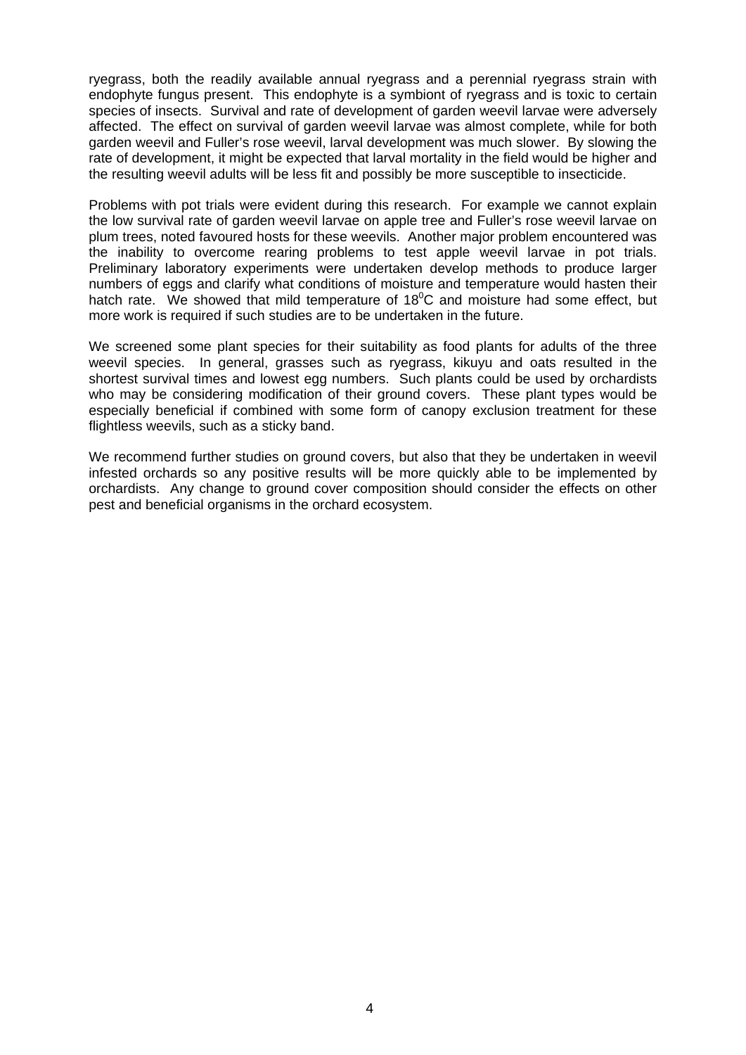ryegrass, both the readily available annual ryegrass and a perennial ryegrass strain with endophyte fungus present. This endophyte is a symbiont of ryegrass and is toxic to certain species of insects. Survival and rate of development of garden weevil larvae were adversely affected. The effect on survival of garden weevil larvae was almost complete, while for both garden weevil and Fuller's rose weevil, larval development was much slower. By slowing the rate of development, it might be expected that larval mortality in the field would be higher and the resulting weevil adults will be less fit and possibly be more susceptible to insecticide.

Problems with pot trials were evident during this research. For example we cannot explain the low survival rate of garden weevil larvae on apple tree and Fuller's rose weevil larvae on plum trees, noted favoured hosts for these weevils. Another major problem encountered was the inability to overcome rearing problems to test apple weevil larvae in pot trials. Preliminary laboratory experiments were undertaken develop methods to produce larger numbers of eggs and clarify what conditions of moisture and temperature would hasten their hatch rate. We showed that mild temperature of $18^0$C and moisture had some effect, but more work is required if such studies are to be undertaken in the future.

We screened some plant species for their suitability as food plants for adults of the three weevil species. In general, grasses such as ryegrass, kikuyu and oats resulted in the shortest survival times and lowest egg numbers. Such plants could be used by orchardists who may be considering modification of their ground covers. These plant types would be especially beneficial if combined with some form of canopy exclusion treatment for these flightless weevils, such as a sticky band.

We recommend further studies on ground covers, but also that they be undertaken in weevil infested orchards so any positive results will be more quickly able to be implemented by orchardists. Any change to ground cover composition should consider the effects on other pest and beneficial organisms in the orchard ecosystem.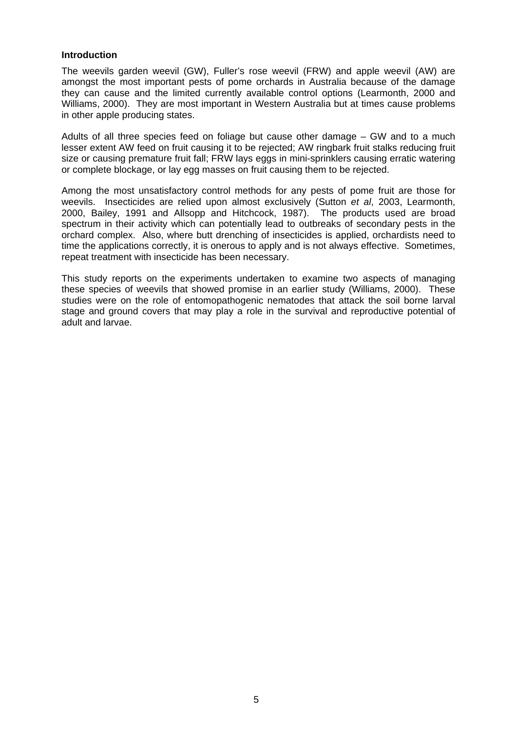**Introduction**

The weevils garden weevil (GW), Fuller's rose weevil (FRW) and apple weevil (AW) are amongst the most important pests of pome orchards in Australia because of the damage they can cause and the limited currently available control options (Learmonth, 2000 and Williams, 2000). They are most important in Western Australia but at times cause problems in other apple producing states.

Adults of all three species feed on foliage but cause other damage – GW and to a much lesser extent AW feed on fruit causing it to be rejected; AW ringbark fruit stalks reducing fruit size or causing premature fruit fall; FRW lays eggs in mini-sprinklers causing erratic watering or complete blockage, or lay egg masses on fruit causing them to be rejected.

Among the most unsatisfactory control methods for any pests of pome fruit are those for weevils. Insecticides are relied upon almost exclusively (Sutton *et al*, 2003, Learmonth, 2000, Bailey, 1991 and Allsopp and Hitchcock, 1987). The products used are broad spectrum in their activity which can potentially lead to outbreaks of secondary pests in the orchard complex. Also, where butt drenching of insecticides is applied, orchardists need to time the applications correctly, it is onerous to apply and is not always effective. Sometimes, repeat treatment with insecticide has been necessary.

This study reports on the experiments undertaken to examine two aspects of managing these species of weevils that showed promise in an earlier study (Williams, 2000). These studies were on the role of entomopathogenic nematodes that attack the soil borne larval stage and ground covers that may play a role in the survival and reproductive potential of adult and larvae.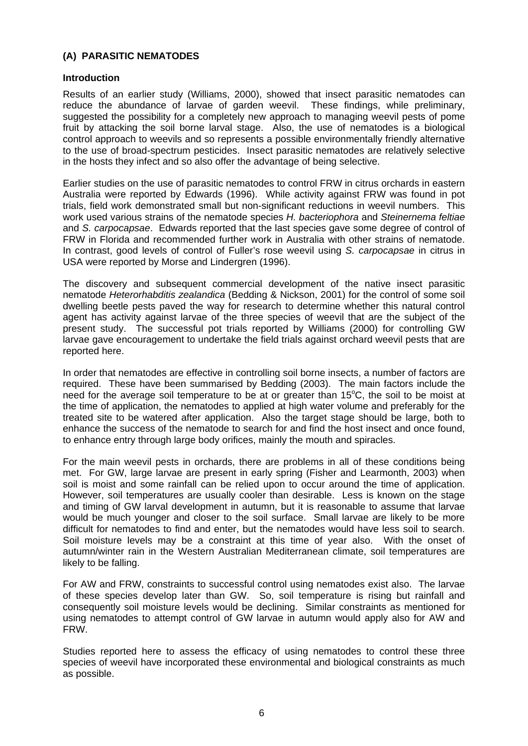## (A) PARASITIC NEMATODES

### Introduction

Results of an earlier study (Williams, 2000), showed that insect parasitic nematodes can reduce the abundance of larvae of garden weevil. These findings, while preliminary, suggested the possibility for a completely new approach to managing weevil pests of pome fruit by attacking the soil borne larval stage. Also, the use of nematodes is a biological control approach to weevils and so represents a possible environmentally friendly alternative to the use of broad-spectrum pesticides. Insect parasitic nematodes are relatively selective in the hosts they infect and so also offer the advantage of being selective.

Earlier studies on the use of parasitic nematodes to control FRW in citrus orchards in eastern Australia were reported by Edwards (1996). While activity against FRW was found in pot trials, field work demonstrated small but non-significant reductions in weevil numbers. This work used various strains of the nematode species *H. bacteriophora* and *Steinernema feltiae* and *S. carpocapsae*. Edwards reported that the last species gave some degree of control of FRW in Florida and recommended further work in Australia with other strains of nematode. In contrast, good levels of control of Fuller's rose weevil using *S. carpocapsae* in citrus in USA were reported by Morse and Lindergren (1996).

The discovery and subsequent commercial development of the native insect parasitic nematode *Heterorhabditis zealandica* (Bedding & Nickson, 2001) for the control of some soil dwelling beetle pests paved the way for research to determine whether this natural control agent has activity against larvae of the three species of weevil that are the subject of the present study. The successful pot trials reported by Williams (2000) for controlling GW larvae gave encouragement to undertake the field trials against orchard weevil pests that are reported here.

In order that nematodes are effective in controlling soil borne insects, a number of factors are required. These have been summarised by Bedding (2003). The main factors include the need for the average soil temperature to be at or greater than 15°C, the soil to be moist at the time of application, the nematodes to applied at high water volume and preferably for the treated site to be watered after application. Also the target stage should be large, both to enhance the success of the nematode to search for and find the host insect and once found, to enhance entry through large body orifices, mainly the mouth and spiracles.

For the main weevil pests in orchards, there are problems in all of these conditions being met. For GW, large larvae are present in early spring (Fisher and Learmonth, 2003) when soil is moist and some rainfall can be relied upon to occur around the time of application. However, soil temperatures are usually cooler than desirable. Less is known on the stage and timing of GW larval development in autumn, but it is reasonable to assume that larvae would be much younger and closer to the soil surface. Small larvae are likely to be more difficult for nematodes to find and enter, but the nematodes would have less soil to search. Soil moisture levels may be a constraint at this time of year also. With the onset of autumn/winter rain in the Western Australian Mediterranean climate, soil temperatures are likely to be falling.

For AW and FRW, constraints to successful control using nematodes exist also. The larvae of these species develop later than GW. So, soil temperature is rising but rainfall and consequently soil moisture levels would be declining. Similar constraints as mentioned for using nematodes to attempt control of GW larvae in autumn would apply also for AW and FRW.

Studies reported here to assess the efficacy of using nematodes to control these three species of weevil have incorporated these environmental and biological constraints as much as possible.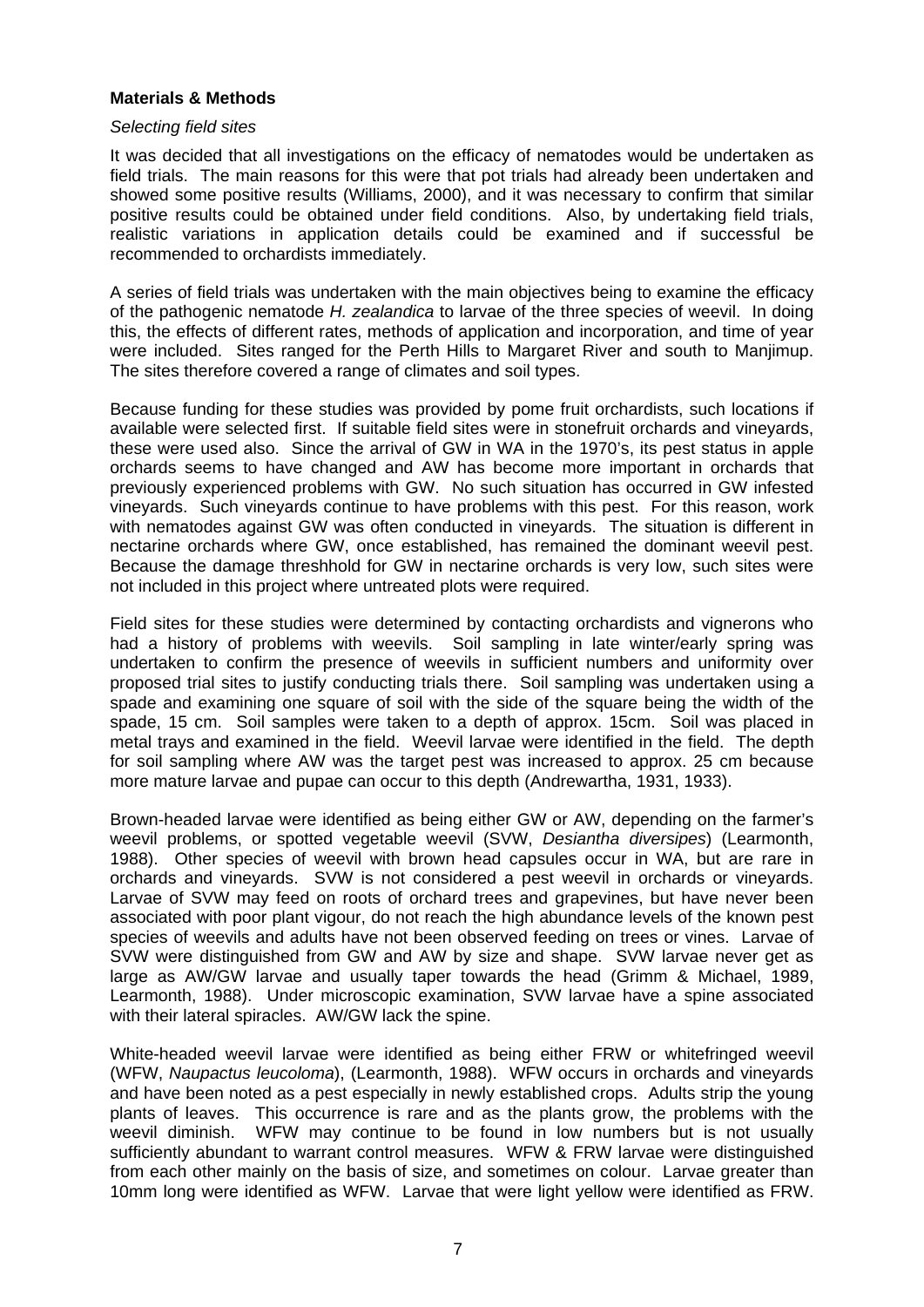**Materials & Methods**

*Selecting field sites*

It was decided that all investigations on the efficacy of nematodes would be undertaken as field trials. The main reasons for this were that pot trials had already been undertaken and showed some positive results (Williams, 2000), and it was necessary to confirm that similar positive results could be obtained under field conditions. Also, by undertaking field trials, realistic variations in application details could be examined and if successful be recommended to orchardists immediately.

A series of field trials was undertaken with the main objectives being to examine the efficacy of the pathogenic nematode *H. zealandica* to larvae of the three species of weevil. In doing this, the effects of different rates, methods of application and incorporation, and time of year were included. Sites ranged for the Perth Hills to Margaret River and south to Manjimup. The sites therefore covered a range of climates and soil types.

Because funding for these studies was provided by pome fruit orchardists, such locations if available were selected first. If suitable field sites were in stonefruit orchards and vineyards, these were used also. Since the arrival of GW in WA in the 1970's, its pest status in apple orchards seems to have changed and AW has become more important in orchards that previously experienced problems with GW. No such situation has occurred in GW infested vineyards. Such vineyards continue to have problems with this pest. For this reason, work with nematodes against GW was often conducted in vineyards. The situation is different in nectarine orchards where GW, once established, has remained the dominant weevil pest. Because the damage threshhold for GW in nectarine orchards is very low, such sites were not included in this project where untreated plots were required.

Field sites for these studies were determined by contacting orchardists and vignerons who had a history of problems with weevils. Soil sampling in late winter/early spring was undertaken to confirm the presence of weevils in sufficient numbers and uniformity over proposed trial sites to justify conducting trials there. Soil sampling was undertaken using a spade and examining one square of soil with the side of the square being the width of the spade, 15 cm. Soil samples were taken to a depth of approx. 15cm. Soil was placed in metal trays and examined in the field. Weevil larvae were identified in the field. The depth for soil sampling where AW was the target pest was increased to approx. 25 cm because more mature larvae and pupae can occur to this depth (Andrewartha, 1931, 1933).

Brown-headed larvae were identified as being either GW or AW, depending on the farmer's weevil problems, or spotted vegetable weevil (SVW, *Desiantha diversipes*) (Learmonth, 1988). Other species of weevil with brown head capsules occur in WA, but are rare in orchards and vineyards. SVW is not considered a pest weevil in orchards or vineyards. Larvae of SVW may feed on roots of orchard trees and grapevines, but have never been associated with poor plant vigour, do not reach the high abundance levels of the known pest species of weevils and adults have not been observed feeding on trees or vines. Larvae of SVW were distinguished from GW and AW by size and shape. SVW larvae never get as large as AW/GW larvae and usually taper towards the head (Grimm & Michael, 1989, Learmonth, 1988). Under microscopic examination, SVW larvae have a spine associated with their lateral spiracles. AW/GW lack the spine.

White-headed weevil larvae were identified as being either FRW or whitefringed weevil (WFW, *Naupactus leucoloma*), (Learmonth, 1988). WFW occurs in orchards and vineyards and have been noted as a pest especially in newly established crops. Adults strip the young plants of leaves. This occurrence is rare and as the plants grow, the problems with the weevil diminish. WFW may continue to be found in low numbers but is not usually sufficiently abundant to warrant control measures. WFW & FRW larvae were distinguished from each other mainly on the basis of size, and sometimes on colour. Larvae greater than 10mm long were identified as WFW. Larvae that were light yellow were identified as FRW.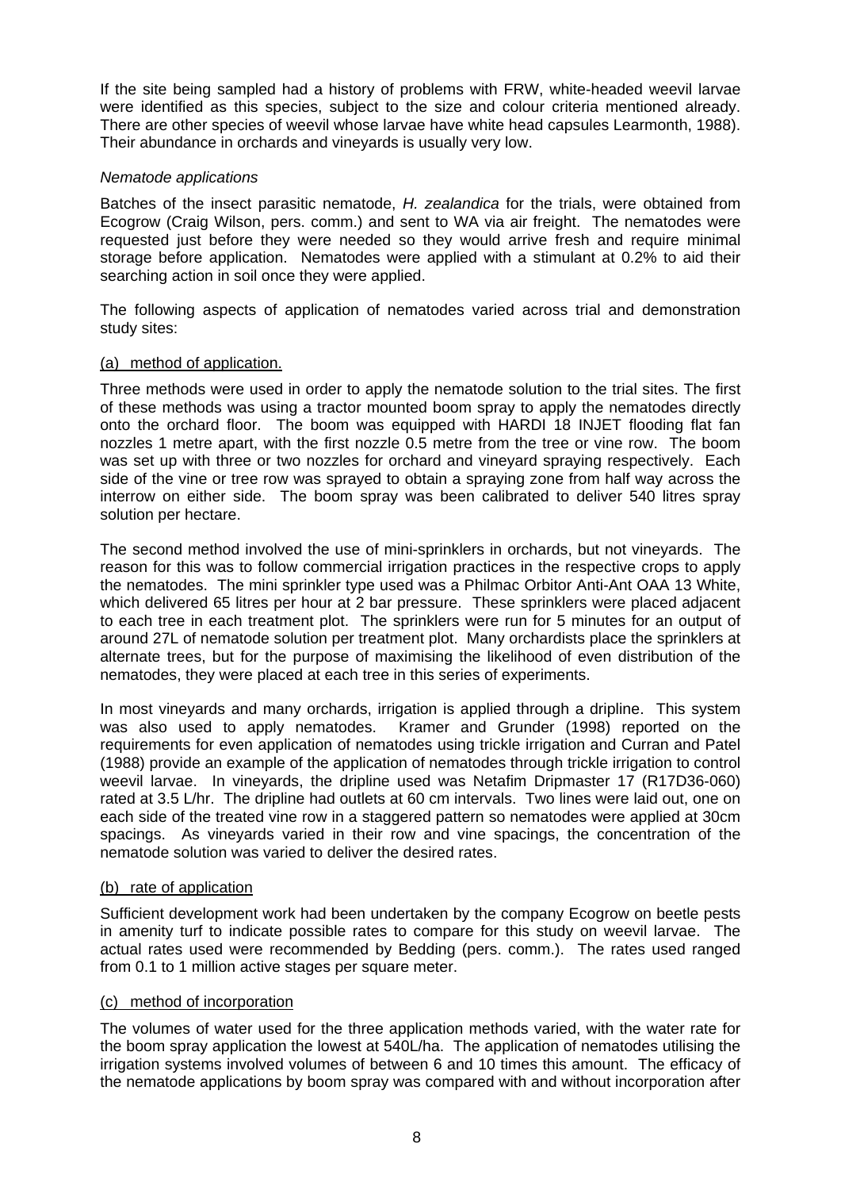If the site being sampled had a history of problems with FRW, white-headed weevil larvae were identified as this species, subject to the size and colour criteria mentioned already. There are other species of weevil whose larvae have white head capsules Learmonth, 1988). Their abundance in orchards and vineyards is usually very low.

*Nematode applications*

Batches of the insect parasitic nematode, *H. zealandica* for the trials, were obtained from Ecogrow (Craig Wilson, pers. comm.) and sent to WA via air freight. The nematodes were requested just before they were needed so they would arrive fresh and require minimal storage before application. Nematodes were applied with a stimulant at 0.2% to aid their searching action in soil once they were applied.

The following aspects of application of nematodes varied across trial and demonstration study sites:

(a) method of application.

Three methods were used in order to apply the nematode solution to the trial sites. The first of these methods was using a tractor mounted boom spray to apply the nematodes directly onto the orchard floor. The boom was equipped with HARDI 18 INJET flooding flat fan nozzles 1 metre apart, with the first nozzle 0.5 metre from the tree or vine row. The boom was set up with three or two nozzles for orchard and vineyard spraying respectively. Each side of the vine or tree row was sprayed to obtain a spraying zone from half way across the interrow on either side. The boom spray was been calibrated to deliver 540 litres spray solution per hectare.

The second method involved the use of mini-sprinklers in orchards, but not vineyards. The reason for this was to follow commercial irrigation practices in the respective crops to apply the nematodes. The mini sprinkler type used was a Philmac Orbitor Anti-Ant OAA 13 White, which delivered 65 litres per hour at 2 bar pressure. These sprinklers were placed adjacent to each tree in each treatment plot. The sprinklers were run for 5 minutes for an output of around 27L of nematode solution per treatment plot. Many orchardists place the sprinklers at alternate trees, but for the purpose of maximising the likelihood of even distribution of the nematodes, they were placed at each tree in this series of experiments.

In most vineyards and many orchards, irrigation is applied through a dripline. This system was also used to apply nematodes. Kramer and Grunder (1998) reported on the requirements for even application of nematodes using trickle irrigation and Curran and Patel (1988) provide an example of the application of nematodes through trickle irrigation to control weevil larvae. In vineyards, the dripline used was Netafim Dripmaster 17 (R17D36-060) rated at 3.5 L/hr. The dripline had outlets at 60 cm intervals. Two lines were laid out, one on each side of the treated vine row in a staggered pattern so nematodes were applied at 30cm spacings. As vineyards varied in their row and vine spacings, the concentration of the nematode solution was varied to deliver the desired rates.

(b) rate of application

Sufficient development work had been undertaken by the company Ecogrow on beetle pests in amenity turf to indicate possible rates to compare for this study on weevil larvae. The actual rates used were recommended by Bedding (pers. comm.). The rates used ranged from 0.1 to 1 million active stages per square meter.

(c) method of incorporation

The volumes of water used for the three application methods varied, with the water rate for the boom spray application the lowest at 540L/ha. The application of nematodes utilising the irrigation systems involved volumes of between 6 and 10 times this amount. The efficacy of the nematode applications by boom spray was compared with and without incorporation after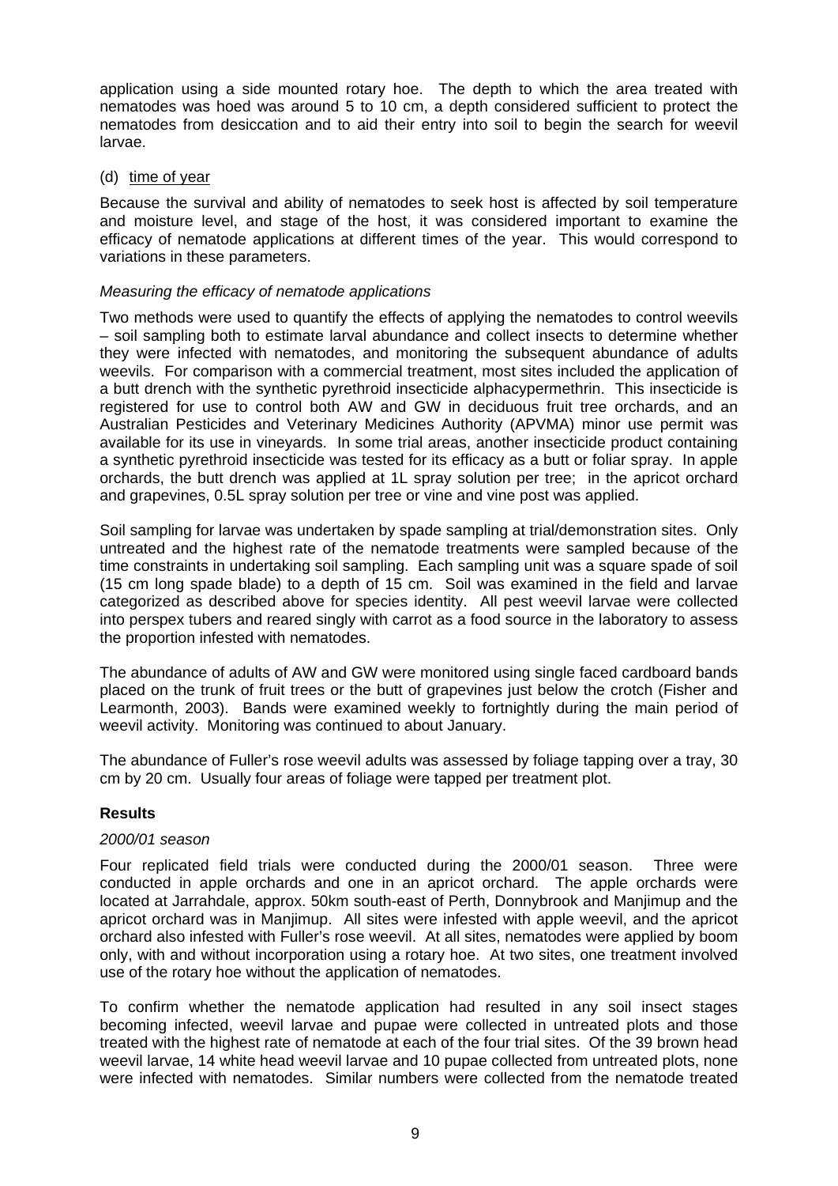application using a side mounted rotary hoe. The depth to which the area treated with nematodes was hoed was around 5 to 10 cm, a depth considered sufficient to protect the nematodes from desiccation and to aid their entry into soil to begin the search for weevil larvae.

(d) time of year

Because the survival and ability of nematodes to seek host is affected by soil temperature and moisture level, and stage of the host, it was considered important to examine the efficacy of nematode applications at different times of the year. This would correspond to variations in these parameters.

*Measuring the efficacy of nematode applications*

Two methods were used to quantify the effects of applying the nematodes to control weevils – soil sampling both to estimate larval abundance and collect insects to determine whether they were infected with nematodes, and monitoring the subsequent abundance of adults weevils. For comparison with a commercial treatment, most sites included the application of a butt drench with the synthetic pyrethroid insecticide alphacypermethrin. This insecticide is registered for use to control both AW and GW in deciduous fruit tree orchards, and an Australian Pesticides and Veterinary Medicines Authority (APVMA) minor use permit was available for its use in vineyards. In some trial areas, another insecticide product containing a synthetic pyrethroid insecticide was tested for its efficacy as a butt or foliar spray. In apple orchards, the butt drench was applied at 1L spray solution per tree; in the apricot orchard and grapevines, 0.5L spray solution per tree or vine and vine post was applied.

Soil sampling for larvae was undertaken by spade sampling at trial/demonstration sites. Only untreated and the highest rate of the nematode treatments were sampled because of the time constraints in undertaking soil sampling. Each sampling unit was a square spade of soil (15 cm long spade blade) to a depth of 15 cm. Soil was examined in the field and larvae categorized as described above for species identity. All pest weevil larvae were collected into perspex tubers and reared singly with carrot as a food source in the laboratory to assess the proportion infested with nematodes.

The abundance of adults of AW and GW were monitored using single faced cardboard bands placed on the trunk of fruit trees or the butt of grapevines just below the crotch (Fisher and Learmonth, 2003). Bands were examined weekly to fortnightly during the main period of weevil activity. Monitoring was continued to about January.

The abundance of Fuller's rose weevil adults was assessed by foliage tapping over a tray, 30 cm by 20 cm. Usually four areas of foliage were tapped per treatment plot.

## Results

*2000/01 season*

Four replicated field trials were conducted during the 2000/01 season. Three were conducted in apple orchards and one in an apricot orchard. The apple orchards were located at Jarrahdale, approx. 50km south-east of Perth, Donnybrook and Manjimup and the apricot orchard was in Manjimup. All sites were infested with apple weevil, and the apricot orchard also infested with Fuller's rose weevil. At all sites, nematodes were applied by boom only, with and without incorporation using a rotary hoe. At two sites, one treatment involved use of the rotary hoe without the application of nematodes.

To confirm whether the nematode application had resulted in any soil insect stages becoming infected, weevil larvae and pupae were collected in untreated plots and those treated with the highest rate of nematode at each of the four trial sites. Of the 39 brown head weevil larvae, 14 white head weevil larvae and 10 pupae collected from untreated plots, none were infected with nematodes. Similar numbers were collected from the nematode treated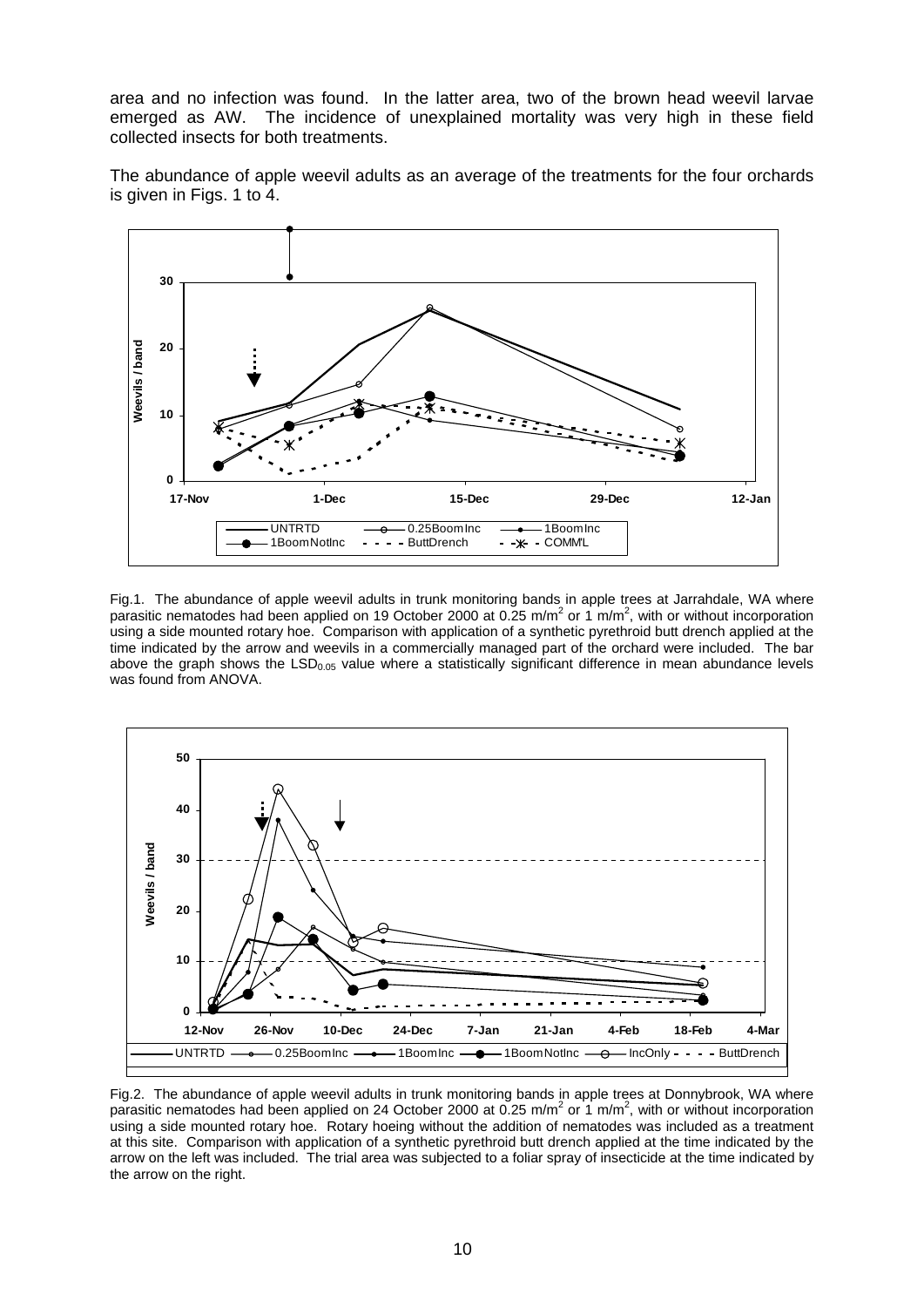area and no infection was found. In the latter area, two of the brown head weevil larvae emerged as AW. The incidence of unexplained mortality was very high in these field collected insects for both treatments.

The abundance of apple weevil adults as an average of the treatments for the four orchards is given in Figs. 1 to 4.

Fig.1. The abundance of apple weevil adults in trunk monitoring bands in apple trees at Jarrahdale, WA where parasitic nematodes had been applied on 19 October 2000 at 0.25 m/m$^2$ or 1 m/m$^2$, with or without incorporation using a side mounted rotary hoe. Comparison with application of a synthetic pyrethroid butt drench applied at the time indicated by the arrow and weevils in a commercially managed part of the orchard were included. The bar above the graph shows the $LSD_{0.05}$ value where a statistically significant difference in mean abundance levels was found from ANOVA.

Fig.2. The abundance of apple weevil adults in trunk monitoring bands in apple trees at Donnybrook, WA where parasitic nematodes had been applied on 24 October 2000 at 0.25 m/m$^2$ or 1 m/m$^2$, with or without incorporation using a side mounted rotary hoe. Rotary hoeing without the addition of nematodes was included as a treatment at this site. Comparison with application of a synthetic pyrethroid butt drench applied at the time indicated by the arrow on the left was included. The trial area was subjected to a foliar spray of insecticide at the time indicated by the arrow on the right.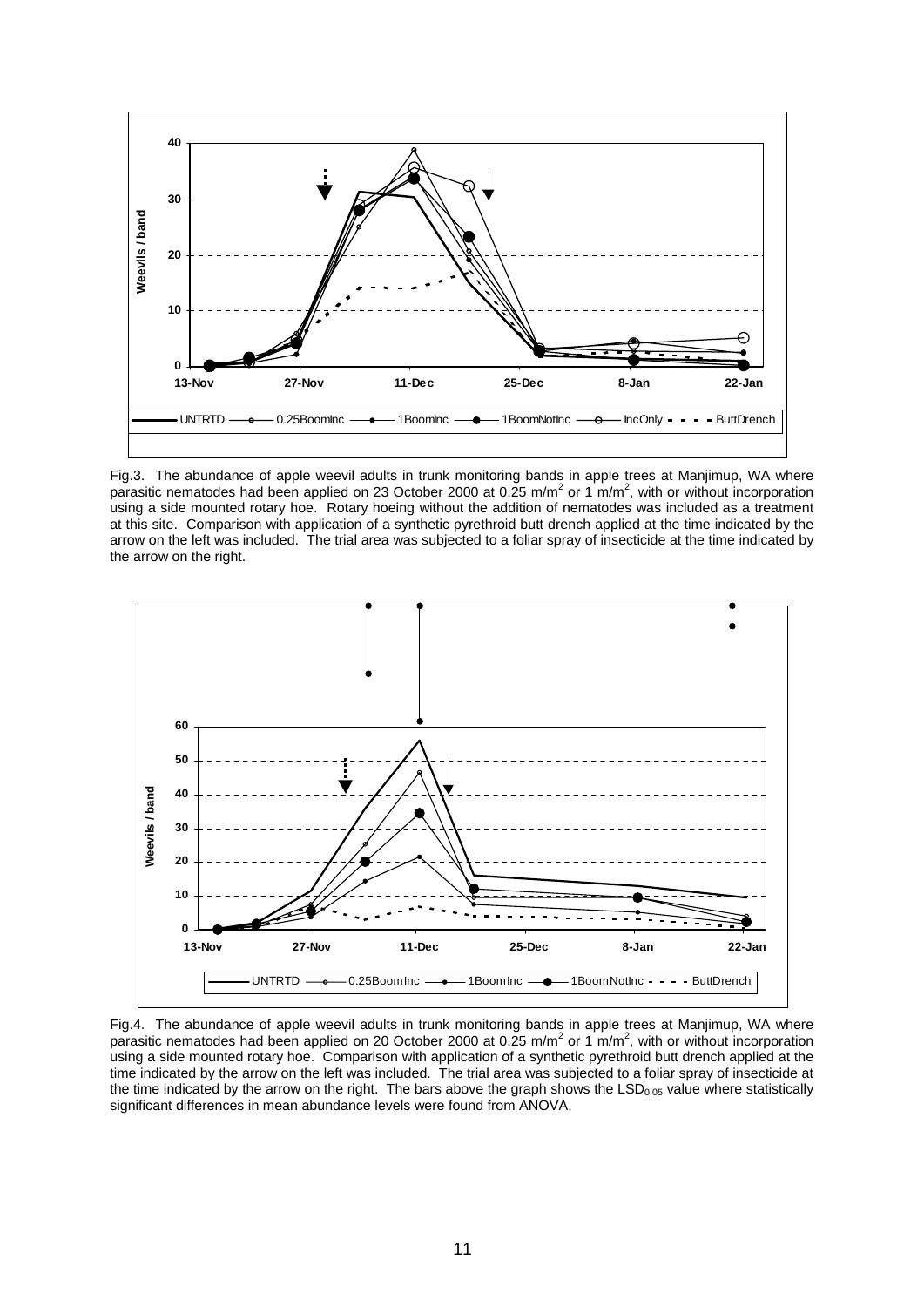Fig.3. The abundance of apple weevil adults in trunk monitoring bands in apple trees at Manjimup, WA where parasitic nematodes had been applied on 23 October 2000 at 0.25 m/m$^2$ or 1 m/m$^2$, with or without incorporation using a side mounted rotary hoe. Rotary hoeing without the addition of nematodes was included as a treatment at this site. Comparison with application of a synthetic pyrethroid butt drench applied at the time indicated by the arrow on the left was included. The trial area was subjected to a foliar spray of insecticide at the time indicated by the arrow on the right.

Fig.4. The abundance of apple weevil adults in trunk monitoring bands in apple trees at Manjimup, WA where parasitic nematodes had been applied on 20 October 2000 at 0.25 m/m$^2$ or 1 m/m$^2$, with or without incorporation using a side mounted rotary hoe. Comparison with application of a synthetic pyrethroid butt drench applied at the time indicated by the arrow on the left was included. The trial area was subjected to a foliar spray of insecticide at the time indicated by the arrow on the right. The bars above the graph shows the $LSD_{0.05}$ value where statistically significant differences in mean abundance levels were found from ANOVA.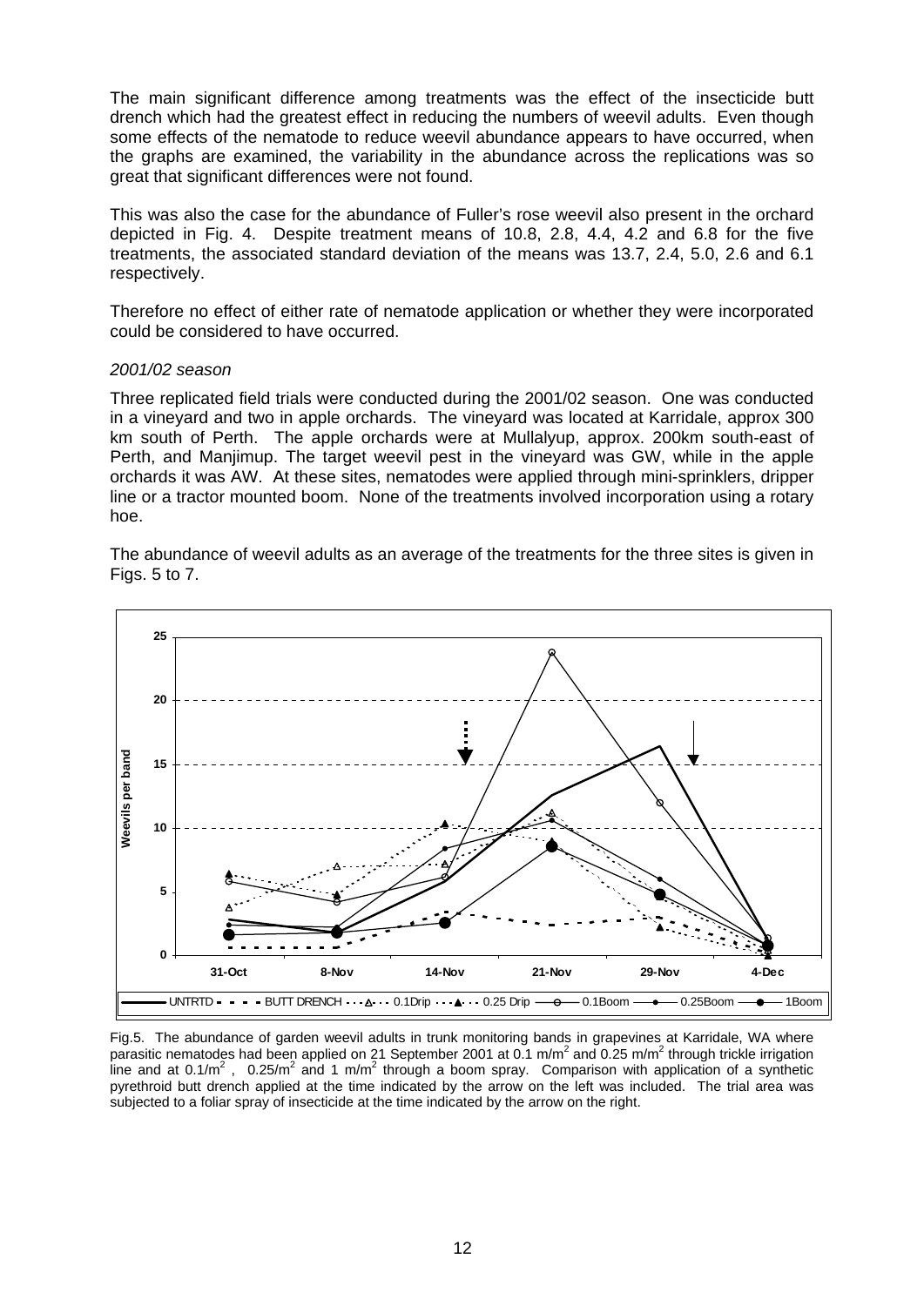The main significant difference among treatments was the effect of the insecticide butt drench which had the greatest effect in reducing the numbers of weevil adults. Even though some effects of the nematode to reduce weevil abundance appears to have occurred, when the graphs are examined, the variability in the abundance across the replications was so great that significant differences were not found.

This was also the case for the abundance of Fuller's rose weevil also present in the orchard depicted in Fig. 4. Despite treatment means of 10.8, 2.8, 4.4, 4.2 and 6.8 for the five treatments, the associated standard deviation of the means was 13.7, 2.4, 5.0, 2.6 and 6.1 respectively.

Therefore no effect of either rate of nematode application or whether they were incorporated could be considered to have occurred.

*2001/02 season*

Three replicated field trials were conducted during the 2001/02 season. One was conducted in a vineyard and two in apple orchards. The vineyard was located at Karridale, approx 300 km south of Perth. The apple orchards were at Mullalyup, approx. 200km south-east of Perth, and Manjimup. The target weevil pest in the vineyard was GW, while in the apple orchards it was AW. At these sites, nematodes were applied through mini-sprinklers, dripper line or a tractor mounted boom. None of the treatments involved incorporation using a rotary hoe.

The abundance of weevil adults as an average of the treatments for the three sites is given in Figs. 5 to 7.

Fig.5. The abundance of garden weevil adults in trunk monitoring bands in grapevines at Karridale, WA where parasitic nematodes had been applied on 21 September 2001 at 0.1 m/m$^2$ and 0.25 m/m$^2$ through trickle irrigation line and at 0.1/m$^2$, 0.25/m$^2$ and 1 m/m$^2$ through a boom spray. Comparison with application of a synthetic pyrethroid butt drench applied at the time indicated by the arrow on the left was included. The trial area was subjected to a foliar spray of insecticide at the time indicated by the arrow on the right.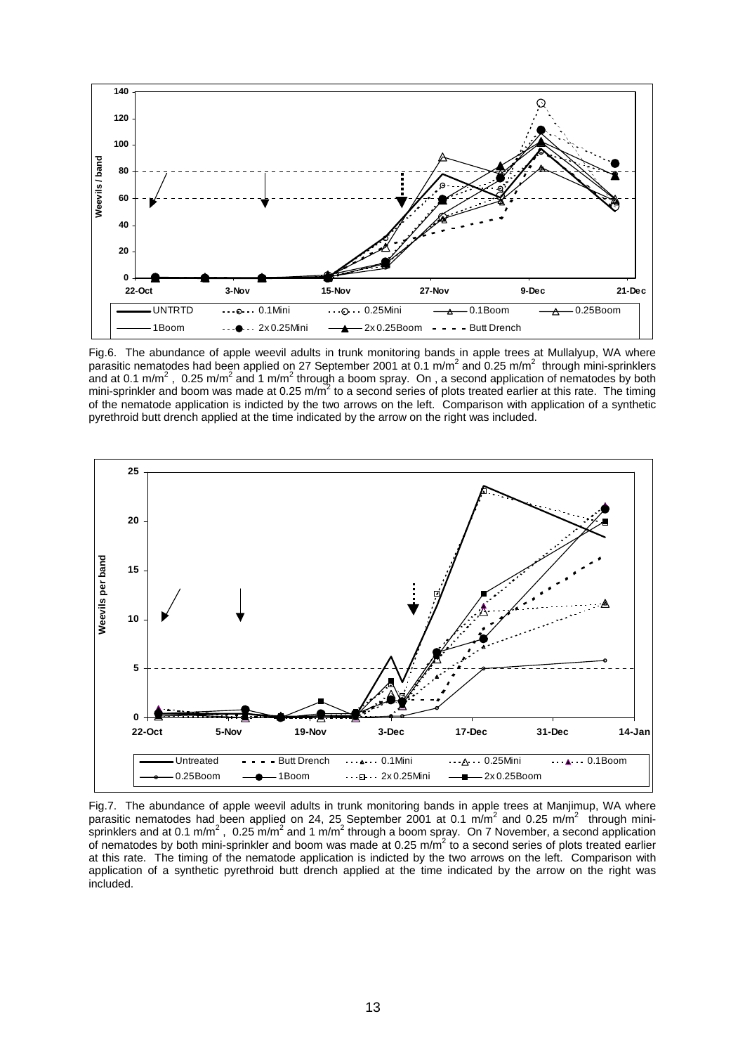Fig.6. The abundance of apple weevil adults in trunk monitoring bands in apple trees at Mullalyup, WA where parasitic nematodes had been applied on 27 September 2001 at 0.1 m/m$^2$ and 0.25 m/m$^2$ through mini-sprinklers and at 0.1 m/m$^2$, 0.25 m/m$^2$ and 1 m/m$^2$ through a boom spray. On , a second application of nematodes by both mini-sprinkler and boom was made at 0.25 m/m$^2$ to a second series of plots treated earlier at this rate. The timing of the nematode application is indicted by the two arrows on the left. Comparison with application of a synthetic pyrethroid butt drench applied at the time indicated by the arrow on the right was included.

Fig.7. The abundance of apple weevil adults in trunk monitoring bands in apple trees at Manjimup, WA where parasitic nematodes had been applied on 24, 25 September 2001 at 0.1 m/m$^2$ and 0.25 m/m$^2$ through mini-sprinklers and at 0.1 m/m$^2$, 0.25 m/m$^2$ and 1 m/m$^2$ through a boom spray. On 7 November, a second application of nematodes by both mini-sprinkler and boom was made at 0.25 m/m$^2$ to a second series of plots treated earlier at this rate. The timing of the nematode application is indicted by the two arrows on the left. Comparison with application of a synthetic pyrethroid butt drench applied at the time indicated by the arrow on the right was included.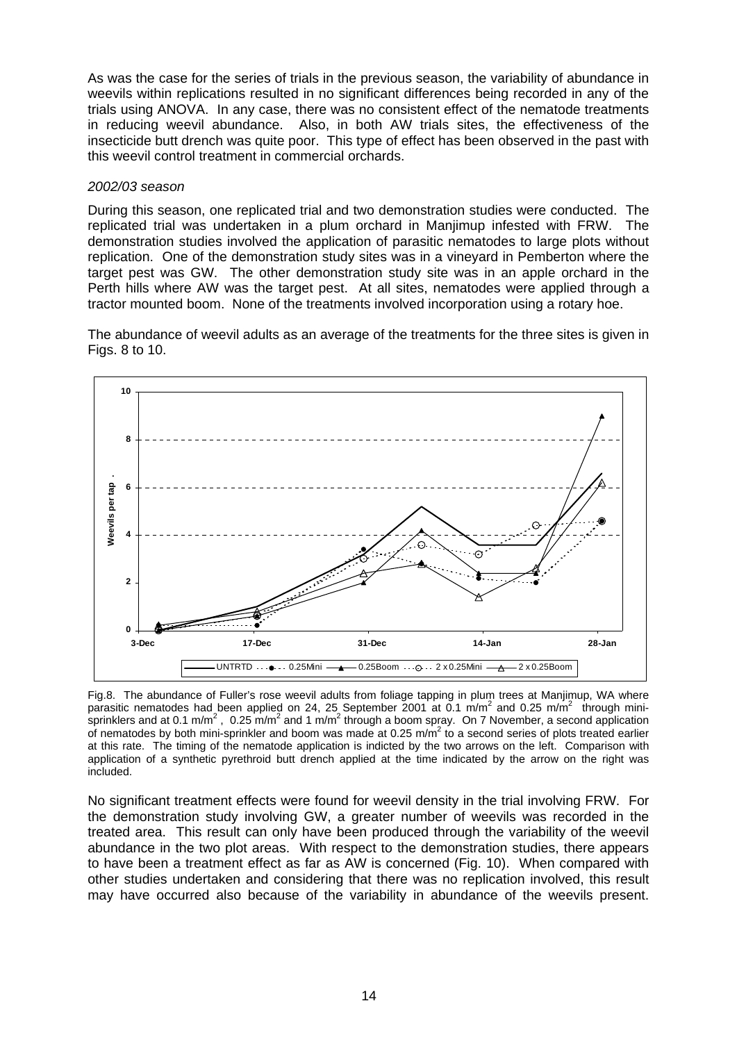As was the case for the series of trials in the previous season, the variability of abundance in weevils within replications resulted in no significant differences being recorded in any of the trials using ANOVA. In any case, there was no consistent effect of the nematode treatments in reducing weevil abundance. Also, in both AW trials sites, the effectiveness of the insecticide butt drench was quite poor. This type of effect has been observed in the past with this weevil control treatment in commercial orchards.

*2002/03 season*

During this season, one replicated trial and two demonstration studies were conducted. The replicated trial was undertaken in a plum orchard in Manjimup infested with FRW. The demonstration studies involved the application of parasitic nematodes to large plots without replication. One of the demonstration study sites was in a vineyard in Pemberton where the target pest was GW. The other demonstration study site was in an apple orchard in the Perth hills where AW was the target pest. At all sites, nematodes were applied through a tractor mounted boom. None of the treatments involved incorporation using a rotary hoe.

The abundance of weevil adults as an average of the treatments for the three sites is given in Figs. 8 to 10.

Fig.8. The abundance of Fuller's rose weevil adults from foliage tapping in plum trees at Manjimup, WA where parasitic nematodes had been applied on 24, 25 September 2001 at 0.1 m/m$^2$ and 0.25 m/m$^2$ through mini-sprinklers and at 0.1 m/m$^2$, 0.25 m/m$^2$ and 1 m/m$^2$ through a boom spray. On 7 November, a second application of nematodes by both mini-sprinkler and boom was made at 0.25 m/m$^2$ to a second series of plots treated earlier at this rate. The timing of the nematode application is indicted by the two arrows on the left. Comparison with application of a synthetic pyrethroid butt drench applied at the time indicated by the arrow on the right was included.

No significant treatment effects were found for weevil density in the trial involving FRW. For the demonstration study involving GW, a greater number of weevils was recorded in the treated area. This result can only have been produced through the variability of the weevil abundance in the two plot areas. With respect to the demonstration studies, there appears to have been a treatment effect as far as AW is concerned (Fig. 10). When compared with other studies undertaken and considering that there was no replication involved, this result may have occurred also because of the variability in abundance of the weevils present.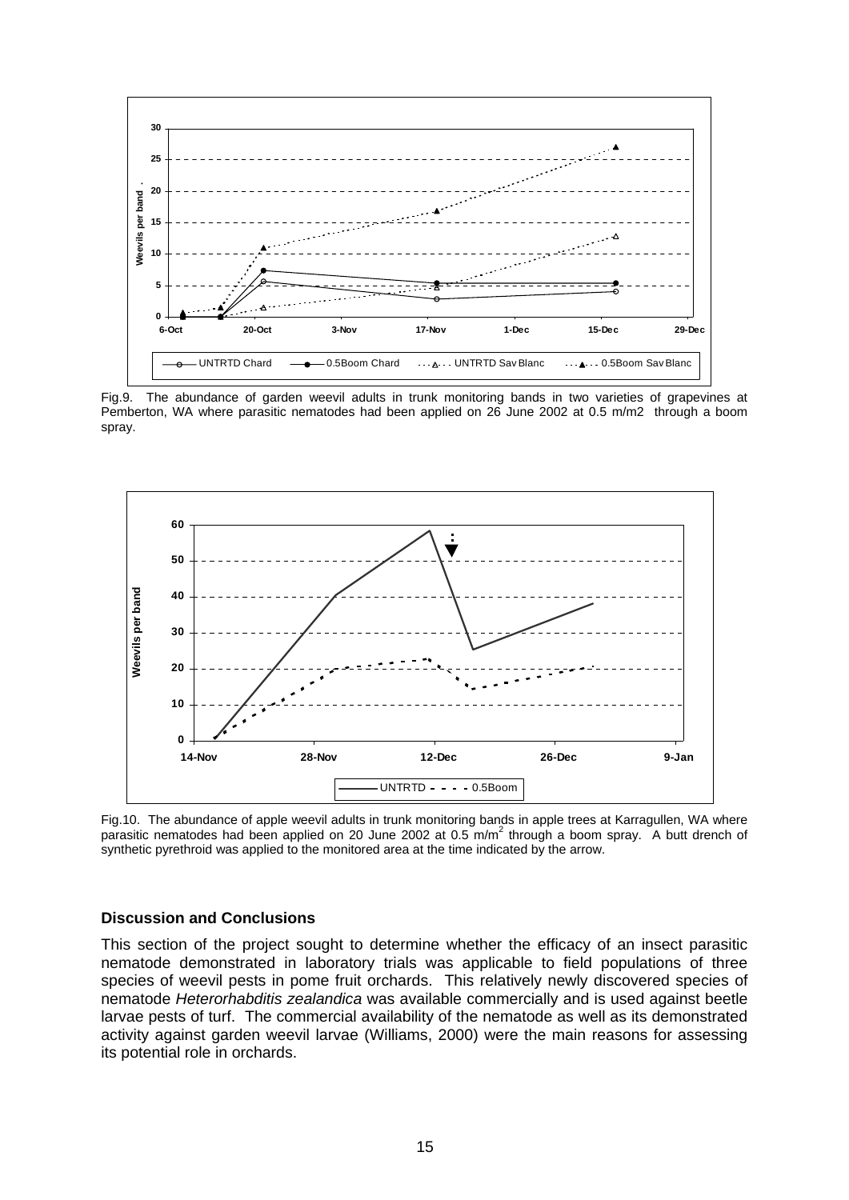Fig.9. The abundance of garden weevil adults in trunk monitoring bands in two varieties of grapevines at Pemberton, WA where parasitic nematodes had been applied on 26 June 2002 at 0.5 m/m2 through a boom spray.

Fig.10. The abundance of apple weevil adults in trunk monitoring bands in apple trees at Karragullen, WA where parasitic nematodes had been applied on 20 June 2002 at 0.5 m/m$^2$ through a boom spray. A butt drench of synthetic pyrethroid was applied to the monitored area at the time indicated by the arrow.

### Discussion and Conclusions

This section of the project sought to determine whether the efficacy of an insect parasitic nematode demonstrated in laboratory trials was applicable to field populations of three species of weevil pests in pome fruit orchards. This relatively newly discovered species of nematode *Heterorhabditis zealandica* was available commercially and is used against beetle larvae pests of turf. The commercial availability of the nematode as well as its demonstrated activity against garden weevil larvae (Williams, 2000) were the main reasons for assessing its potential role in orchards.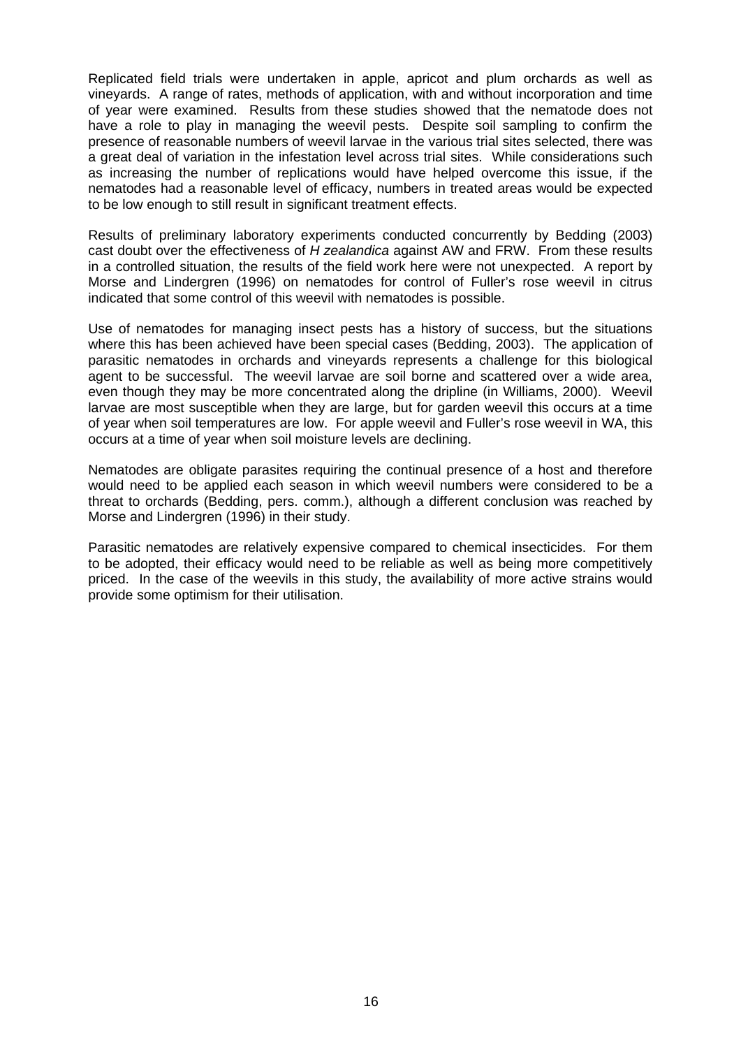Replicated field trials were undertaken in apple, apricot and plum orchards as well as vineyards. A range of rates, methods of application, with and without incorporation and time of year were examined. Results from these studies showed that the nematode does not have a role to play in managing the weevil pests. Despite soil sampling to confirm the presence of reasonable numbers of weevil larvae in the various trial sites selected, there was a great deal of variation in the infestation level across trial sites. While considerations such as increasing the number of replications would have helped overcome this issue, if the nematodes had a reasonable level of efficacy, numbers in treated areas would be expected to be low enough to still result in significant treatment effects.

Results of preliminary laboratory experiments conducted concurrently by Bedding (2003) cast doubt over the effectiveness of *H zealandica* against AW and FRW. From these results in a controlled situation, the results of the field work here were not unexpected. A report by Morse and Lindergren (1996) on nematodes for control of Fuller's rose weevil in citrus indicated that some control of this weevil with nematodes is possible.

Use of nematodes for managing insect pests has a history of success, but the situations where this has been achieved have been special cases (Bedding, 2003). The application of parasitic nematodes in orchards and vineyards represents a challenge for this biological agent to be successful. The weevil larvae are soil borne and scattered over a wide area, even though they may be more concentrated along the dripline (in Williams, 2000). Weevil larvae are most susceptible when they are large, but for garden weevil this occurs at a time of year when soil temperatures are low. For apple weevil and Fuller's rose weevil in WA, this occurs at a time of year when soil moisture levels are declining.

Nematodes are obligate parasites requiring the continual presence of a host and therefore would need to be applied each season in which weevil numbers were considered to be a threat to orchards (Bedding, pers. comm.), although a different conclusion was reached by Morse and Lindergren (1996) in their study.

Parasitic nematodes are relatively expensive compared to chemical insecticides. For them to be adopted, their efficacy would need to be reliable as well as being more competitively priced. In the case of the weevils in this study, the availability of more active strains would provide some optimism for their utilisation.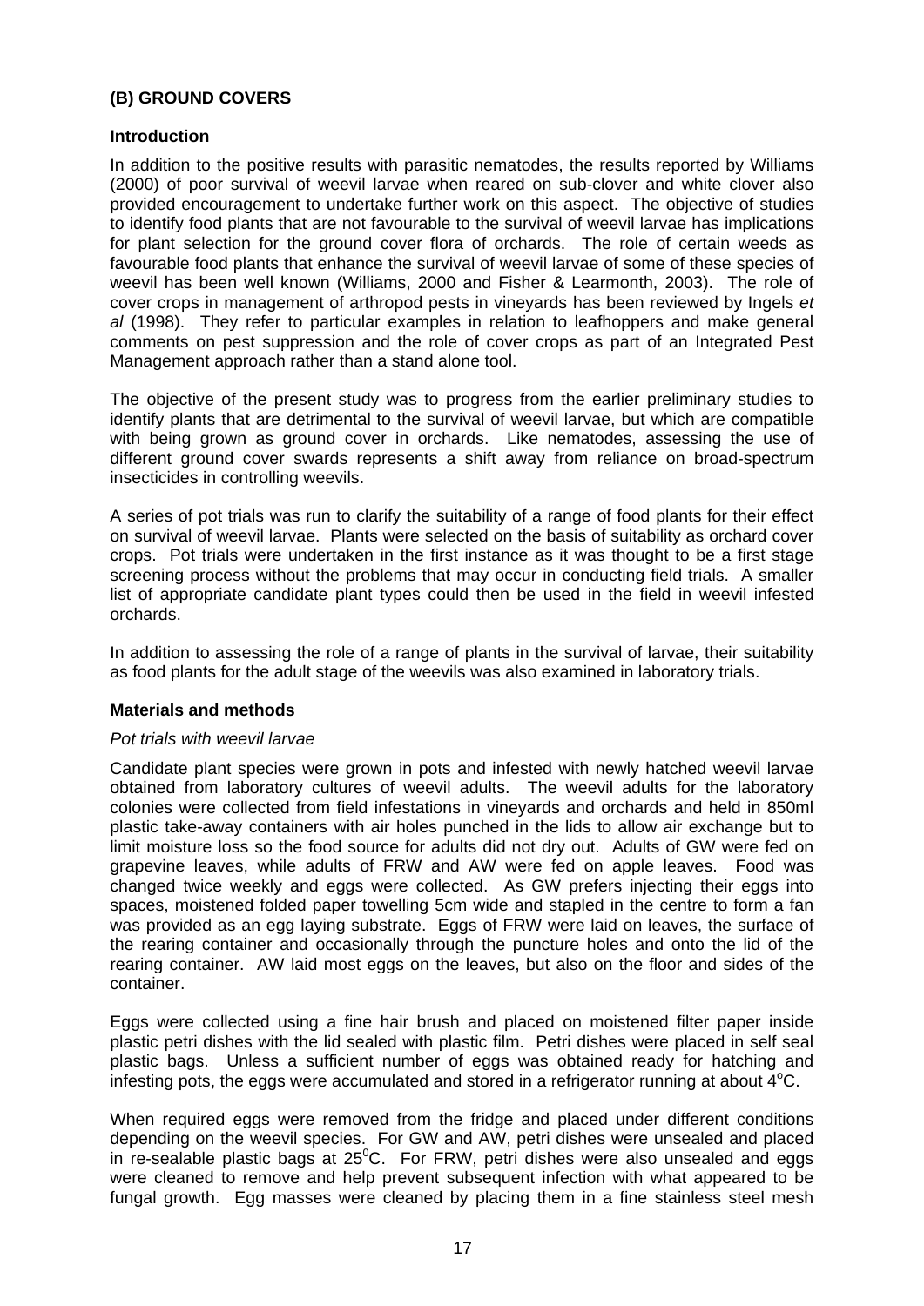### (B) GROUND COVERS

#### Introduction

In addition to the positive results with parasitic nematodes, the results reported by Williams (2000) of poor survival of weevil larvae when reared on sub-clover and white clover also provided encouragement to undertake further work on this aspect. The objective of studies to identify food plants that are not favourable to the survival of weevil larvae has implications for plant selection for the ground cover flora of orchards. The role of certain weeds as favourable food plants that enhance the survival of weevil larvae of some of these species of weevil has been well known (Williams, 2000 and Fisher & Learmonth, 2003). The role of cover crops in management of arthropod pests in vineyards has been reviewed by Ingels *et al* (1998). They refer to particular examples in relation to leafhoppers and make general comments on pest suppression and the role of cover crops as part of an Integrated Pest Management approach rather than a stand alone tool.

The objective of the present study was to progress from the earlier preliminary studies to identify plants that are detrimental to the survival of weevil larvae, but which are compatible with being grown as ground cover in orchards. Like nematodes, assessing the use of different ground cover swards represents a shift away from reliance on broad-spectrum insecticides in controlling weevils.

A series of pot trials was run to clarify the suitability of a range of food plants for their effect on survival of weevil larvae. Plants were selected on the basis of suitability as orchard cover crops. Pot trials were undertaken in the first instance as it was thought to be a first stage screening process without the problems that may occur in conducting field trials. A smaller list of appropriate candidate plant types could then be used in the field in weevil infested orchards.

In addition to assessing the role of a range of plants in the survival of larvae, their suitability as food plants for the adult stage of the weevils was also examined in laboratory trials.

#### Materials and methods

*Pot trials with weevil larvae*

Candidate plant species were grown in pots and infested with newly hatched weevil larvae obtained from laboratory cultures of weevil adults. The weevil adults for the laboratory colonies were collected from field infestations in vineyards and orchards and held in 850ml plastic take-away containers with air holes punched in the lids to allow air exchange but to limit moisture loss so the food source for adults did not dry out. Adults of GW were fed on grapevine leaves, while adults of FRW and AW were fed on apple leaves. Food was changed twice weekly and eggs were collected. As GW prefers injecting their eggs into spaces, moistened folded paper towelling 5cm wide and stapled in the centre to form a fan was provided as an egg laying substrate. Eggs of FRW were laid on leaves, the surface of the rearing container and occasionally through the puncture holes and onto the lid of the rearing container. AW laid most eggs on the leaves, but also on the floor and sides of the container.

Eggs were collected using a fine hair brush and placed on moistened filter paper inside plastic petri dishes with the lid sealed with plastic film. Petri dishes were placed in self seal plastic bags. Unless a sufficient number of eggs was obtained ready for hatching and infesting pots, the eggs were accumulated and stored in a refrigerator running at about 4$^{o}$C.

When required eggs were removed from the fridge and placed under different conditions depending on the weevil species. For GW and AW, petri dishes were unsealed and placed in re-sealable plastic bags at 25$^{0}$C. For FRW, petri dishes were also unsealed and eggs were cleaned to remove and help prevent subsequent infection with what appeared to be fungal growth. Egg masses were cleaned by placing them in a fine stainless steel mesh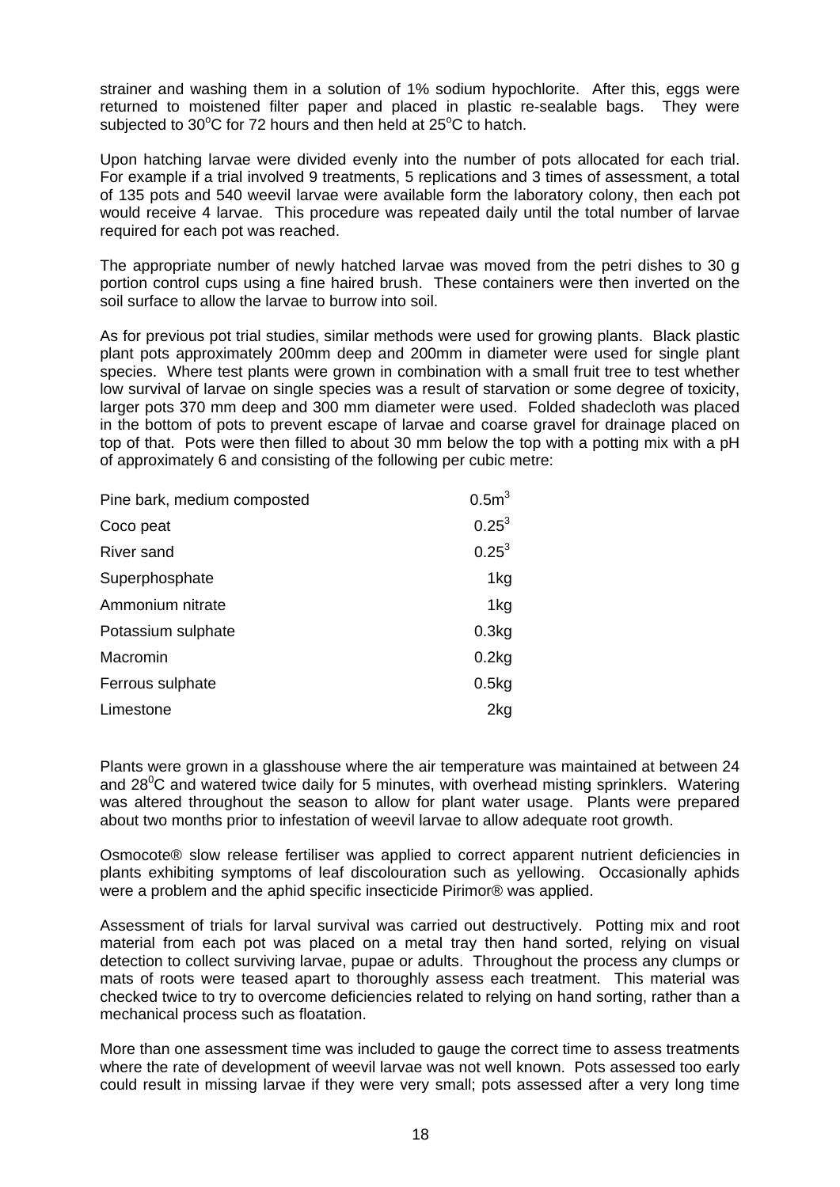strainer and washing them in a solution of 1% sodium hypochlorite. After this, eggs were returned to moistened filter paper and placed in plastic re-sealable bags. They were subjected to 30°C for 72 hours and then held at 25°C to hatch.

Upon hatching larvae were divided evenly into the number of pots allocated for each trial. For example if a trial involved 9 treatments, 5 replications and 3 times of assessment, a total of 135 pots and 540 weevil larvae were available form the laboratory colony, then each pot would receive 4 larvae. This procedure was repeated daily until the total number of larvae required for each pot was reached.

The appropriate number of newly hatched larvae was moved from the petri dishes to 30 g portion control cups using a fine haired brush. These containers were then inverted on the soil surface to allow the larvae to burrow into soil.

As for previous pot trial studies, similar methods were used for growing plants. Black plastic plant pots approximately 200mm deep and 200mm in diameter were used for single plant species. Where test plants were grown in combination with a small fruit tree to test whether low survival of larvae on single species was a result of starvation or some degree of toxicity, larger pots 370 mm deep and 300 mm diameter were used. Folded shadecloth was placed in the bottom of pots to prevent escape of larvae and coarse gravel for drainage placed on top of that. Pots were then filled to about 30 mm below the top with a potting mix with a pH of approximately 6 and consisting of the following per cubic metre:

| | |
|---|---|
| Pine bark, medium composted | $0.5m^3$ |
| Coco peat | $0.25^3$ |
| River sand | $0.25^3$ |
| Superphosphate | 1kg |
| Ammonium nitrate | 1kg |
| Potassium sulphate | 0.3kg |
| Macromin | 0.2kg |
| Ferrous sulphate | 0.5kg |
| Limestone | 2kg |

Plants were grown in a glasshouse where the air temperature was maintained at between 24 and 28°C and watered twice daily for 5 minutes, with overhead misting sprinklers. Watering was altered throughout the season to allow for plant water usage. Plants were prepared about two months prior to infestation of weevil larvae to allow adequate root growth.

Osmocote® slow release fertiliser was applied to correct apparent nutrient deficiencies in plants exhibiting symptoms of leaf discolouration such as yellowing. Occasionally aphids were a problem and the aphid specific insecticide Pirimor® was applied.

Assessment of trials for larval survival was carried out destructively. Potting mix and root material from each pot was placed on a metal tray then hand sorted, relying on visual detection to collect surviving larvae, pupae or adults. Throughout the process any clumps or mats of roots were teased apart to thoroughly assess each treatment. This material was checked twice to try to overcome deficiencies related to relying on hand sorting, rather than a mechanical process such as floatation.

More than one assessment time was included to gauge the correct time to assess treatments where the rate of development of weevil larvae was not well known. Pots assessed too early could result in missing larvae if they were very small; pots assessed after a very long time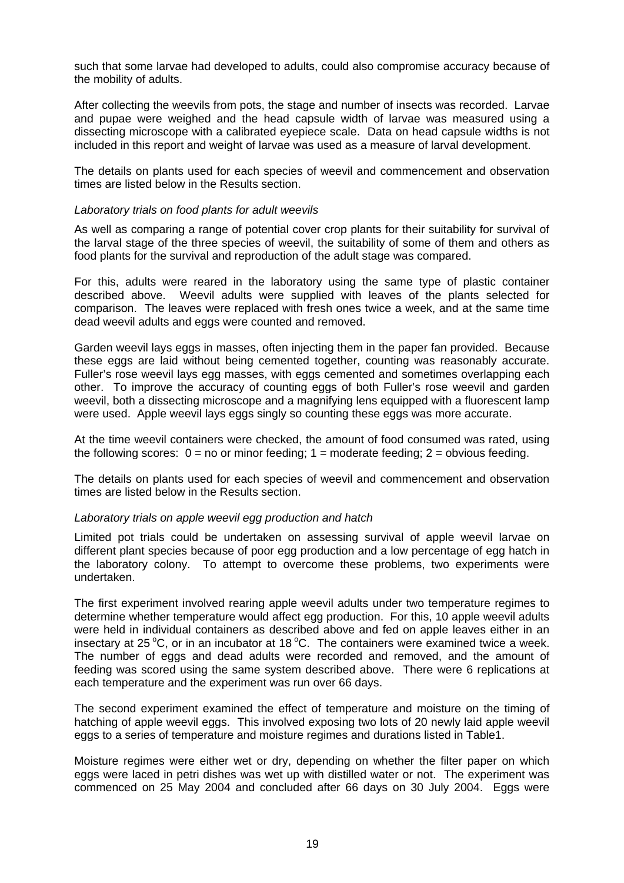such that some larvae had developed to adults, could also compromise accuracy because of the mobility of adults.

After collecting the weevils from pots, the stage and number of insects was recorded. Larvae and pupae were weighed and the head capsule width of larvae was measured using a dissecting microscope with a calibrated eyepiece scale. Data on head capsule widths is not included in this report and weight of larvae was used as a measure of larval development.

The details on plants used for each species of weevil and commencement and observation times are listed below in the Results section.

*Laboratory trials on food plants for adult weevils*

As well as comparing a range of potential cover crop plants for their suitability for survival of the larval stage of the three species of weevil, the suitability of some of them and others as food plants for the survival and reproduction of the adult stage was compared.

For this, adults were reared in the laboratory using the same type of plastic container described above. Weevil adults were supplied with leaves of the plants selected for comparison. The leaves were replaced with fresh ones twice a week, and at the same time dead weevil adults and eggs were counted and removed.

Garden weevil lays eggs in masses, often injecting them in the paper fan provided. Because these eggs are laid without being cemented together, counting was reasonably accurate. Fuller's rose weevil lays egg masses, with eggs cemented and sometimes overlapping each other. To improve the accuracy of counting eggs of both Fuller's rose weevil and garden weevil, both a dissecting microscope and a magnifying lens equipped with a fluorescent lamp were used. Apple weevil lays eggs singly so counting these eggs was more accurate.

At the time weevil containers were checked, the amount of food consumed was rated, using the following scores: 0 = no or minor feeding; 1 = moderate feeding; 2 = obvious feeding.

The details on plants used for each species of weevil and commencement and observation times are listed below in the Results section.

*Laboratory trials on apple weevil egg production and hatch*

Limited pot trials could be undertaken on assessing survival of apple weevil larvae on different plant species because of poor egg production and a low percentage of egg hatch in the laboratory colony. To attempt to overcome these problems, two experiments were undertaken.

The first experiment involved rearing apple weevil adults under two temperature regimes to determine whether temperature would affect egg production. For this, 10 apple weevil adults were held in individual containers as described above and fed on apple leaves either in an insectary at 25 °C, or in an incubator at 18 °C. The containers were examined twice a week. The number of eggs and dead adults were recorded and removed, and the amount of feeding was scored using the same system described above. There were 6 replications at each temperature and the experiment was run over 66 days.

The second experiment examined the effect of temperature and moisture on the timing of hatching of apple weevil eggs. This involved exposing two lots of 20 newly laid apple weevil eggs to a series of temperature and moisture regimes and durations listed in Table1.

Moisture regimes were either wet or dry, depending on whether the filter paper on which eggs were laced in petri dishes was wet up with distilled water or not. The experiment was commenced on 25 May 2004 and concluded after 66 days on 30 July 2004. Eggs were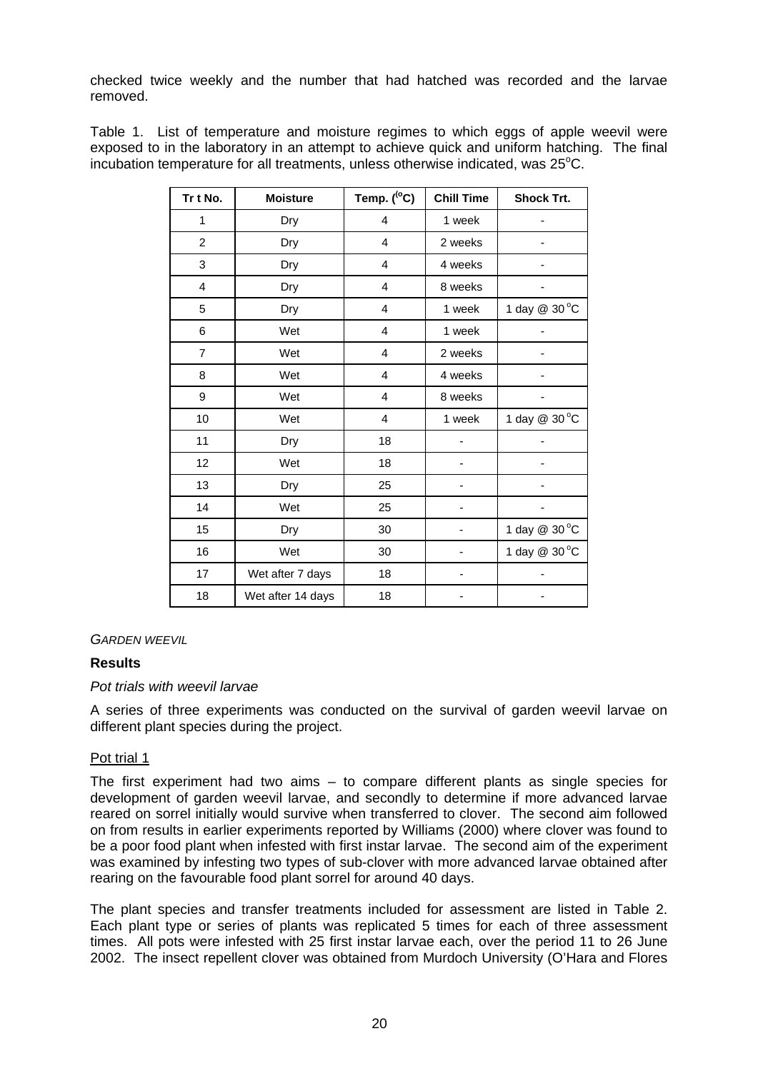checked twice weekly and the number that had hatched was recorded and the larvae removed.

Table 1. List of temperature and moisture regimes to which eggs of apple weevil were exposed to in the laboratory in an attempt to achieve quick and uniform hatching. The final incubation temperature for all treatments, unless otherwise indicated, was 25°C.

| Tr t No. | Moisture | Temp. (°C) | Chill Time | Shock Trt. |
|---|---|---|---|---|
| 1 | Dry | 4 | 1 week | - |
| 2 | Dry | 4 | 2 weeks | - |
| 3 | Dry | 4 | 4 weeks | - |
| 4 | Dry | 4 | 8 weeks | - |
| 5 | Dry | 4 | 1 week | 1 day @ 30 °C |
| 6 | Wet | 4 | 1 week | - |
| 7 | Wet | 4 | 2 weeks | - |
| 8 | Wet | 4 | 4 weeks | - |
| 9 | Wet | 4 | 8 weeks | - |
| 10 | Wet | 4 | 1 week | 1 day @ 30 °C |
| 11 | Dry | 18 | - | - |
| 12 | Wet | 18 | - | - |
| 13 | Dry | 25 | - | - |
| 14 | Wet | 25 | - | - |
| 15 | Dry | 30 | - | 1 day @ 30 °C |
| 16 | Wet | 30 | - | 1 day @ 30 °C |
| 17 | Wet after 7 days | 18 | - | - |
| 18 | Wet after 14 days | 18 | - | - |

*GARDEN WEEVIL*

**Results**

*Pot trials with weevil larvae*

A series of three experiments was conducted on the survival of garden weevil larvae on different plant species during the project.

Pot trial 1

The first experiment had two aims – to compare different plants as single species for development of garden weevil larvae, and secondly to determine if more advanced larvae reared on sorrel initially would survive when transferred to clover. The second aim followed on from results in earlier experiments reported by Williams (2000) where clover was found to be a poor food plant when infested with first instar larvae. The second aim of the experiment was examined by infesting two types of sub-clover with more advanced larvae obtained after rearing on the favourable food plant sorrel for around 40 days.

The plant species and transfer treatments included for assessment are listed in Table 2. Each plant type or series of plants was replicated 5 times for each of three assessment times. All pots were infested with 25 first instar larvae each, over the period 11 to 26 June 2002. The insect repellent clover was obtained from Murdoch University (O'Hara and Flores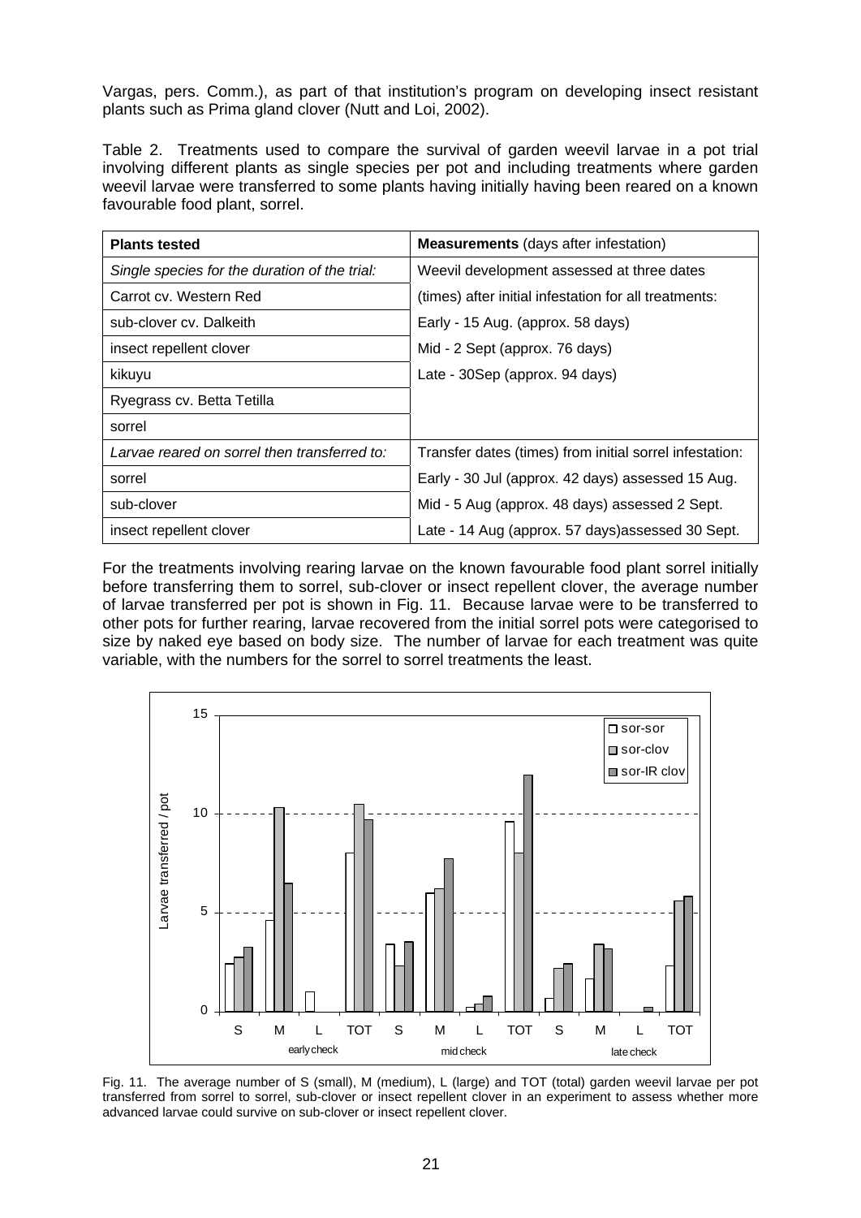Vargas, pers. Comm.), as part of that institution's program on developing insect resistant plants such as Prima gland clover (Nutt and Loi, 2002).

Table 2. Treatments used to compare the survival of garden weevil larvae in a pot trial involving different plants as single species per pot and including treatments where garden weevil larvae were transferred to some plants having initially having been reared on a known favourable food plant, sorrel.

| **Plants tested** | **Measurements** (days after infestation) |
|---|---|
| *Single species for the duration of the trial:* | Weevil development assessed at three dates |
| Carrot cv. Western Red | (times) after initial infestation for all treatments: |
| sub-clover cv. Dalkeith | Early - 15 Aug. (approx. 58 days) |
| insect repellent clover | Mid - 2 Sept (approx. 76 days) |
| kikuyu | Late - 30Sep (approx. 94 days) |
| Ryegrass cv. Betta Tetilla | |
| sorrel | |
| *Larvae reared on sorrel then transferred to:* | Transfer dates (times) from initial sorrel infestation: |
| sorrel | Early - 30 Jul (approx. 42 days) assessed 15 Aug. |
| sub-clover | Mid - 5 Aug (approx. 48 days) assessed 2 Sept. |
| insect repellent clover | Late - 14 Aug (approx. 57 days)assessed 30 Sept. |

For the treatments involving rearing larvae on the known favourable food plant sorrel initially before transferring them to sorrel, sub-clover or insect repellent clover, the average number of larvae transferred per pot is shown in Fig. 11. Because larvae were to be transferred to other pots for further rearing, larvae recovered from the initial sorrel pots were categorised to size by naked eye based on body size. The number of larvae for each treatment was quite variable, with the numbers for the sorrel to sorrel treatments the least.

Fig. 11. The average number of S (small), M (medium), L (large) and TOT (total) garden weevil larvae per pot transferred from sorrel to sorrel, sub-clover or insect repellent clover in an experiment to assess whether more advanced larvae could survive on sub-clover or insect repellent clover.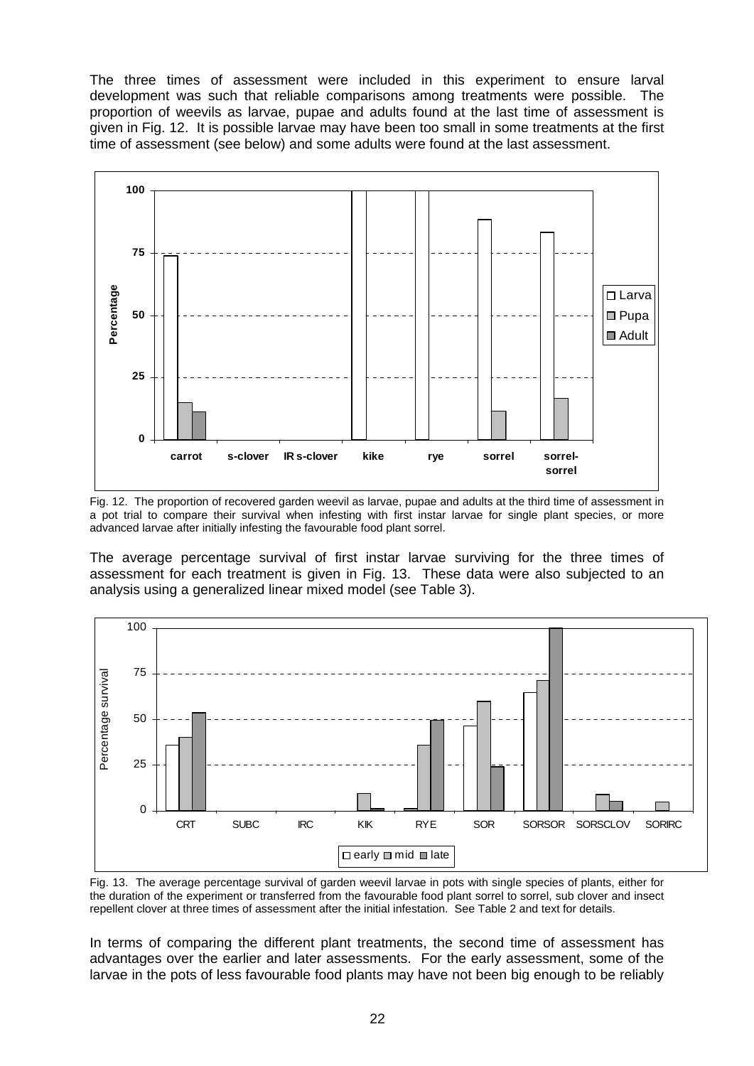The three times of assessment were included in this experiment to ensure larval development was such that reliable comparisons among treatments were possible. The proportion of weevils as larvae, pupae and adults found at the last time of assessment is given in Fig. 12. It is possible larvae may have been too small in some treatments at the first time of assessment (see below) and some adults were found at the last assessment.

Fig. 12. The proportion of recovered garden weevil as larvae, pupae and adults at the third time of assessment in a pot trial to compare their survival when infesting with first instar larvae for single plant species, or more advanced larvae after initially infesting the favourable food plant sorrel.

The average percentage survival of first instar larvae surviving for the three times of assessment for each treatment is given in Fig. 13. These data were also subjected to an analysis using a generalized linear mixed model (see Table 3).

Fig. 13. The average percentage survival of garden weevil larvae in pots with single species of plants, either for the duration of the experiment or transferred from the favourable food plant sorrel to sorrel, sub clover and insect repellent clover at three times of assessment after the initial infestation. See Table 2 and text for details.

In terms of comparing the different plant treatments, the second time of assessment has advantages over the earlier and later assessments. For the early assessment, some of the larvae in the pots of less favourable food plants may have not been big enough to be reliably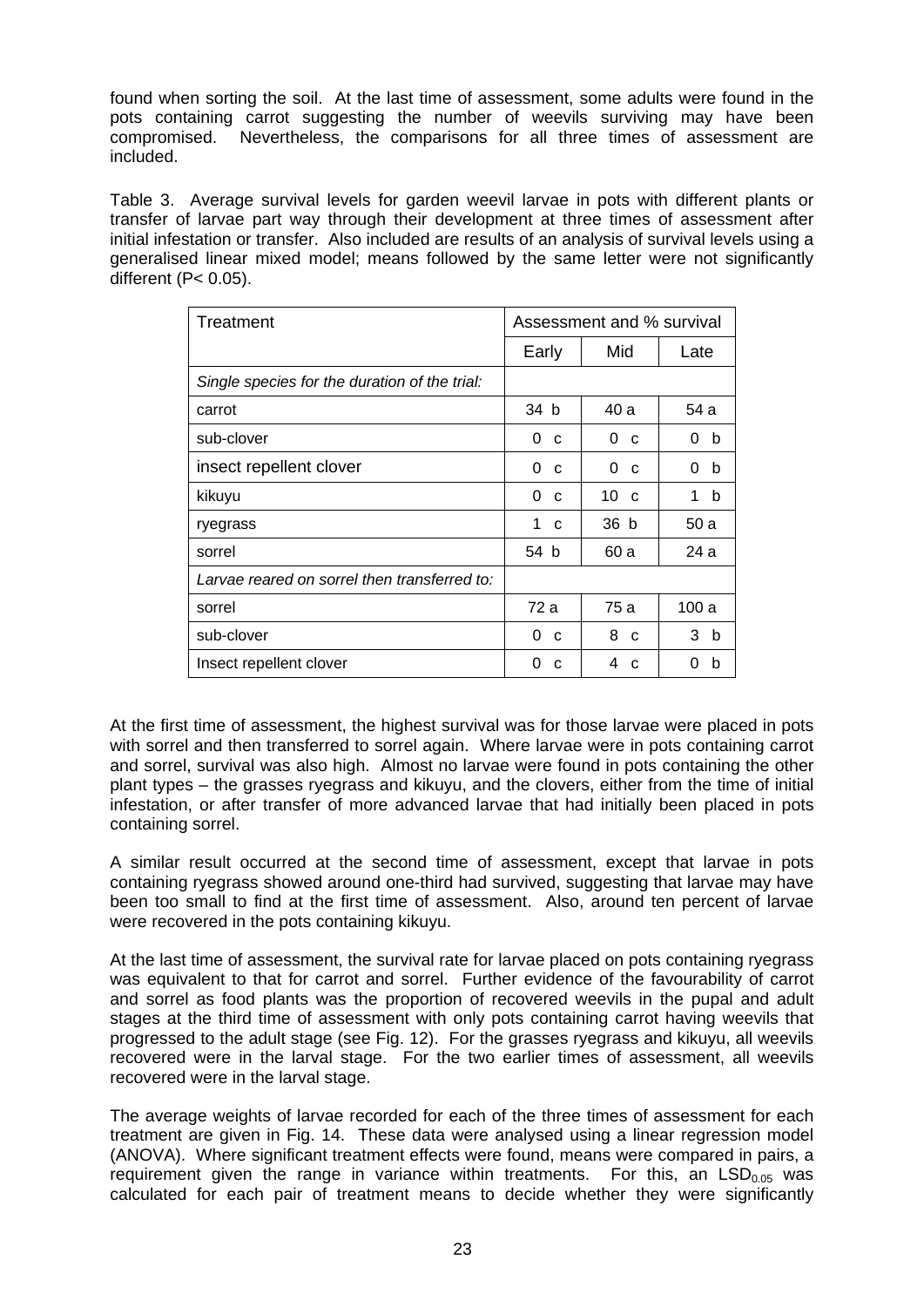found when sorting the soil. At the last time of assessment, some adults were found in the pots containing carrot suggesting the number of weevils surviving may have been compromised. Nevertheless, the comparisons for all three times of assessment are included.

Table 3. Average survival levels for garden weevil larvae in pots with different plants or transfer of larvae part way through their development at three times of assessment after initial infestation or transfer. Also included are results of an analysis of survival levels using a generalised linear mixed model; means followed by the same letter were not significantly different (P< 0.05).

| Treatment | Assessment and % survival | | |
|---|---|---|---|
| | Early | Mid | Late |
| *Single species for the duration of the trial:* | | | |
| carrot | 34 b | 40 a | 54 a |
| sub-clover | 0 c | 0 c | 0 b |
| insect repellent clover | 0 c | 0 c | 0 b |
| kikuyu | 0 c | 10 c | 1 b |
| ryegrass | 1 c | 36 b | 50 a |
| sorrel | 54 b | 60 a | 24 a |
| *Larvae reared on sorrel then transferred to:* | | | |
| sorrel | 72 a | 75 a | 100 a |
| sub-clover | 0 c | 8 c | 3 b |
| Insect repellent clover | 0 c | 4 c | 0 b |

At the first time of assessment, the highest survival was for those larvae were placed in pots with sorrel and then transferred to sorrel again. Where larvae were in pots containing carrot and sorrel, survival was also high. Almost no larvae were found in pots containing the other plant types – the grasses ryegrass and kikuyu, and the clovers, either from the time of initial infestation, or after transfer of more advanced larvae that had initially been placed in pots containing sorrel.

A similar result occurred at the second time of assessment, except that larvae in pots containing ryegrass showed around one-third had survived, suggesting that larvae may have been too small to find at the first time of assessment. Also, around ten percent of larvae were recovered in the pots containing kikuyu.

At the last time of assessment, the survival rate for larvae placed on pots containing ryegrass was equivalent to that for carrot and sorrel. Further evidence of the favourability of carrot and sorrel as food plants was the proportion of recovered weevils in the pupal and adult stages at the third time of assessment with only pots containing carrot having weevils that progressed to the adult stage (see Fig. 12). For the grasses ryegrass and kikuyu, all weevils recovered were in the larval stage. For the two earlier times of assessment, all weevils recovered were in the larval stage.

The average weights of larvae recorded for each of the three times of assessment for each treatment are given in Fig. 14. These data were analysed using a linear regression model (ANOVA). Where significant treatment effects were found, means were compared in pairs, a requirement given the range in variance within treatments. For this, an $LSD_{0.05}$ was calculated for each pair of treatment means to decide whether they were significantly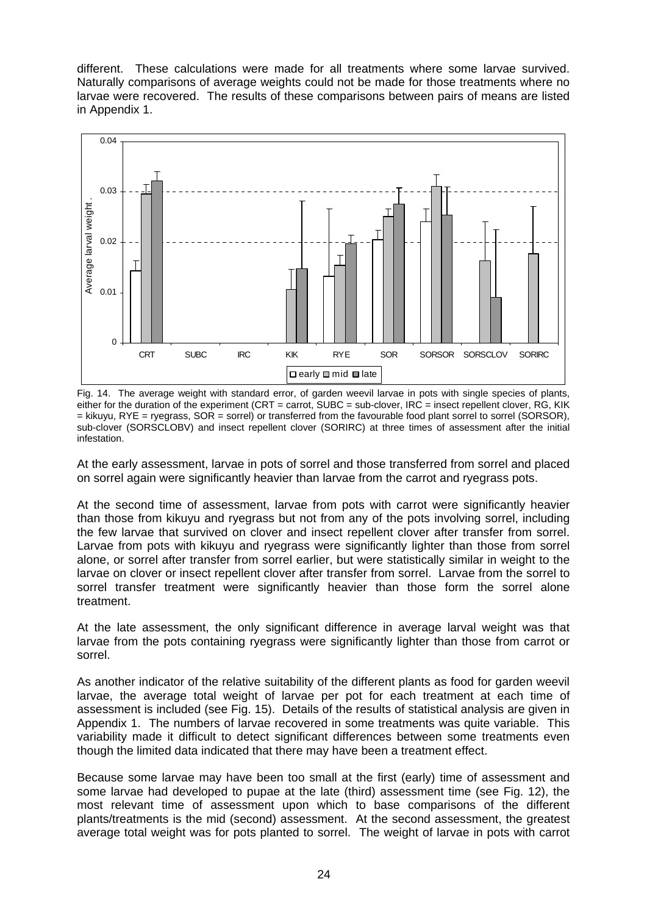different. These calculations were made for all treatments where some larvae survived. Naturally comparisons of average weights could not be made for those treatments where no larvae were recovered. The results of these comparisons between pairs of means are listed in Appendix 1.

Fig. 14. The average weight with standard error, of garden weevil larvae in pots with single species of plants, either for the duration of the experiment (CRT = carrot, SUBC = sub-clover, IRC = insect repellent clover, RG, KIK = kikuyu, RYE = ryegrass, SOR = sorrel) or transferred from the favourable food plant sorrel to sorrel (SORSOR), sub-clover (SORSCLOBV) and insect repellent clover (SORIRC) at three times of assessment after the initial infestation.

At the early assessment, larvae in pots of sorrel and those transferred from sorrel and placed on sorrel again were significantly heavier than larvae from the carrot and ryegrass pots.

At the second time of assessment, larvae from pots with carrot were significantly heavier than those from kikuyu and ryegrass but not from any of the pots involving sorrel, including the few larvae that survived on clover and insect repellent clover after transfer from sorrel. Larvae from pots with kikuyu and ryegrass were significantly lighter than those from sorrel alone, or sorrel after transfer from sorrel earlier, but were statistically similar in weight to the larvae on clover or insect repellent clover after transfer from sorrel. Larvae from the sorrel to sorrel transfer treatment were significantly heavier than those form the sorrel alone treatment.

At the late assessment, the only significant difference in average larval weight was that larvae from the pots containing ryegrass were significantly lighter than those from carrot or sorrel.

As another indicator of the relative suitability of the different plants as food for garden weevil larvae, the average total weight of larvae per pot for each treatment at each time of assessment is included (see Fig. 15). Details of the results of statistical analysis are given in Appendix 1. The numbers of larvae recovered in some treatments was quite variable. This variability made it difficult to detect significant differences between some treatments even though the limited data indicated that there may have been a treatment effect.

Because some larvae may have been too small at the first (early) time of assessment and some larvae had developed to pupae at the late (third) assessment time (see Fig. 12), the most relevant time of assessment upon which to base comparisons of the different plants/treatments is the mid (second) assessment. At the second assessment, the greatest average total weight was for pots planted to sorrel. The weight of larvae in pots with carrot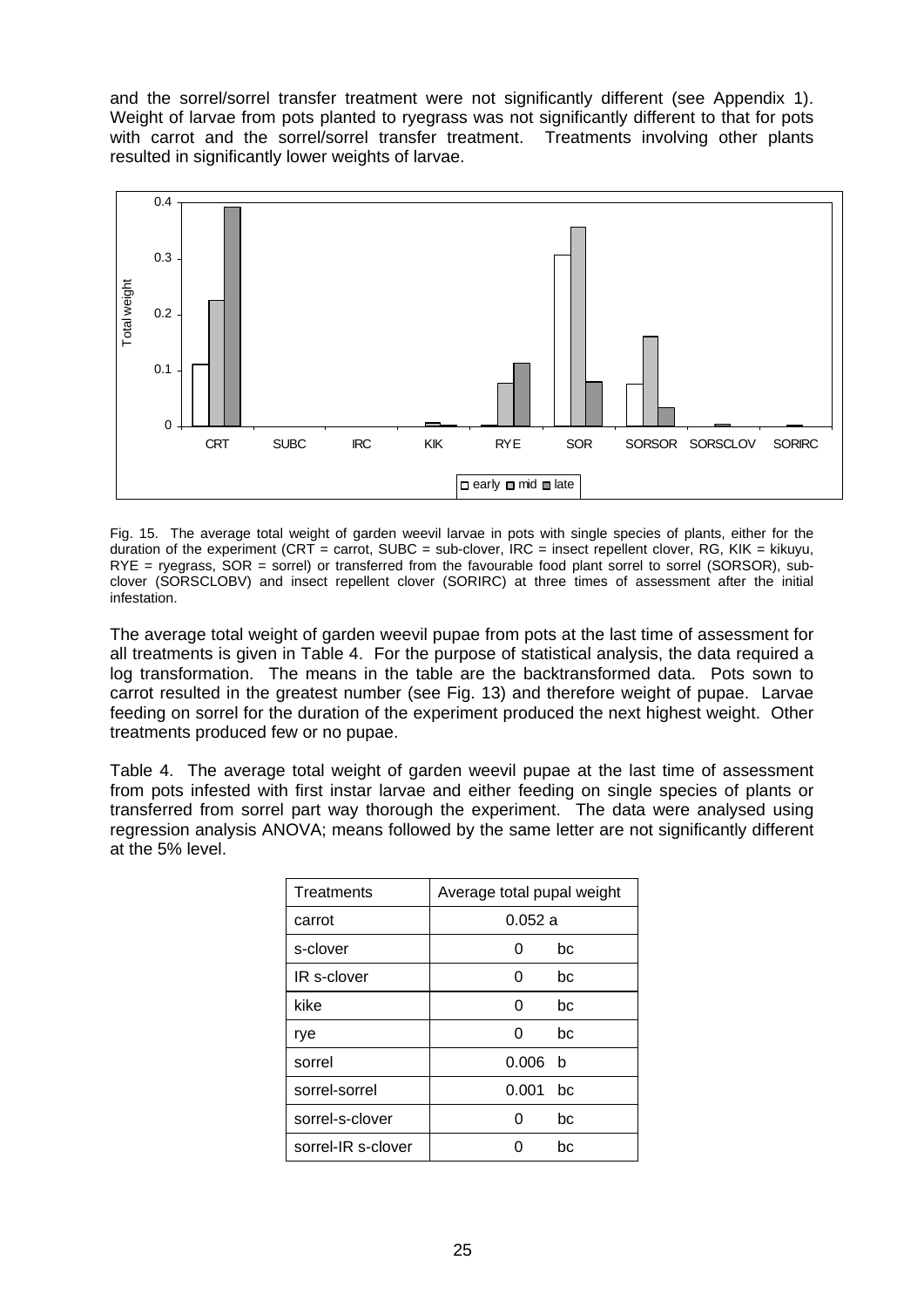and the sorrel/sorrel transfer treatment were not significantly different (see Appendix 1). Weight of larvae from pots planted to ryegrass was not significantly different to that for pots with carrot and the sorrel/sorrel transfer treatment. Treatments involving other plants resulted in significantly lower weights of larvae.

Fig. 15. The average total weight of garden weevil larvae in pots with single species of plants, either for the duration of the experiment (CRT = carrot, SUBC = sub-clover, IRC = insect repellent clover, RG, KIK = kikuyu, RYE = ryegrass, SOR = sorrel) or transferred from the favourable food plant sorrel to sorrel (SORSOR), sub-clover (SORSCLOBV) and insect repellent clover (SORIRC) at three times of assessment after the initial infestation.

The average total weight of garden weevil pupae from pots at the last time of assessment for all treatments is given in Table 4. For the purpose of statistical analysis, the data required a log transformation. The means in the table are the backtransformed data. Pots sown to carrot resulted in the greatest number (see Fig. 13) and therefore weight of pupae. Larvae feeding on sorrel for the duration of the experiment produced the next highest weight. Other treatments produced few or no pupae.

Table 4. The average total weight of garden weevil pupae at the last time of assessment from pots infested with first instar larvae and either feeding on single species of plants or transferred from sorrel part way thorough the experiment. The data were analysed using regression analysis ANOVA; means followed by the same letter are not significantly different at the 5% level.

| Treatments | Average total pupal weight |
|---|---|
| carrot | 0.052 a |
| s-clover | 0 bc |
| IR s-clover | 0 bc |
| kike | 0 bc |
| rye | 0 bc |
| sorrel | 0.006 b |
| sorrel-sorrel | 0.001 bc |
| sorrel-s-clover | 0 bc |
| sorrel-IR s-clover | 0 bc |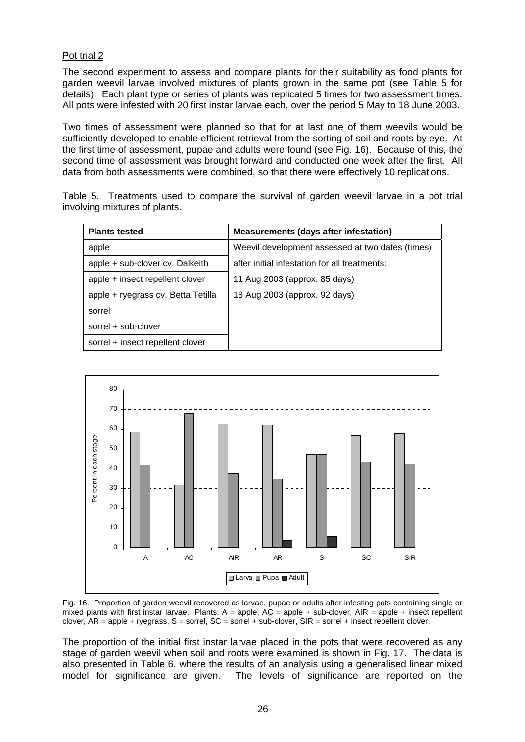Pot trial 2

The second experiment to assess and compare plants for their suitability as food plants for garden weevil larvae involved mixtures of plants grown in the same pot (see Table 5 for details). Each plant type or series of plants was replicated 5 times for two assessment times. All pots were infested with 20 first instar larvae each, over the period 5 May to 18 June 2003.

Two times of assessment were planned so that for at last one of them weevils would be sufficiently developed to enable efficient retrieval from the sorting of soil and roots by eye. At the first time of assessment, pupae and adults were found (see Fig. 16). Because of this, the second time of assessment was brought forward and conducted one week after the first. All data from both assessments were combined, so that there were effectively 10 replications.

Table 5. Treatments used to compare the survival of garden weevil larvae in a pot trial involving mixtures of plants.

| Plants tested | Measurements (days after infestation) |
|---|---|
| apple | Weevil development assessed at two dates (times) |
| apple + sub-clover cv. Dalkeith | after initial infestation for all treatments: |
| apple + insect repellent clover | 11 Aug 2003 (approx. 85 days) |
| apple + ryegrass cv. Betta Tetilla | 18 Aug 2003 (approx. 92 days) |
| sorrel | |
| sorrel + sub-clover | |
| sorrel + insect repellent clover | |

Fig. 16. Proportion of garden weevil recovered as larvae, pupae or adults after infesting pots containing single or mixed plants with first instar larvae. Plants: A = apple, AC = apple + sub-clover, AIR = apple + insect repellent clover, AR = apple + ryegrass, S = sorrel, SC = sorrel + sub-clover, SIR = sorrel + insect repellent clover.

The proportion of the initial first instar larvae placed in the pots that were recovered as any stage of garden weevil when soil and roots were examined is shown in Fig. 17. The data is also presented in Table 6, where the results of an analysis using a generalised linear mixed model for significance are given. The levels of significance are reported on the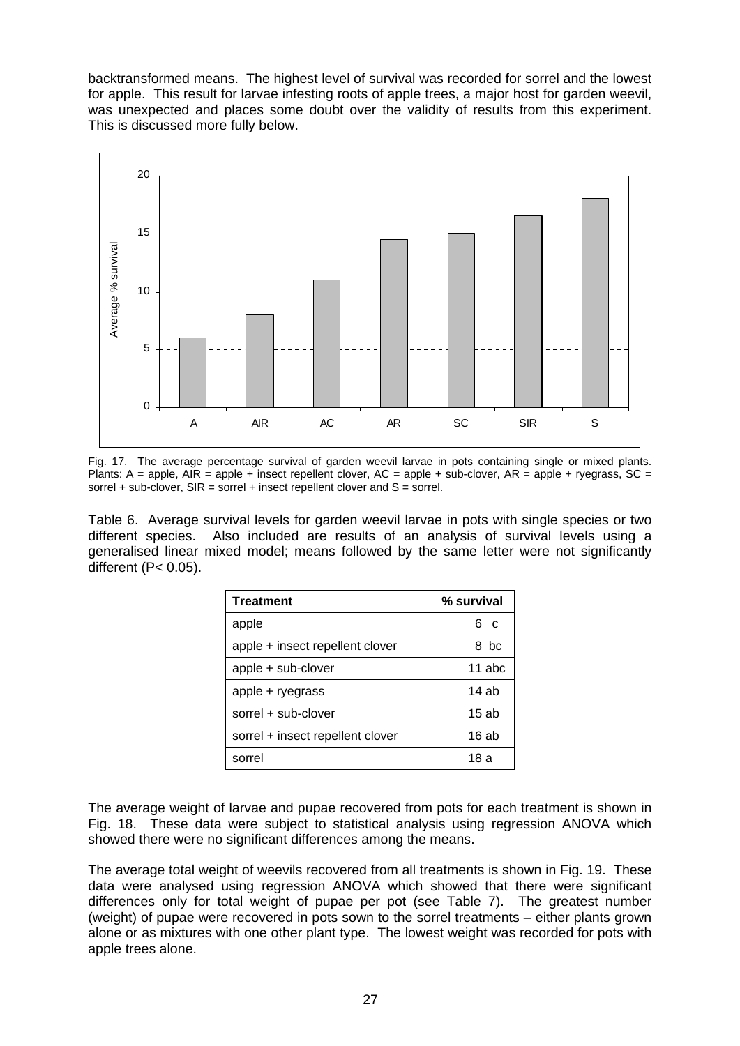backtransformed means. The highest level of survival was recorded for sorrel and the lowest for apple. This result for larvae infesting roots of apple trees, a major host for garden weevil, was unexpected and places some doubt over the validity of results from this experiment. This is discussed more fully below.

Fig. 17. The average percentage survival of garden weevil larvae in pots containing single or mixed plants. Plants: A = apple, AIR = apple + insect repellent clover, AC = apple + sub-clover, AR = apple + ryegrass, SC = sorrel + sub-clover, SIR = sorrel + insect repellent clover and S = sorrel.

Table 6. Average survival levels for garden weevil larvae in pots with single species or two different species. Also included are results of an analysis of survival levels using a generalised linear mixed model; means followed by the same letter were not significantly different (P< 0.05).

| Treatment | % survival |
|---|---|
| apple | 6 c |
| apple + insect repellent clover | 8 bc |
| apple + sub-clover | 11 abc |
| apple + ryegrass | 14 ab |
| sorrel + sub-clover | 15 ab |
| sorrel + insect repellent clover | 16 ab |
| sorrel | 18 a |

The average weight of larvae and pupae recovered from pots for each treatment is shown in Fig. 18. These data were subject to statistical analysis using regression ANOVA which showed there were no significant differences among the means.

The average total weight of weevils recovered from all treatments is shown in Fig. 19. These data were analysed using regression ANOVA which showed that there were significant differences only for total weight of pupae per pot (see Table 7). The greatest number (weight) of pupae were recovered in pots sown to the sorrel treatments – either plants grown alone or as mixtures with one other plant type. The lowest weight was recorded for pots with apple trees alone.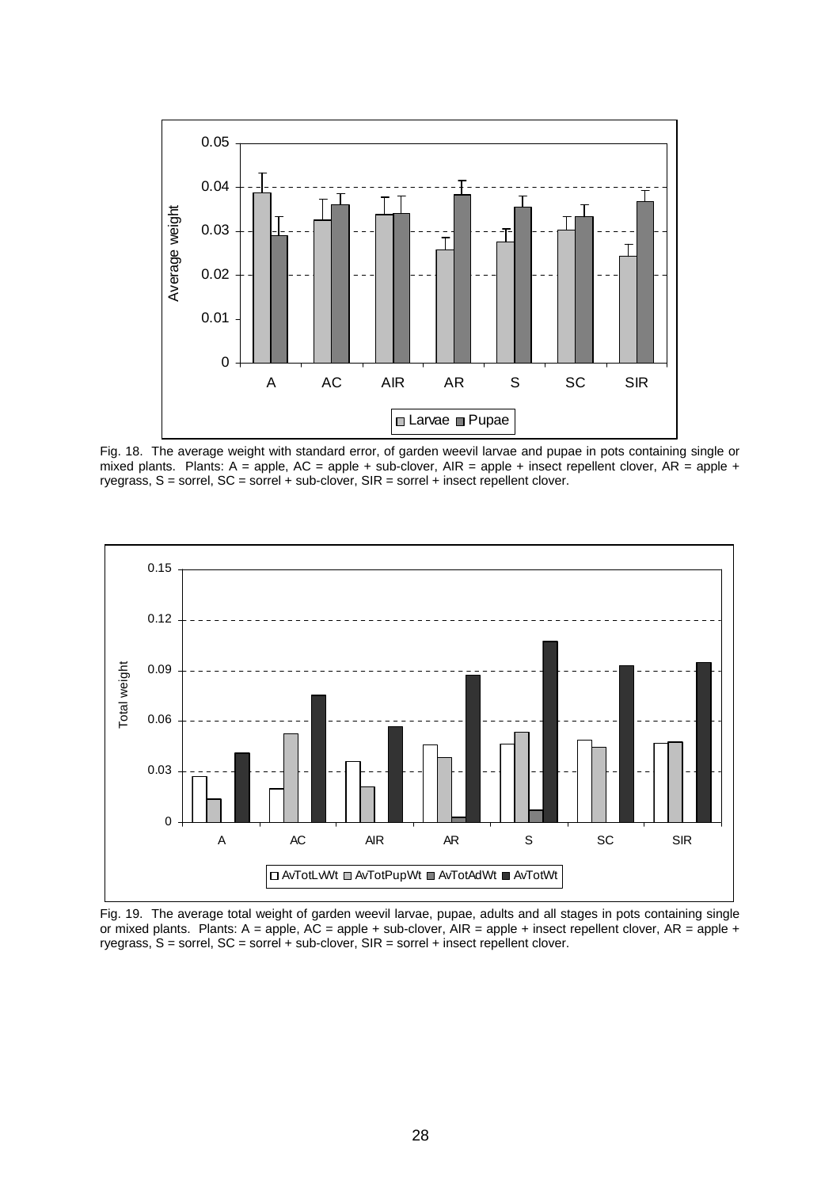Fig. 18. The average weight with standard error, of garden weevil larvae and pupae in pots containing single or mixed plants. Plants: A = apple, AC = apple + sub-clover, AIR = apple + insect repellent clover, AR = apple + ryegrass, S = sorrel, SC = sorrel + sub-clover, SIR = sorrel + insect repellent clover.

Fig. 19. The average total weight of garden weevil larvae, pupae, adults and all stages in pots containing single or mixed plants. Plants: A = apple, AC = apple + sub-clover, AIR = apple + insect repellent clover, AR = apple + ryegrass, S = sorrel, SC = sorrel + sub-clover, SIR = sorrel + insect repellent clover.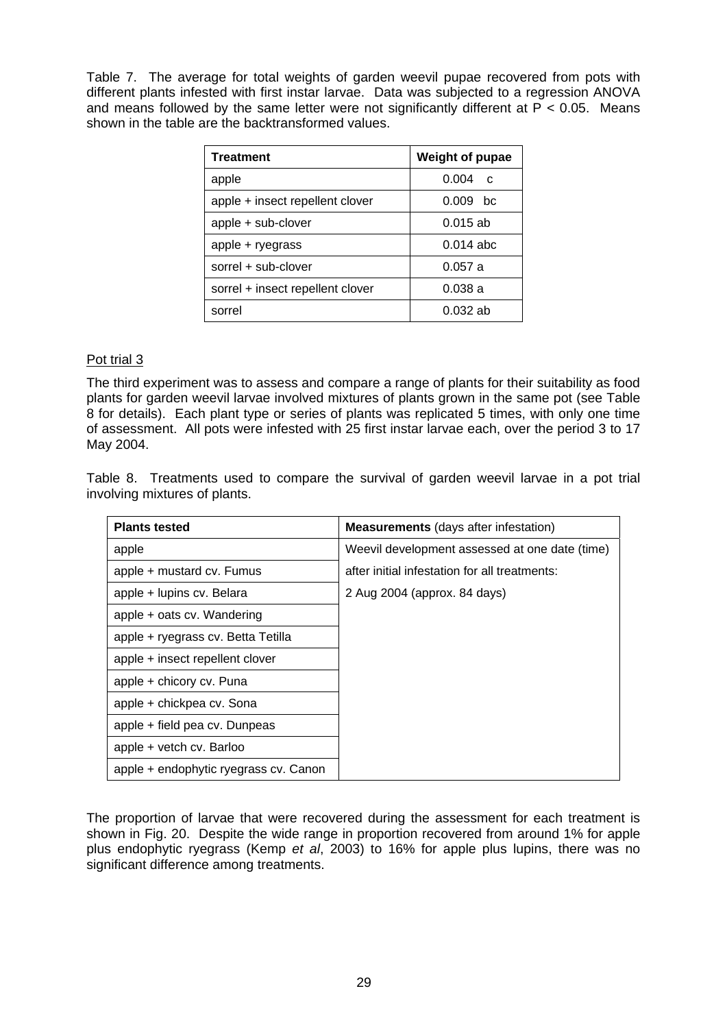Table 7. The average for total weights of garden weevil pupae recovered from pots with different plants infested with first instar larvae. Data was subjected to a regression ANOVA and means followed by the same letter were not significantly different at $P < 0.05$. Means shown in the table are the backtransformed values.

| Treatment | Weight of pupae |
|---|---|
| apple | 0.004 c |
| apple + insect repellent clover | 0.009 bc |
| apple + sub-clover | 0.015 ab |
| apple + ryegrass | 0.014 abc |
| sorrel + sub-clover | 0.057 a |
| sorrel + insect repellent clover | 0.038 a |
| sorrel | 0.032 ab |

Pot trial 3

The third experiment was to assess and compare a range of plants for their suitability as food plants for garden weevil larvae involved mixtures of plants grown in the same pot (see Table 8 for details). Each plant type or series of plants was replicated 5 times, with only one time of assessment. All pots were infested with 25 first instar larvae each, over the period 3 to 17 May 2004.

Table 8. Treatments used to compare the survival of garden weevil larvae in a pot trial involving mixtures of plants.

| Plants tested | **Measurements** (days after infestation) |
|---|---|
| apple | Weevil development assessed at one date (time) after initial infestation for all treatments: 2 Aug 2004 (approx. 84 days) |
| apple + mustard cv. Fumus | |
| apple + lupins cv. Belara | |
| apple + oats cv. Wandering | |
| apple + ryegrass cv. Betta Tetilla | |
| apple + insect repellent clover | |
| apple + chicory cv. Puna | |
| apple + chickpea cv. Sona | |
| apple + field pea cv. Dunpeas | |
| apple + vetch cv. Barloo | |
| apple + endophytic ryegrass cv. Canon | |

The proportion of larvae that were recovered during the assessment for each treatment is shown in Fig. 20. Despite the wide range in proportion recovered from around 1% for apple plus endophytic ryegrass (Kemp *et al*, 2003) to 16% for apple plus lupins, there was no significant difference among treatments.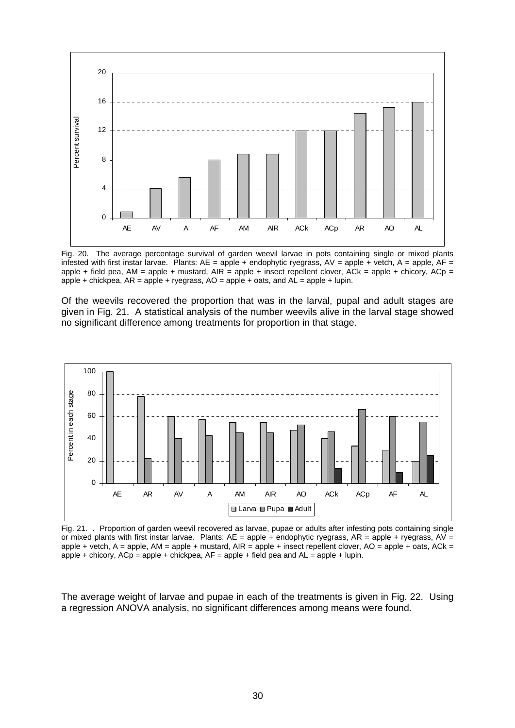Fig. 20. The average percentage survival of garden weevil larvae in pots containing single or mixed plants infested with first instar larvae. Plants: AE = apple + endophytic ryegrass, AV = apple + vetch, A = apple, AF = apple + field pea, AM = apple + mustard, AIR = apple + insect repellent clover, ACk = apple + chicory, ACp = apple + chickpea, AR = apple + ryegrass, AO = apple + oats, and AL = apple + lupin.

Of the weevils recovered the proportion that was in the larval, pupal and adult stages are given in Fig. 21. A statistical analysis of the number weevils alive in the larval stage showed no significant difference among treatments for proportion in that stage.

Fig. 21. . Proportion of garden weevil recovered as larvae, pupae or adults after infesting pots containing single or mixed plants with first instar larvae. Plants: AE = apple + endophytic ryegrass, AR = apple + ryegrass, AV = apple + vetch, A = apple, AM = apple + mustard, AIR = apple + insect repellent clover, AO = apple + oats, ACk = apple + chicory, ACp = apple + chickpea, AF = apple + field pea and AL = apple + lupin.

The average weight of larvae and pupae in each of the treatments is given in Fig. 22. Using a regression ANOVA analysis, no significant differences among means were found.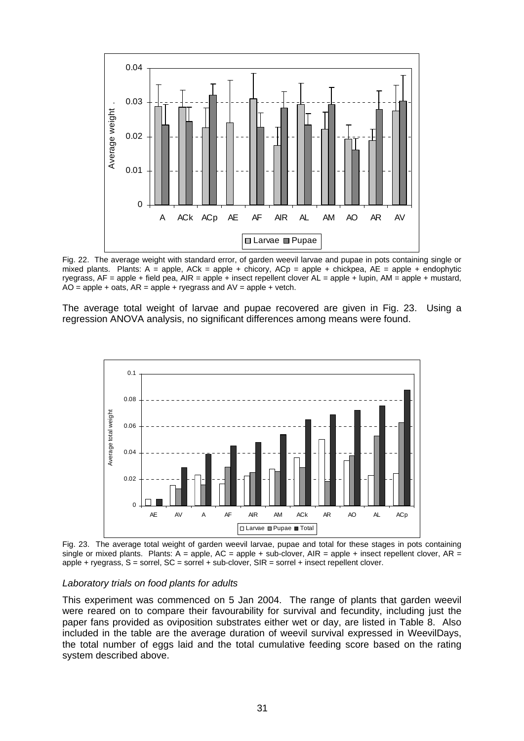Fig. 22. The average weight with standard error, of garden weevil larvae and pupae in pots containing single or mixed plants. Plants: A = apple, ACk = apple + chicory, ACp = apple + chickpea, AE = apple + endophytic ryegrass, AF = apple + field pea, AIR = apple + insect repellent clover AL = apple + lupin, AM = apple + mustard, AO = apple + oats, AR = apple + ryegrass and AV = apple + vetch.

The average total weight of larvae and pupae recovered are given in Fig. 23. Using a regression ANOVA analysis, no significant differences among means were found.

Fig. 23. The average total weight of garden weevil larvae, pupae and total for these stages in pots containing single or mixed plants. Plants: A = apple, AC = apple + sub-clover, AIR = apple + insect repellent clover, AR = apple + ryegrass, S = sorrel, SC = sorrel + sub-clover, SIR = sorrel + insect repellent clover.

*Laboratory trials on food plants for adults*

This experiment was commenced on 5 Jan 2004. The range of plants that garden weevil were reared on to compare their favourability for survival and fecundity, including just the paper fans provided as oviposition substrates either wet or day, are listed in Table 8. Also included in the table are the average duration of weevil survival expressed in WeevilDays, the total number of eggs laid and the total cumulative feeding score based on the rating system described above.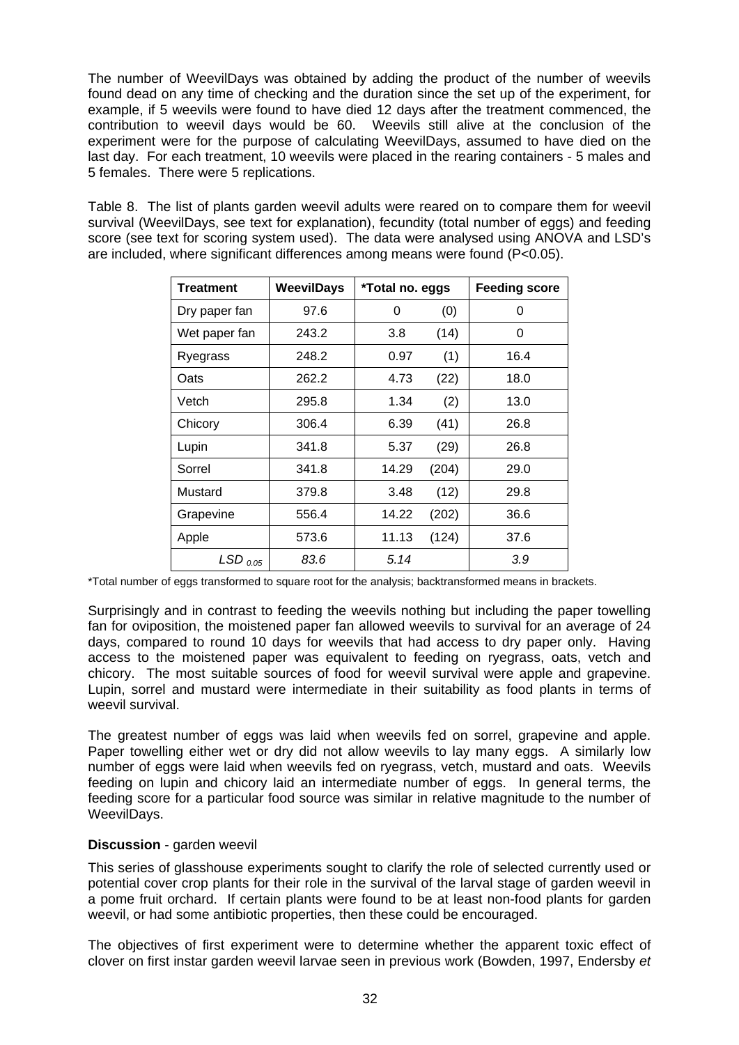The number of WeevilDays was obtained by adding the product of the number of weevils found dead on any time of checking and the duration since the set up of the experiment, for example, if 5 weevils were found to have died 12 days after the treatment commenced, the contribution to weevil days would be 60. Weevils still alive at the conclusion of the experiment were for the purpose of calculating WeevilDays, assumed to have died on the last day. For each treatment, 10 weevils were placed in the rearing containers - 5 males and 5 females. There were 5 replications.

Table 8. The list of plants garden weevil adults were reared on to compare them for weevil survival (WeevilDays, see text for explanation), fecundity (total number of eggs) and feeding score (see text for scoring system used). The data were analysed using ANOVA and LSD's are included, where significant differences among means were found (P<0.05).

| Treatment | WeevilDays | *Total no. eggs | | Feeding score |
|---|---|---|---|---|
| Dry paper fan | 97.6 | 0 | (0) | 0 |
| Wet paper fan | 243.2 | 3.8 | (14) | 0 |
| Ryegrass | 248.2 | 0.97 | (1) | 16.4 |
| Oats | 262.2 | 4.73 | (22) | 18.0 |
| Vetch | 295.8 | 1.34 | (2) | 13.0 |
| Chicory | 306.4 | 6.39 | (41) | 26.8 |
| Lupin | 341.8 | 5.37 | (29) | 26.8 |
| Sorrel | 341.8 | 14.29 | (204) | 29.0 |
| Mustard | 379.8 | 3.48 | (12) | 29.8 |
| Grapevine | 556.4 | 14.22 | (202) | 36.6 |
| Apple | 573.6 | 11.13 | (124) | 37.6 |
| *$LSD_{0.05}$* | *83.6* | *5.14* | | *3.9* |

*Total number of eggs transformed to square root for the analysis; backtransformed means in brackets.

Surprisingly and in contrast to feeding the weevils nothing but including the paper towelling fan for oviposition, the moistened paper fan allowed weevils to survival for an average of 24 days, compared to round 10 days for weevils that had access to dry paper only. Having access to the moistened paper was equivalent to feeding on ryegrass, oats, vetch and chicory. The most suitable sources of food for weevil survival were apple and grapevine. Lupin, sorrel and mustard were intermediate in their suitability as food plants in terms of weevil survival.

The greatest number of eggs was laid when weevils fed on sorrel, grapevine and apple. Paper towelling either wet or dry did not allow weevils to lay many eggs. A similarly low number of eggs were laid when weevils fed on ryegrass, vetch, mustard and oats. Weevils feeding on lupin and chicory laid an intermediate number of eggs. In general terms, the feeding score for a particular food source was similar in relative magnitude to the number of WeevilDays.

**Discussion** - garden weevil

This series of glasshouse experiments sought to clarify the role of selected currently used or potential cover crop plants for their role in the survival of the larval stage of garden weevil in a pome fruit orchard. If certain plants were found to be at least non-food plants for garden weevil, or had some antibiotic properties, then these could be encouraged.

The objectives of first experiment were to determine whether the apparent toxic effect of clover on first instar garden weevil larvae seen in previous work (Bowden, 1997, Endersby *et*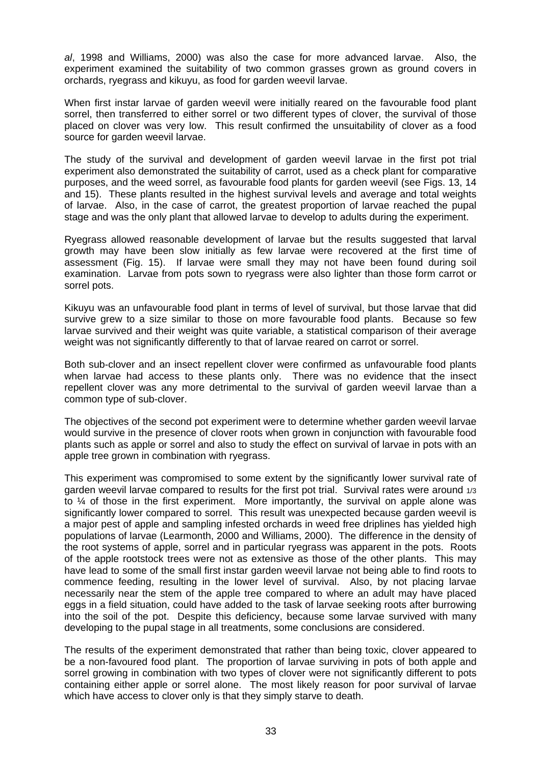*al*, 1998 and Williams, 2000) was also the case for more advanced larvae. Also, the experiment examined the suitability of two common grasses grown as ground covers in orchards, ryegrass and kikuyu, as food for garden weevil larvae.

When first instar larvae of garden weevil were initially reared on the favourable food plant sorrel, then transferred to either sorrel or two different types of clover, the survival of those placed on clover was very low. This result confirmed the unsuitability of clover as a food source for garden weevil larvae.

The study of the survival and development of garden weevil larvae in the first pot trial experiment also demonstrated the suitability of carrot, used as a check plant for comparative purposes, and the weed sorrel, as favourable food plants for garden weevil (see Figs. 13, 14 and 15). These plants resulted in the highest survival levels and average and total weights of larvae. Also, in the case of carrot, the greatest proportion of larvae reached the pupal stage and was the only plant that allowed larvae to develop to adults during the experiment.

Ryegrass allowed reasonable development of larvae but the results suggested that larval growth may have been slow initially as few larvae were recovered at the first time of assessment (Fig. 15). If larvae were small they may not have been found during soil examination. Larvae from pots sown to ryegrass were also lighter than those form carrot or sorrel pots.

Kikuyu was an unfavourable food plant in terms of level of survival, but those larvae that did survive grew to a size similar to those on more favourable food plants. Because so few larvae survived and their weight was quite variable, a statistical comparison of their average weight was not significantly differently to that of larvae reared on carrot or sorrel.

Both sub-clover and an insect repellent clover were confirmed as unfavourable food plants when larvae had access to these plants only. There was no evidence that the insect repellent clover was any more detrimental to the survival of garden weevil larvae than a common type of sub-clover.

The objectives of the second pot experiment were to determine whether garden weevil larvae would survive in the presence of clover roots when grown in conjunction with favourable food plants such as apple or sorrel and also to study the effect on survival of larvae in pots with an apple tree grown in combination with ryegrass.

This experiment was compromised to some extent by the significantly lower survival rate of garden weevil larvae compared to results for the first pot trial. Survival rates were around 1/3 to ¼ of those in the first experiment. More importantly, the survival on apple alone was significantly lower compared to sorrel. This result was unexpected because garden weevil is a major pest of apple and sampling infested orchards in weed free driplines has yielded high populations of larvae (Learmonth, 2000 and Williams, 2000). The difference in the density of the root systems of apple, sorrel and in particular ryegrass was apparent in the pots. Roots of the apple rootstock trees were not as extensive as those of the other plants. This may have lead to some of the small first instar garden weevil larvae not being able to find roots to commence feeding, resulting in the lower level of survival. Also, by not placing larvae necessarily near the stem of the apple tree compared to where an adult may have placed eggs in a field situation, could have added to the task of larvae seeking roots after burrowing into the soil of the pot. Despite this deficiency, because some larvae survived with many developing to the pupal stage in all treatments, some conclusions are considered.

The results of the experiment demonstrated that rather than being toxic, clover appeared to be a non-favoured food plant. The proportion of larvae surviving in pots of both apple and sorrel growing in combination with two types of clover were not significantly different to pots containing either apple or sorrel alone. The most likely reason for poor survival of larvae which have access to clover only is that they simply starve to death.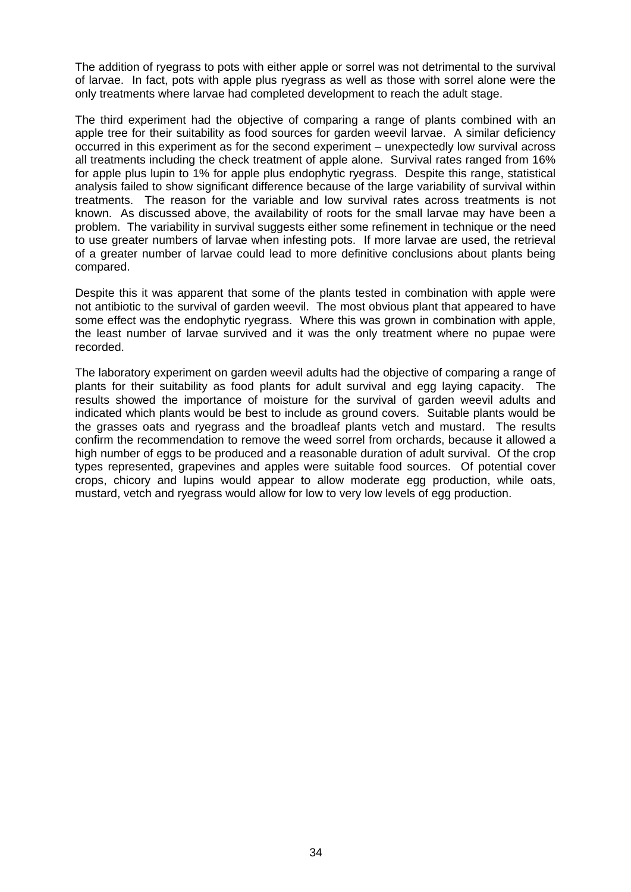The addition of ryegrass to pots with either apple or sorrel was not detrimental to the survival of larvae. In fact, pots with apple plus ryegrass as well as those with sorrel alone were the only treatments where larvae had completed development to reach the adult stage.

The third experiment had the objective of comparing a range of plants combined with an apple tree for their suitability as food sources for garden weevil larvae. A similar deficiency occurred in this experiment as for the second experiment – unexpectedly low survival across all treatments including the check treatment of apple alone. Survival rates ranged from 16% for apple plus lupin to 1% for apple plus endophytic ryegrass. Despite this range, statistical analysis failed to show significant difference because of the large variability of survival within treatments. The reason for the variable and low survival rates across treatments is not known. As discussed above, the availability of roots for the small larvae may have been a problem. The variability in survival suggests either some refinement in technique or the need to use greater numbers of larvae when infesting pots. If more larvae are used, the retrieval of a greater number of larvae could lead to more definitive conclusions about plants being compared.

Despite this it was apparent that some of the plants tested in combination with apple were not antibiotic to the survival of garden weevil. The most obvious plant that appeared to have some effect was the endophytic ryegrass. Where this was grown in combination with apple, the least number of larvae survived and it was the only treatment where no pupae were recorded.

The laboratory experiment on garden weevil adults had the objective of comparing a range of plants for their suitability as food plants for adult survival and egg laying capacity. The results showed the importance of moisture for the survival of garden weevil adults and indicated which plants would be best to include as ground covers. Suitable plants would be the grasses oats and ryegrass and the broadleaf plants vetch and mustard. The results confirm the recommendation to remove the weed sorrel from orchards, because it allowed a high number of eggs to be produced and a reasonable duration of adult survival. Of the crop types represented, grapevines and apples were suitable food sources. Of potential cover crops, chicory and lupins would appear to allow moderate egg production, while oats, mustard, vetch and ryegrass would allow for low to very low levels of egg production.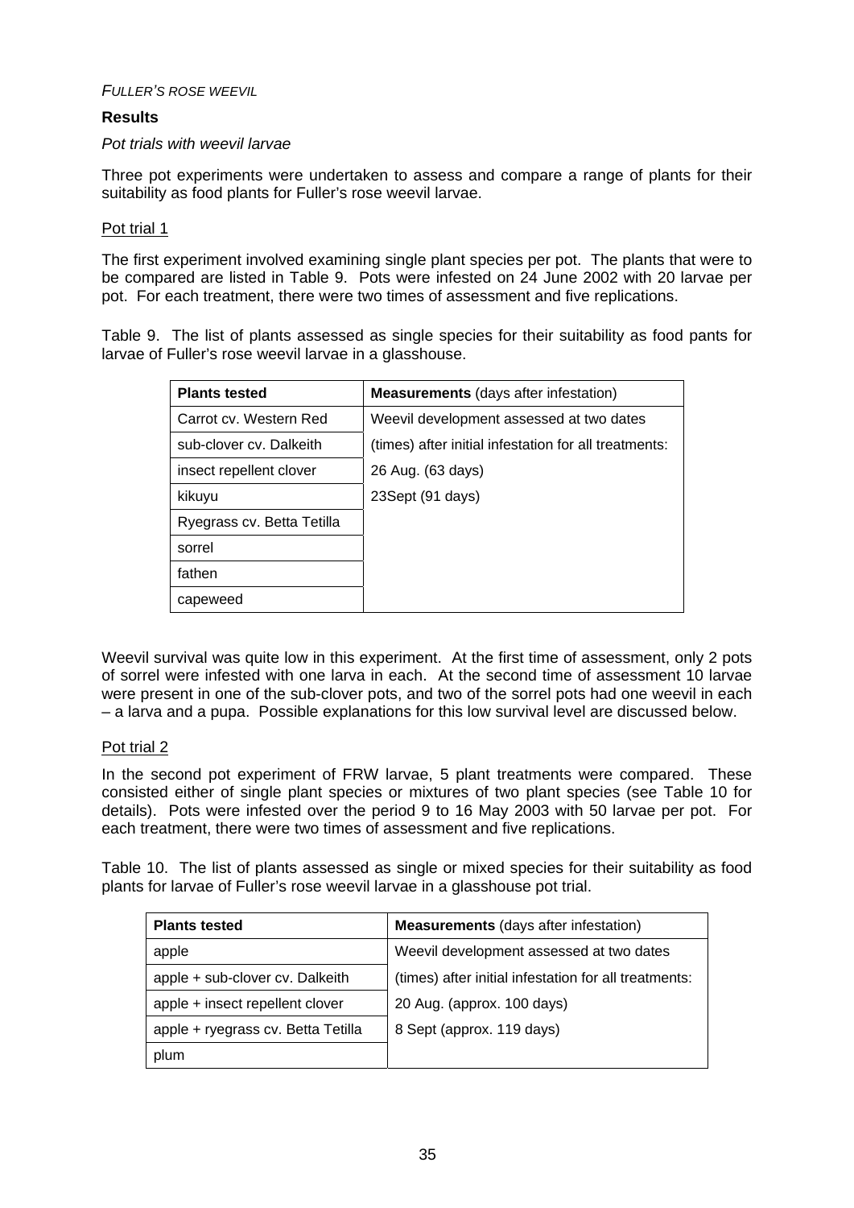*FULLER'S ROSE WEEVIL*

**Results**

*Pot trials with weevil larvae*

Three pot experiments were undertaken to assess and compare a range of plants for their suitability as food plants for Fuller's rose weevil larvae.

Pot trial 1

The first experiment involved examining single plant species per pot. The plants that were to be compared are listed in Table 9. Pots were infested on 24 June 2002 with 20 larvae per pot. For each treatment, there were two times of assessment and five replications.

Table 9. The list of plants assessed as single species for their suitability as food pants for larvae of Fuller's rose weevil larvae in a glasshouse.

| **Plants tested** | **Measurements** (days after infestation) |
|---|---|
| Carrot cv. Western Red | Weevil development assessed at two dates |
| sub-clover cv. Dalkeith | (times) after initial infestation for all treatments: |
| insect repellent clover | 26 Aug. (63 days) |
| kikuyu | 23Sept (91 days) |
| Ryegrass cv. Betta Tetilla | |
| sorrel | |
| fathen | |
| capeweed | |

Weevil survival was quite low in this experiment. At the first time of assessment, only 2 pots of sorrel were infested with one larva in each. At the second time of assessment 10 larvae were present in one of the sub-clover pots, and two of the sorrel pots had one weevil in each – a larva and a pupa. Possible explanations for this low survival level are discussed below.

Pot trial 2

In the second pot experiment of FRW larvae, 5 plant treatments were compared. These consisted either of single plant species or mixtures of two plant species (see Table 10 for details). Pots were infested over the period 9 to 16 May 2003 with 50 larvae per pot. For each treatment, there were two times of assessment and five replications.

Table 10. The list of plants assessed as single or mixed species for their suitability as food plants for larvae of Fuller's rose weevil larvae in a glasshouse pot trial.

| **Plants tested** | **Measurements** (days after infestation) |
|---|---|
| apple | Weevil development assessed at two dates |
| apple + sub-clover cv. Dalkeith | (times) after initial infestation for all treatments: |
| apple + insect repellent clover | 20 Aug. (approx. 100 days) |
| apple + ryegrass cv. Betta Tetilla | 8 Sept (approx. 119 days) |
| plum | |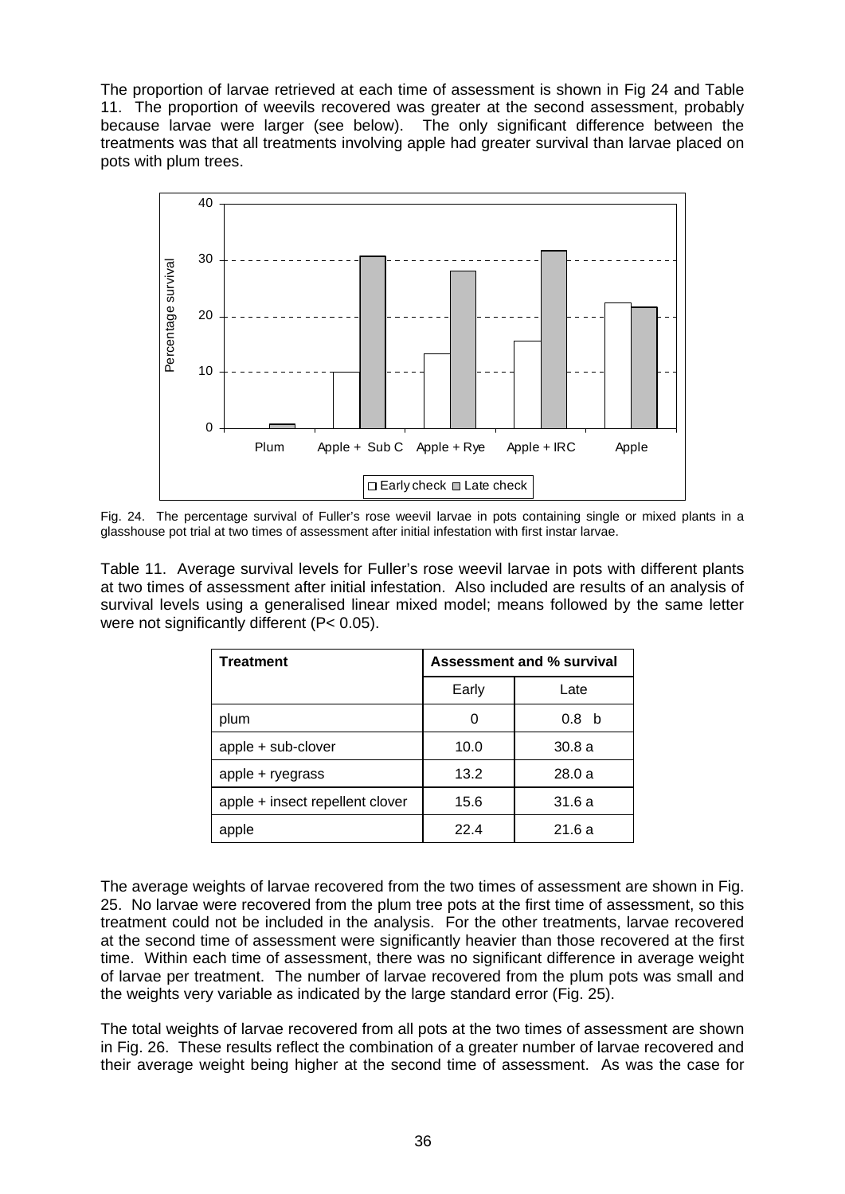The proportion of larvae retrieved at each time of assessment is shown in Fig 24 and Table 11. The proportion of weevils recovered was greater at the second assessment, probably because larvae were larger (see below). The only significant difference between the treatments was that all treatments involving apple had greater survival than larvae placed on pots with plum trees.

Fig. 24. The percentage survival of Fuller's rose weevil larvae in pots containing single or mixed plants in a glasshouse pot trial at two times of assessment after initial infestation with first instar larvae.

Table 11. Average survival levels for Fuller's rose weevil larvae in pots with different plants at two times of assessment after initial infestation. Also included are results of an analysis of survival levels using a generalised linear mixed model; means followed by the same letter were not significantly different (P< 0.05).

| Treatment | Assessment and % survival | |
|---|---|---|
| | Early | Late |
| plum | 0 | 0.8 b |
| apple + sub-clover | 10.0 | 30.8 a |
| apple + ryegrass | 13.2 | 28.0 a |
| apple + insect repellent clover | 15.6 | 31.6 a |
| apple | 22.4 | 21.6 a |

The average weights of larvae recovered from the two times of assessment are shown in Fig. 25. No larvae were recovered from the plum tree pots at the first time of assessment, so this treatment could not be included in the analysis. For the other treatments, larvae recovered at the second time of assessment were significantly heavier than those recovered at the first time. Within each time of assessment, there was no significant difference in average weight of larvae per treatment. The number of larvae recovered from the plum pots was small and the weights very variable as indicated by the large standard error (Fig. 25).

The total weights of larvae recovered from all pots at the two times of assessment are shown in Fig. 26. These results reflect the combination of a greater number of larvae recovered and their average weight being higher at the second time of assessment. As was the case for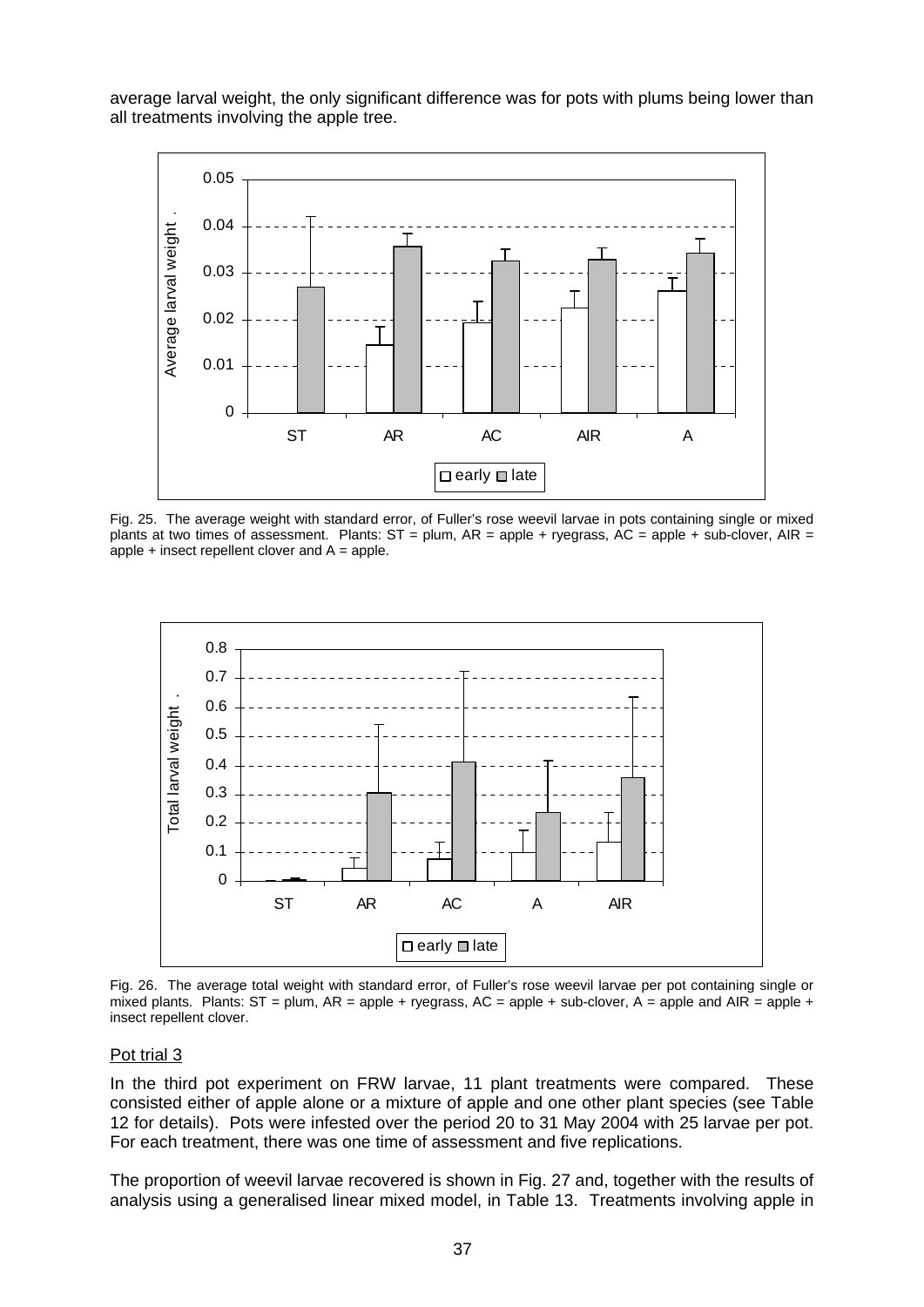average larval weight, the only significant difference was for pots with plums being lower than all treatments involving the apple tree.

Fig. 25. The average weight with standard error, of Fuller's rose weevil larvae in pots containing single or mixed plants at two times of assessment. Plants: ST = plum, AR = apple + ryegrass, AC = apple + sub-clover, AIR = apple + insect repellent clover and A = apple.

Fig. 26. The average total weight with standard error, of Fuller's rose weevil larvae per pot containing single or mixed plants. Plants: ST = plum, AR = apple + ryegrass, AC = apple + sub-clover, A = apple and AIR = apple + insect repellent clover.

### Pot trial 3

In the third pot experiment on FRW larvae, 11 plant treatments were compared. These consisted either of apple alone or a mixture of apple and one other plant species (see Table 12 for details). Pots were infested over the period 20 to 31 May 2004 with 25 larvae per pot. For each treatment, there was one time of assessment and five replications.

The proportion of weevil larvae recovered is shown in Fig. 27 and, together with the results of analysis using a generalised linear mixed model, in Table 13. Treatments involving apple in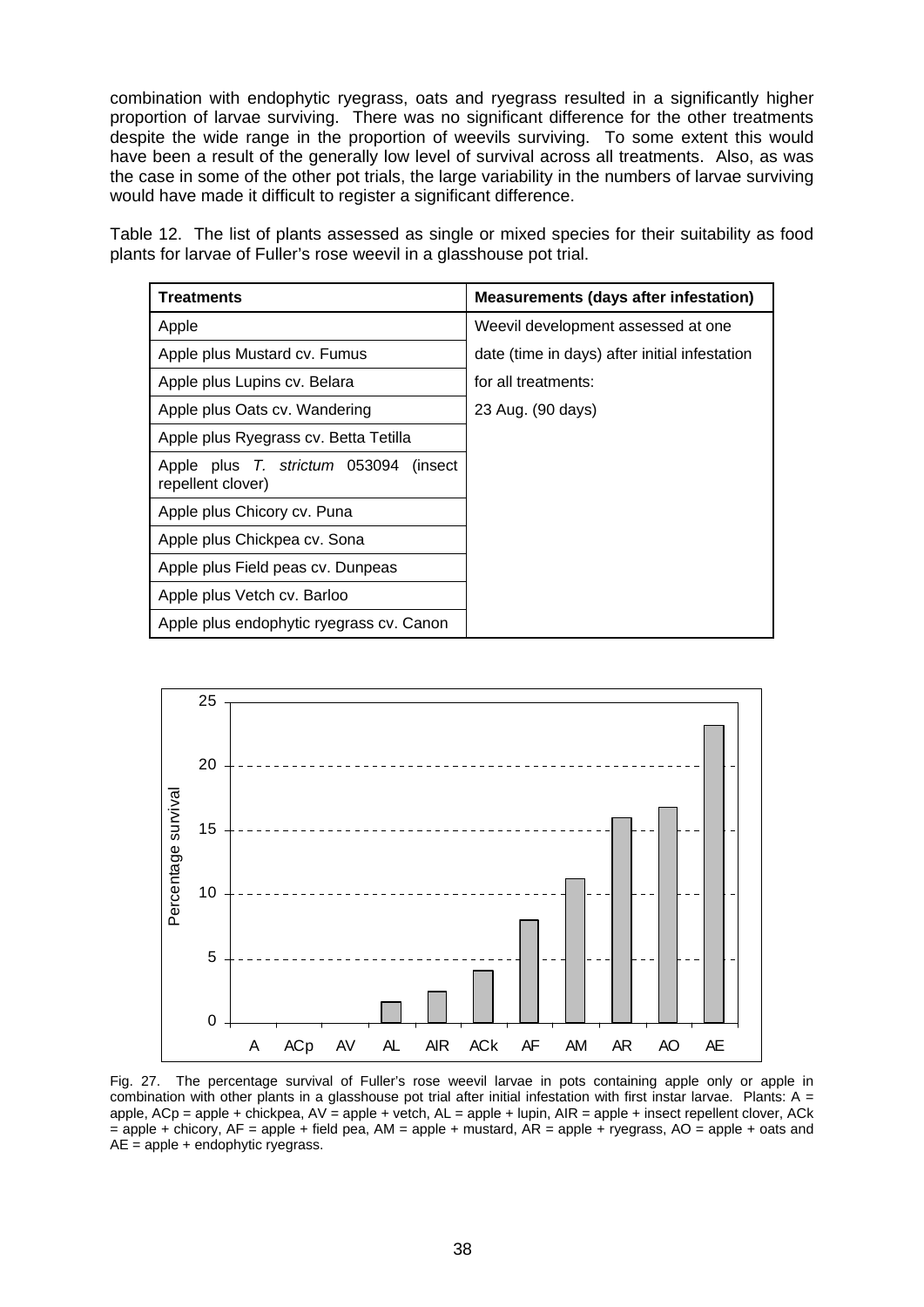combination with endophytic ryegrass, oats and ryegrass resulted in a significantly higher proportion of larvae surviving. There was no significant difference for the other treatments despite the wide range in the proportion of weevils surviving. To some extent this would have been a result of the generally low level of survival across all treatments. Also, as was the case in some of the other pot trials, the large variability in the numbers of larvae surviving would have made it difficult to register a significant difference.

Table 12. The list of plants assessed as single or mixed species for their suitability as food plants for larvae of Fuller's rose weevil in a glasshouse pot trial.

| **Treatments** | **Measurements (days after infestation)** |
|---|---|
| Apple | Weevil development assessed at one date (time in days) after initial infestation for all treatments: 23 Aug. (90 days) |
| Apple plus Mustard cv. Fumus | |
| Apple plus Lupins cv. Belara | |
| Apple plus Oats cv. Wandering | |
| Apple plus Ryegrass cv. Betta Tetilla | |
| Apple plus *T. strictum* 053094 (insect repellent clover) | |
| Apple plus Chicory cv. Puna | |
| Apple plus Chickpea cv. Sona | |
| Apple plus Field peas cv. Dunpeas | |
| Apple plus Vetch cv. Barloo | |
| Apple plus endophytic ryegrass cv. Canon | |

Fig. 27. The percentage survival of Fuller's rose weevil larvae in pots containing apple only or apple in combination with other plants in a glasshouse pot trial after initial infestation with first instar larvae. Plants: A = apple, ACp = apple + chickpea, AV = apple + vetch, AL = apple + lupin, AIR = apple + insect repellent clover, ACk = apple + chicory, AF = apple + field pea, AM = apple + mustard, AR = apple + ryegrass, AO = apple + oats and AE = apple + endophytic ryegrass.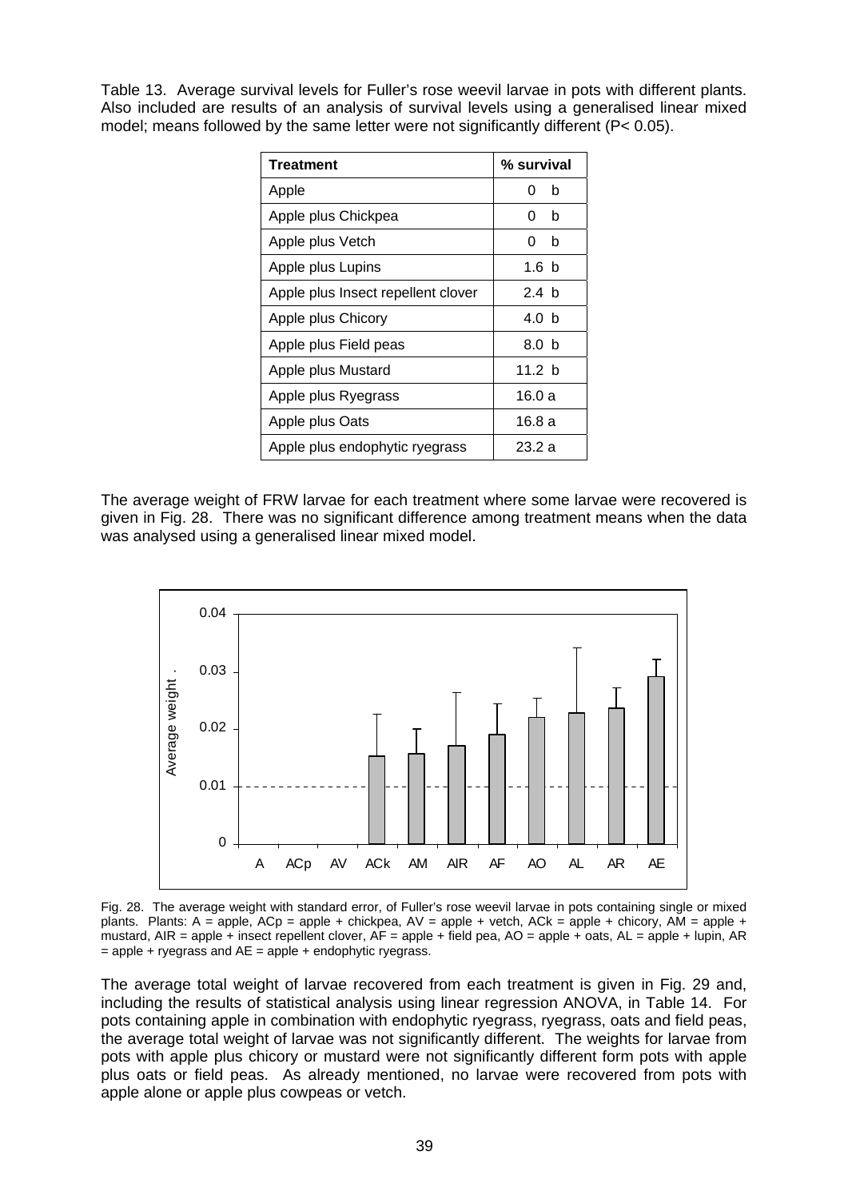Table 13. Average survival levels for Fuller's rose weevil larvae in pots with different plants. Also included are results of an analysis of survival levels using a generalised linear mixed model; means followed by the same letter were not significantly different (P< 0.05).

| Treatment | % survival |
|---|---|
| Apple | 0 b |
| Apple plus Chickpea | 0 b |
| Apple plus Vetch | 0 b |
| Apple plus Lupins | 1.6 b |
| Apple plus Insect repellent clover | 2.4 b |
| Apple plus Chicory | 4.0 b |
| Apple plus Field peas | 8.0 b |
| Apple plus Mustard | 11.2 b |
| Apple plus Ryegrass | 16.0 a |
| Apple plus Oats | 16.8 a |
| Apple plus endophytic ryegrass | 23.2 a |

The average weight of FRW larvae for each treatment where some larvae were recovered is given in Fig. 28. There was no significant difference among treatment means when the data was analysed using a generalised linear mixed model.

Fig. 28. The average weight with standard error, of Fuller's rose weevil larvae in pots containing single or mixed plants. Plants: A = apple, ACp = apple + chickpea, AV = apple + vetch, ACk = apple + chicory, AM = apple + mustard, AIR = apple + insect repellent clover, AF = apple + field pea, AO = apple + oats, AL = apple + lupin, AR = apple + ryegrass and AE = apple + endophytic ryegrass.

The average total weight of larvae recovered from each treatment is given in Fig. 29 and, including the results of statistical analysis using linear regression ANOVA, in Table 14. For pots containing apple in combination with endophytic ryegrass, ryegrass, oats and field peas, the average total weight of larvae was not significantly different. The weights for larvae from pots with apple plus chicory or mustard were not significantly different form pots with apple plus oats or field peas. As already mentioned, no larvae were recovered from pots with apple alone or apple plus cowpeas or vetch.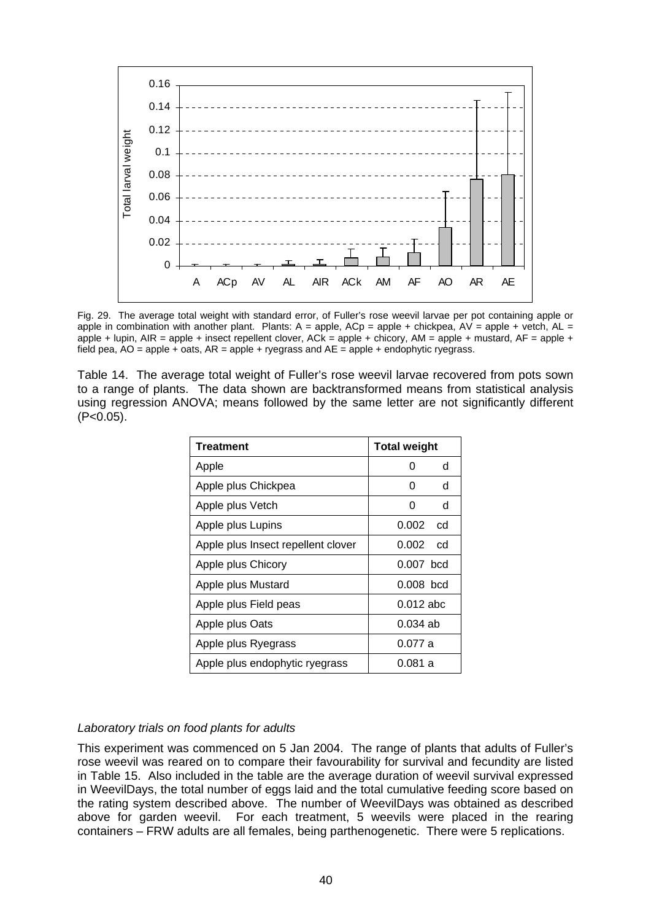Fig. 29. The average total weight with standard error, of Fuller's rose weevil larvae per pot containing apple or apple in combination with another plant. Plants: A = apple, ACp = apple + chickpea, AV = apple + vetch, AL = apple + lupin, AIR = apple + insect repellent clover, ACk = apple + chicory, AM = apple + mustard, AF = apple + field pea, AO = apple + oats, AR = apple + ryegrass and AE = apple + endophytic ryegrass.

Table 14. The average total weight of Fuller's rose weevil larvae recovered from pots sown to a range of plants. The data shown are backtransformed means from statistical analysis using regression ANOVA; means followed by the same letter are not significantly different (P<0.05).

| Treatment | Total weight |
|---|---|
| Apple | 0 d |
| Apple plus Chickpea | 0 d |
| Apple plus Vetch | 0 d |
| Apple plus Lupins | 0.002 cd |
| Apple plus Insect repellent clover | 0.002 cd |
| Apple plus Chicory | 0.007 bcd |
| Apple plus Mustard | 0.008 bcd |
| Apple plus Field peas | 0.012 abc |
| Apple plus Oats | 0.034 ab |
| Apple plus Ryegrass | 0.077 a |
| Apple plus endophytic ryegrass | 0.081 a |

*Laboratory trials on food plants for adults*

This experiment was commenced on 5 Jan 2004. The range of plants that adults of Fuller's rose weevil was reared on to compare their favourability for survival and fecundity are listed in Table 15. Also included in the table are the average duration of weevil survival expressed in WeevilDays, the total number of eggs laid and the total cumulative feeding score based on the rating system described above. The number of WeevilDays was obtained as described above for garden weevil. For each treatment, 5 weevils were placed in the rearing containers – FRW adults are all females, being parthenogenetic. There were 5 replications.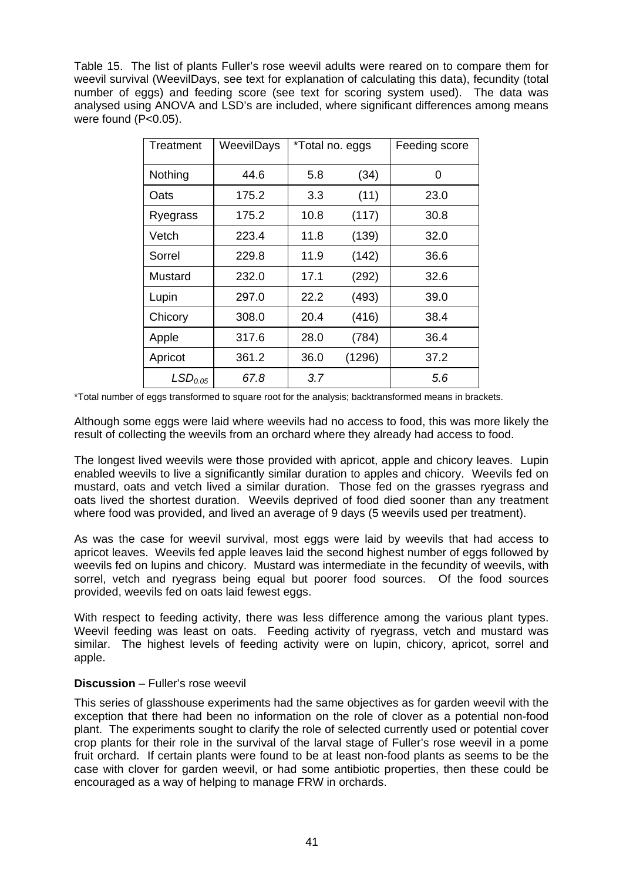Table 15. The list of plants Fuller's rose weevil adults were reared on to compare them for weevil survival (WeevilDays, see text for explanation of calculating this data), fecundity (total number of eggs) and feeding score (see text for scoring system used). The data was analysed using ANOVA and LSD's are included, where significant differences among means were found (P<0.05).

| Treatment | WeevilDays | *Total no. eggs | | Feeding score |
|---|---|---|---|---|
| Nothing | 44.6 | 5.8 | (34) | 0 |
| Oats | 175.2 | 3.3 | (11) | 23.0 |
| Ryegrass | 175.2 | 10.8 | (117) | 30.8 |
| Vetch | 223.4 | 11.8 | (139) | 32.0 |
| Sorrel | 229.8 | 11.9 | (142) | 36.6 |
| Mustard | 232.0 | 17.1 | (292) | 32.6 |
| Lupin | 297.0 | 22.2 | (493) | 39.0 |
| Chicory | 308.0 | 20.4 | (416) | 38.4 |
| Apple | 317.6 | 28.0 | (784) | 36.4 |
| Apricot | 361.2 | 36.0 | (1296) | 37.2 |
| $LSD_{0.05}$ | *67.8* | *3.7* | | *5.6* |

*Total number of eggs transformed to square root for the analysis; backtransformed means in brackets.

Although some eggs were laid where weevils had no access to food, this was more likely the result of collecting the weevils from an orchard where they already had access to food.

The longest lived weevils were those provided with apricot, apple and chicory leaves. Lupin enabled weevils to live a significantly similar duration to apples and chicory. Weevils fed on mustard, oats and vetch lived a similar duration. Those fed on the grasses ryegrass and oats lived the shortest duration. Weevils deprived of food died sooner than any treatment where food was provided, and lived an average of 9 days (5 weevils used per treatment).

As was the case for weevil survival, most eggs were laid by weevils that had access to apricot leaves. Weevils fed apple leaves laid the second highest number of eggs followed by weevils fed on lupins and chicory. Mustard was intermediate in the fecundity of weevils, with sorrel, vetch and ryegrass being equal but poorer food sources. Of the food sources provided, weevils fed on oats laid fewest eggs.

With respect to feeding activity, there was less difference among the various plant types. Weevil feeding was least on oats. Feeding activity of ryegrass, vetch and mustard was similar. The highest levels of feeding activity were on lupin, chicory, apricot, sorrel and apple.

**Discussion** – Fuller's rose weevil

This series of glasshouse experiments had the same objectives as for garden weevil with the exception that there had been no information on the role of clover as a potential non-food plant. The experiments sought to clarify the role of selected currently used or potential cover crop plants for their role in the survival of the larval stage of Fuller's rose weevil in a pome fruit orchard. If certain plants were found to be at least non-food plants as seems to be the case with clover for garden weevil, or had some antibiotic properties, then these could be encouraged as a way of helping to manage FRW in orchards.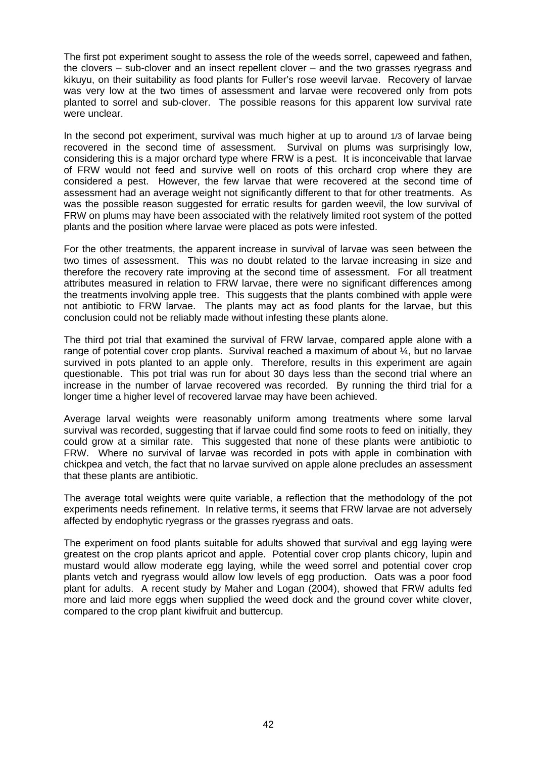The first pot experiment sought to assess the role of the weeds sorrel, capeweed and fathen, the clovers – sub-clover and an insect repellent clover – and the two grasses ryegrass and kikuyu, on their suitability as food plants for Fuller's rose weevil larvae. Recovery of larvae was very low at the two times of assessment and larvae were recovered only from pots planted to sorrel and sub-clover. The possible reasons for this apparent low survival rate were unclear.

In the second pot experiment, survival was much higher at up to around 1/3 of larvae being recovered in the second time of assessment. Survival on plums was surprisingly low, considering this is a major orchard type where FRW is a pest. It is inconceivable that larvae of FRW would not feed and survive well on roots of this orchard crop where they are considered a pest. However, the few larvae that were recovered at the second time of assessment had an average weight not significantly different to that for other treatments. As was the possible reason suggested for erratic results for garden weevil, the low survival of FRW on plums may have been associated with the relatively limited root system of the potted plants and the position where larvae were placed as pots were infested.

For the other treatments, the apparent increase in survival of larvae was seen between the two times of assessment. This was no doubt related to the larvae increasing in size and therefore the recovery rate improving at the second time of assessment. For all treatment attributes measured in relation to FRW larvae, there were no significant differences among the treatments involving apple tree. This suggests that the plants combined with apple were not antibiotic to FRW larvae. The plants may act as food plants for the larvae, but this conclusion could not be reliably made without infesting these plants alone.

The third pot trial that examined the survival of FRW larvae, compared apple alone with a range of potential cover crop plants. Survival reached a maximum of about ¼, but no larvae survived in pots planted to an apple only. Therefore, results in this experiment are again questionable. This pot trial was run for about 30 days less than the second trial where an increase in the number of larvae recovered was recorded. By running the third trial for a longer time a higher level of recovered larvae may have been achieved.

Average larval weights were reasonably uniform among treatments where some larval survival was recorded, suggesting that if larvae could find some roots to feed on initially, they could grow at a similar rate. This suggested that none of these plants were antibiotic to FRW. Where no survival of larvae was recorded in pots with apple in combination with chickpea and vetch, the fact that no larvae survived on apple alone precludes an assessment that these plants are antibiotic.

The average total weights were quite variable, a reflection that the methodology of the pot experiments needs refinement. In relative terms, it seems that FRW larvae are not adversely affected by endophytic ryegrass or the grasses ryegrass and oats.

The experiment on food plants suitable for adults showed that survival and egg laying were greatest on the crop plants apricot and apple. Potential cover crop plants chicory, lupin and mustard would allow moderate egg laying, while the weed sorrel and potential cover crop plants vetch and ryegrass would allow low levels of egg production. Oats was a poor food plant for adults. A recent study by Maher and Logan (2004), showed that FRW adults fed more and laid more eggs when supplied the weed dock and the ground cover white clover, compared to the crop plant kiwifruit and buttercup.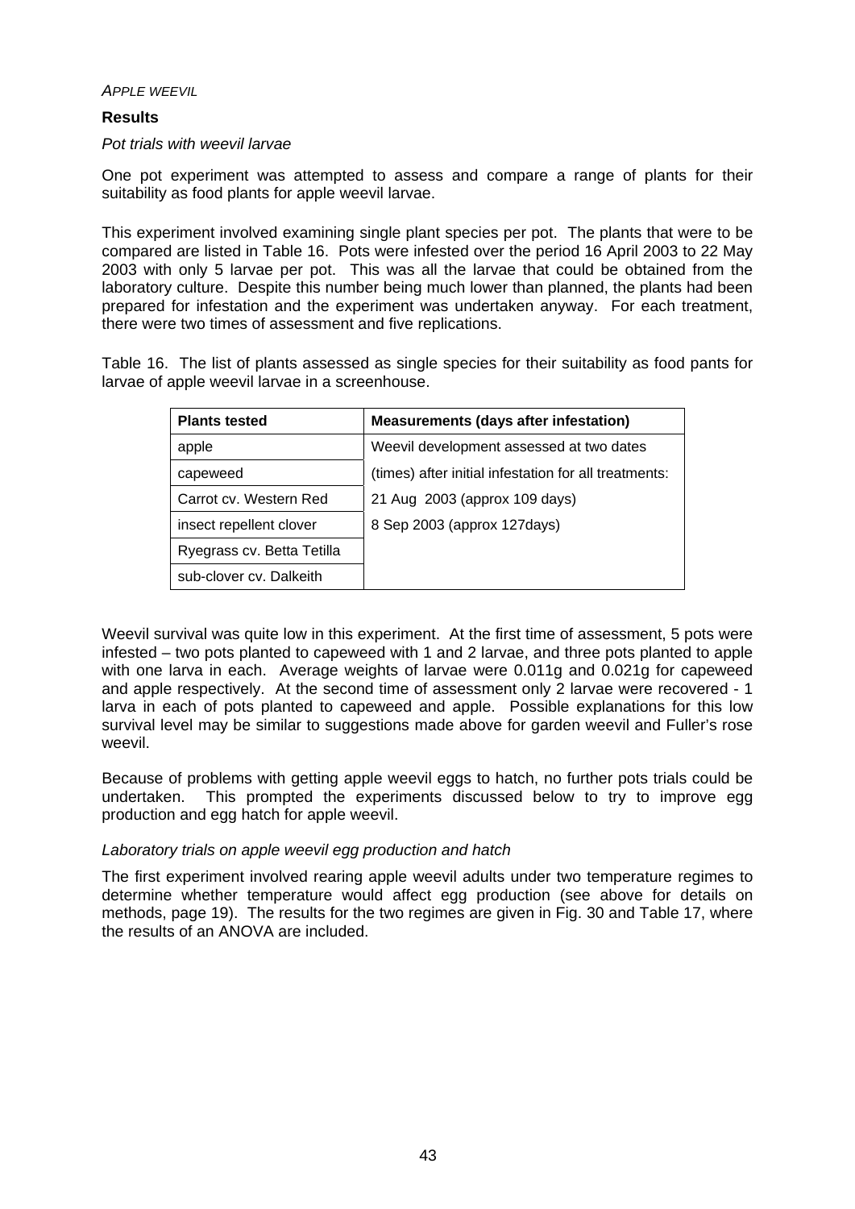*APPLE WEEVIL*

**Results**

*Pot trials with weevil larvae*

One pot experiment was attempted to assess and compare a range of plants for their suitability as food plants for apple weevil larvae.

This experiment involved examining single plant species per pot. The plants that were to be compared are listed in Table 16. Pots were infested over the period 16 April 2003 to 22 May 2003 with only 5 larvae per pot. This was all the larvae that could be obtained from the laboratory culture. Despite this number being much lower than planned, the plants had been prepared for infestation and the experiment was undertaken anyway. For each treatment, there were two times of assessment and five replications.

Table 16. The list of plants assessed as single species for their suitability as food pants for larvae of apple weevil larvae in a screenhouse.

| Plants tested | Measurements (days after infestation) |
|---|---|
| apple | Weevil development assessed at two dates |
| capeweed | (times) after initial infestation for all treatments: |
| Carrot cv. Western Red | 21 Aug 2003 (approx 109 days) |
| insect repellent clover | 8 Sep 2003 (approx 127days) |
| Ryegrass cv. Betta Tetilla | |
| sub-clover cv. Dalkeith | |

Weevil survival was quite low in this experiment. At the first time of assessment, 5 pots were infested – two pots planted to capeweed with 1 and 2 larvae, and three pots planted to apple with one larva in each. Average weights of larvae were 0.011g and 0.021g for capeweed and apple respectively. At the second time of assessment only 2 larvae were recovered - 1 larva in each of pots planted to capeweed and apple. Possible explanations for this low survival level may be similar to suggestions made above for garden weevil and Fuller's rose weevil.

Because of problems with getting apple weevil eggs to hatch, no further pots trials could be undertaken. This prompted the experiments discussed below to try to improve egg production and egg hatch for apple weevil.

*Laboratory trials on apple weevil egg production and hatch*

The first experiment involved rearing apple weevil adults under two temperature regimes to determine whether temperature would affect egg production (see above for details on methods, page 19). The results for the two regimes are given in Fig. 30 and Table 17, where the results of an ANOVA are included.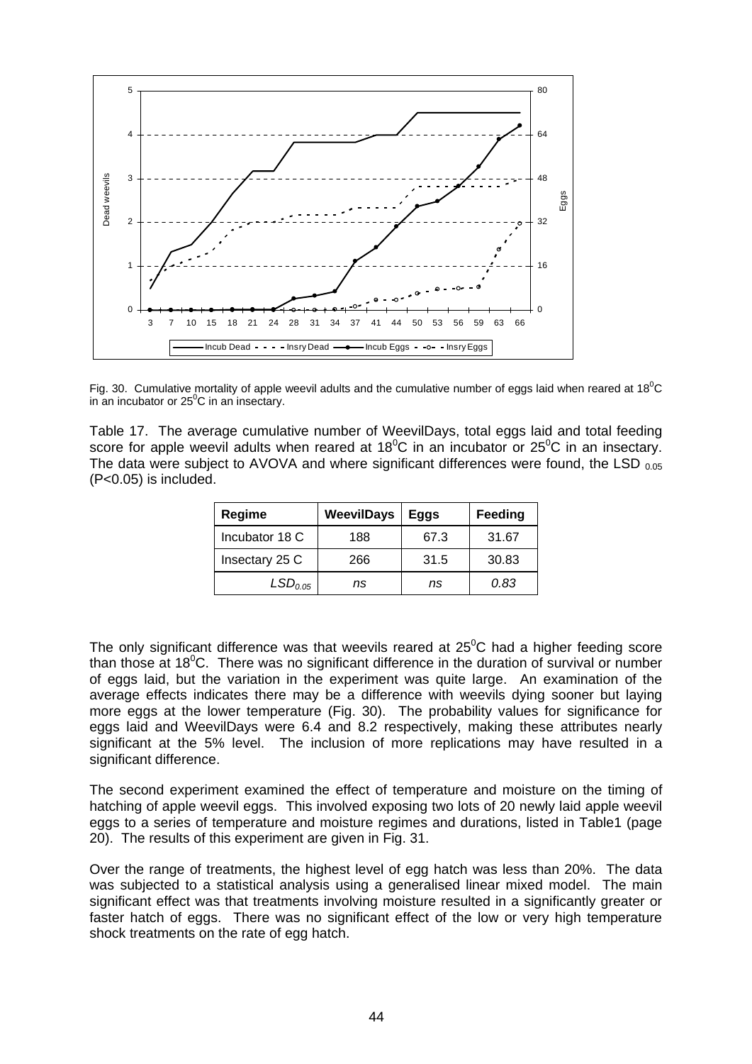Fig. 30. Cumulative mortality of apple weevil adults and the cumulative number of eggs laid when reared at 18$^0$C in an incubator or 25$^0$C in an insectary.

Table 17. The average cumulative number of WeevilDays, total eggs laid and total feeding score for apple weevil adults when reared at 18$^0$C in an incubator or 25$^0$C in an insectary. The data were subject to AVOVA and where significant differences were found, the LSD $_{0.05}$ (P<0.05) is included.

| Regime | WeevilDays | Eggs | Feeding |
|---|---|---|---|
| Incubator 18 C | 188 | 67.3 | 31.67 |
| Insectary 25 C | 266 | 31.5 | 30.83 |
| $LSD_{0.05}$ | *ns* | *ns* | *0.83* |

The only significant difference was that weevils reared at 25$^0$C had a higher feeding score than those at 18$^0$C. There was no significant difference in the duration of survival or number of eggs laid, but the variation in the experiment was quite large. An examination of the average effects indicates there may be a difference with weevils dying sooner but laying more eggs at the lower temperature (Fig. 30). The probability values for significance for eggs laid and WeevilDays were 6.4 and 8.2 respectively, making these attributes nearly significant at the 5% level. The inclusion of more replications may have resulted in a significant difference.

The second experiment examined the effect of temperature and moisture on the timing of hatching of apple weevil eggs. This involved exposing two lots of 20 newly laid apple weevil eggs to a series of temperature and moisture regimes and durations, listed in Table1 (page 20). The results of this experiment are given in Fig. 31.

Over the range of treatments, the highest level of egg hatch was less than 20%. The data was subjected to a statistical analysis using a generalised linear mixed model. The main significant effect was that treatments involving moisture resulted in a significantly greater or faster hatch of eggs. There was no significant effect of the low or very high temperature shock treatments on the rate of egg hatch.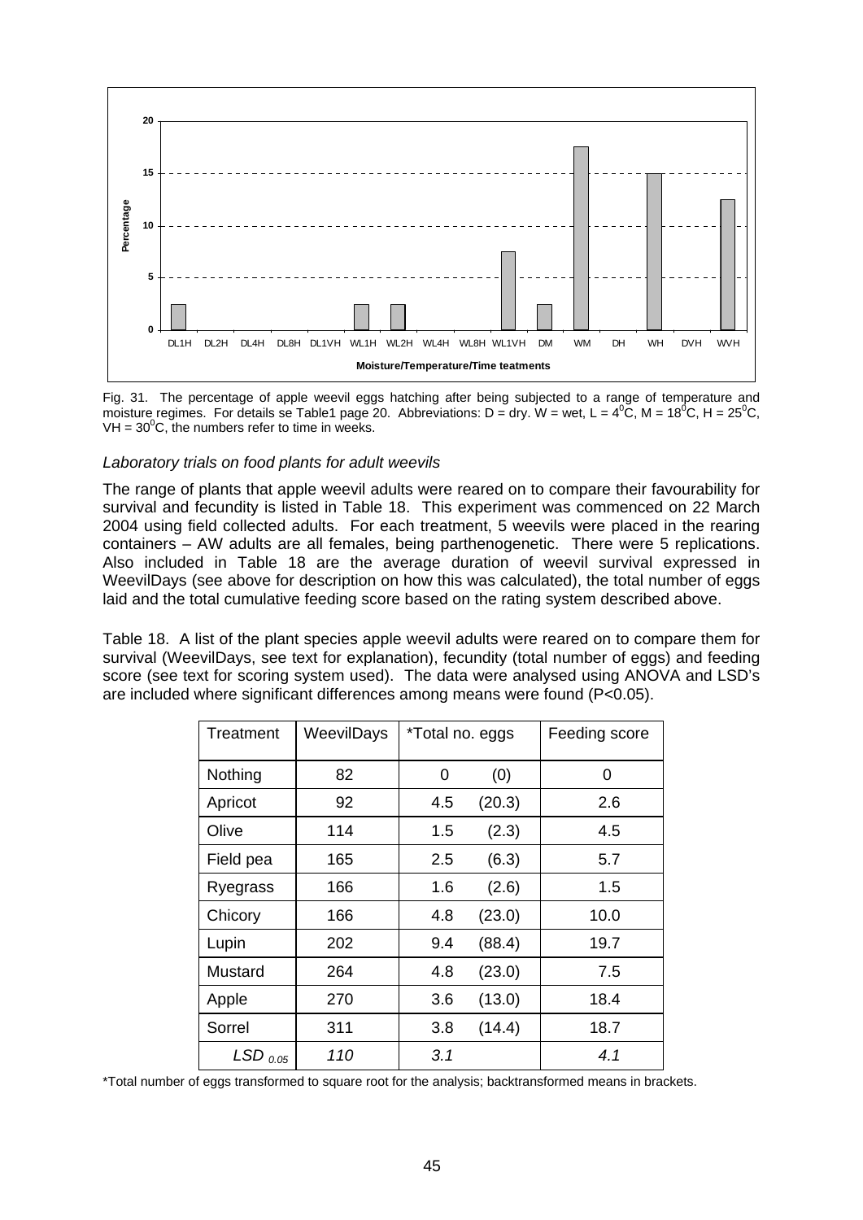Fig. 31. The percentage of apple weevil eggs hatching after being subjected to a range of temperature and moisture regimes. For details se Table1 page 20. Abbreviations: D = dry. W = wet, L = $4^0$C, M = $18^0$C, H = $25^0$C, VH = $30^0$C, the numbers refer to time in weeks.

*Laboratory trials on food plants for adult weevils*

The range of plants that apple weevil adults were reared on to compare their favourability for survival and fecundity is listed in Table 18. This experiment was commenced on 22 March 2004 using field collected adults. For each treatment, 5 weevils were placed in the rearing containers – AW adults are all females, being parthenogenetic. There were 5 replications. Also included in Table 18 are the average duration of weevil survival expressed in WeevilDays (see above for description on how this was calculated), the total number of eggs laid and the total cumulative feeding score based on the rating system described above.

Table 18. A list of the plant species apple weevil adults were reared on to compare them for survival (WeevilDays, see text for explanation), fecundity (total number of eggs) and feeding score (see text for scoring system used). The data were analysed using ANOVA and LSD's are included where significant differences among means were found (P<0.05).

| Treatment | WeevilDays | *Total no. eggs | | Feeding score |
|---|---|---|---|---|
| Nothing | 82 | 0 | (0) | 0 |
| Apricot | 92 | 4.5 | (20.3) | 2.6 |
| Olive | 114 | 1.5 | (2.3) | 4.5 |
| Field pea | 165 | 2.5 | (6.3) | 5.7 |
| Ryegrass | 166 | 1.6 | (2.6) | 1.5 |
| Chicory | 166 | 4.8 | (23.0) | 10.0 |
| Lupin | 202 | 9.4 | (88.4) | 19.7 |
| Mustard | 264 | 4.8 | (23.0) | 7.5 |
| Apple | 270 | 3.6 | (13.0) | 18.4 |
| Sorrel | 311 | 3.8 | (14.4) | 18.7 |
| *$LSD_{0.05}$* | *110* | *3.1* | | *4.1* |

*Total number of eggs transformed to square root for the analysis; backtransformed means in brackets.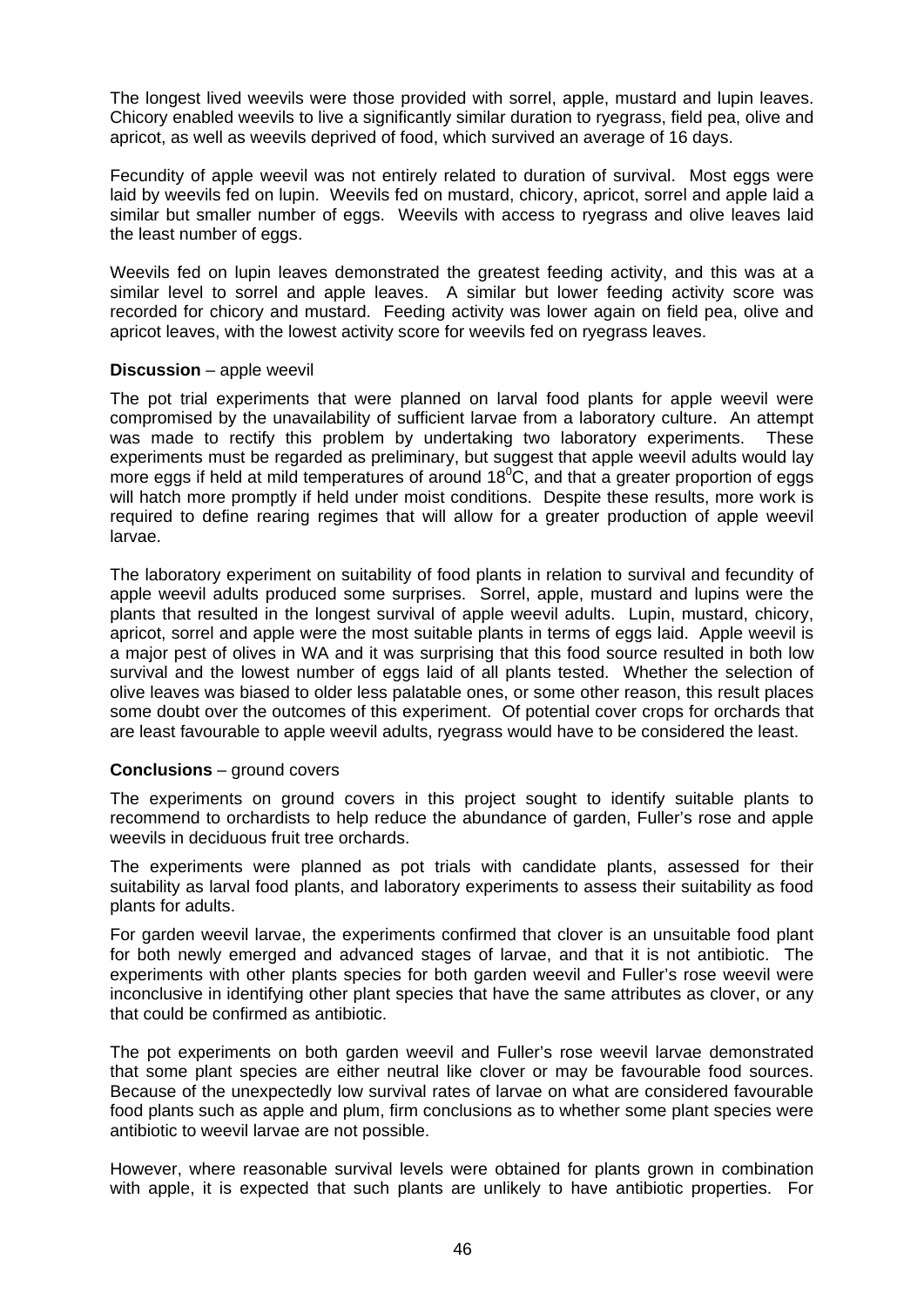The longest lived weevils were those provided with sorrel, apple, mustard and lupin leaves. Chicory enabled weevils to live a significantly similar duration to ryegrass, field pea, olive and apricot, as well as weevils deprived of food, which survived an average of 16 days.

Fecundity of apple weevil was not entirely related to duration of survival. Most eggs were laid by weevils fed on lupin. Weevils fed on mustard, chicory, apricot, sorrel and apple laid a similar but smaller number of eggs. Weevils with access to ryegrass and olive leaves laid the least number of eggs.

Weevils fed on lupin leaves demonstrated the greatest feeding activity, and this was at a similar level to sorrel and apple leaves. A similar but lower feeding activity score was recorded for chicory and mustard. Feeding activity was lower again on field pea, olive and apricot leaves, with the lowest activity score for weevils fed on ryegrass leaves.

**Discussion** – apple weevil

The pot trial experiments that were planned on larval food plants for apple weevil were compromised by the unavailability of sufficient larvae from a laboratory culture. An attempt was made to rectify this problem by undertaking two laboratory experiments. These experiments must be regarded as preliminary, but suggest that apple weevil adults would lay more eggs if held at mild temperatures of around $18^0$C, and that a greater proportion of eggs will hatch more promptly if held under moist conditions. Despite these results, more work is required to define rearing regimes that will allow for a greater production of apple weevil larvae.

The laboratory experiment on suitability of food plants in relation to survival and fecundity of apple weevil adults produced some surprises. Sorrel, apple, mustard and lupins were the plants that resulted in the longest survival of apple weevil adults. Lupin, mustard, chicory, apricot, sorrel and apple were the most suitable plants in terms of eggs laid. Apple weevil is a major pest of olives in WA and it was surprising that this food source resulted in both low survival and the lowest number of eggs laid of all plants tested. Whether the selection of olive leaves was biased to older less palatable ones, or some other reason, this result places some doubt over the outcomes of this experiment. Of potential cover crops for orchards that are least favourable to apple weevil adults, ryegrass would have to be considered the least.

**Conclusions** – ground covers

The experiments on ground covers in this project sought to identify suitable plants to recommend to orchardists to help reduce the abundance of garden, Fuller's rose and apple weevils in deciduous fruit tree orchards.

The experiments were planned as pot trials with candidate plants, assessed for their suitability as larval food plants, and laboratory experiments to assess their suitability as food plants for adults.

For garden weevil larvae, the experiments confirmed that clover is an unsuitable food plant for both newly emerged and advanced stages of larvae, and that it is not antibiotic. The experiments with other plants species for both garden weevil and Fuller's rose weevil were inconclusive in identifying other plant species that have the same attributes as clover, or any that could be confirmed as antibiotic.

The pot experiments on both garden weevil and Fuller's rose weevil larvae demonstrated that some plant species are either neutral like clover or may be favourable food sources. Because of the unexpectedly low survival rates of larvae on what are considered favourable food plants such as apple and plum, firm conclusions as to whether some plant species were antibiotic to weevil larvae are not possible.

However, where reasonable survival levels were obtained for plants grown in combination with apple, it is expected that such plants are unlikely to have antibiotic properties. For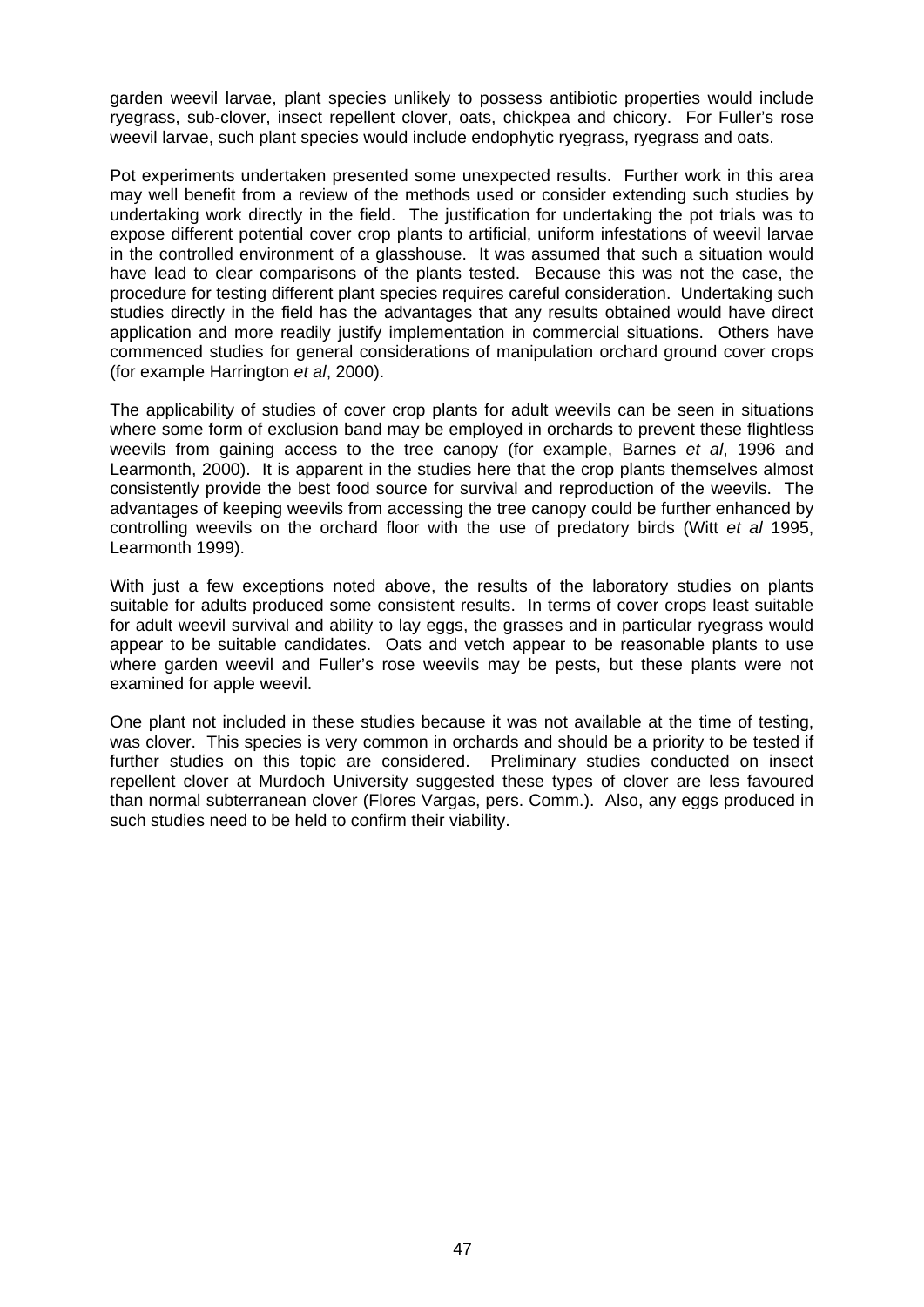garden weevil larvae, plant species unlikely to possess antibiotic properties would include ryegrass, sub-clover, insect repellent clover, oats, chickpea and chicory. For Fuller's rose weevil larvae, such plant species would include endophytic ryegrass, ryegrass and oats.

Pot experiments undertaken presented some unexpected results. Further work in this area may well benefit from a review of the methods used or consider extending such studies by undertaking work directly in the field. The justification for undertaking the pot trials was to expose different potential cover crop plants to artificial, uniform infestations of weevil larvae in the controlled environment of a glasshouse. It was assumed that such a situation would have lead to clear comparisons of the plants tested. Because this was not the case, the procedure for testing different plant species requires careful consideration. Undertaking such studies directly in the field has the advantages that any results obtained would have direct application and more readily justify implementation in commercial situations. Others have commenced studies for general considerations of manipulation orchard ground cover crops (for example Harrington *et al*, 2000).

The applicability of studies of cover crop plants for adult weevils can be seen in situations where some form of exclusion band may be employed in orchards to prevent these flightless weevils from gaining access to the tree canopy (for example, Barnes *et al*, 1996 and Learmonth, 2000). It is apparent in the studies here that the crop plants themselves almost consistently provide the best food source for survival and reproduction of the weevils. The advantages of keeping weevils from accessing the tree canopy could be further enhanced by controlling weevils on the orchard floor with the use of predatory birds (Witt *et al* 1995, Learmonth 1999).

With just a few exceptions noted above, the results of the laboratory studies on plants suitable for adults produced some consistent results. In terms of cover crops least suitable for adult weevil survival and ability to lay eggs, the grasses and in particular ryegrass would appear to be suitable candidates. Oats and vetch appear to be reasonable plants to use where garden weevil and Fuller's rose weevils may be pests, but these plants were not examined for apple weevil.

One plant not included in these studies because it was not available at the time of testing, was clover. This species is very common in orchards and should be a priority to be tested if further studies on this topic are considered. Preliminary studies conducted on insect repellent clover at Murdoch University suggested these types of clover are less favoured than normal subterranean clover (Flores Vargas, pers. Comm.). Also, any eggs produced in such studies need to be held to confirm their viability.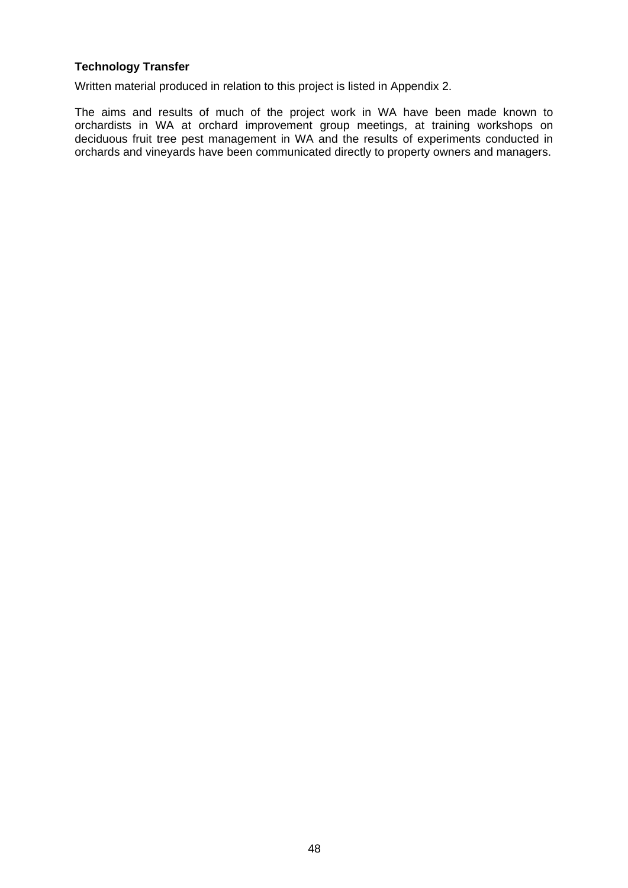**Technology Transfer**

Written material produced in relation to this project is listed in Appendix 2.

The aims and results of much of the project work in WA have been made known to orchardists in WA at orchard improvement group meetings, at training workshops on deciduous fruit tree pest management in WA and the results of experiments conducted in orchards and vineyards have been communicated directly to property owners and managers.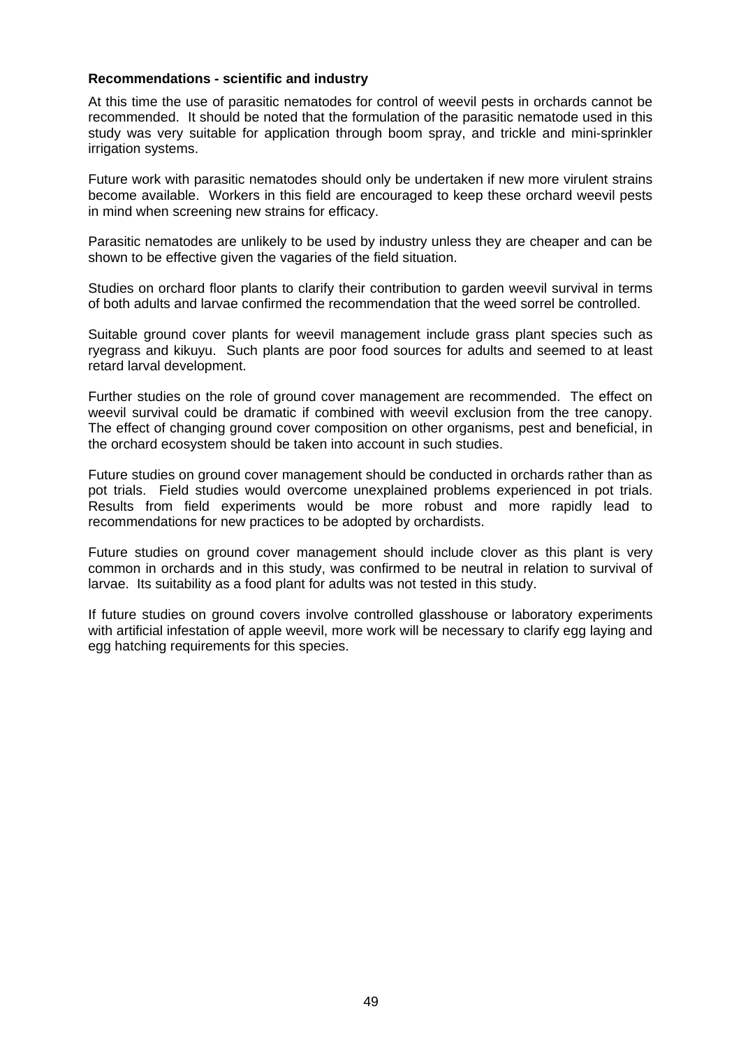**Recommendations - scientific and industry**

At this time the use of parasitic nematodes for control of weevil pests in orchards cannot be recommended. It should be noted that the formulation of the parasitic nematode used in this study was very suitable for application through boom spray, and trickle and mini-sprinkler irrigation systems.

Future work with parasitic nematodes should only be undertaken if new more virulent strains become available. Workers in this field are encouraged to keep these orchard weevil pests in mind when screening new strains for efficacy.

Parasitic nematodes are unlikely to be used by industry unless they are cheaper and can be shown to be effective given the vagaries of the field situation.

Studies on orchard floor plants to clarify their contribution to garden weevil survival in terms of both adults and larvae confirmed the recommendation that the weed sorrel be controlled.

Suitable ground cover plants for weevil management include grass plant species such as ryegrass and kikuyu. Such plants are poor food sources for adults and seemed to at least retard larval development.

Further studies on the role of ground cover management are recommended. The effect on weevil survival could be dramatic if combined with weevil exclusion from the tree canopy. The effect of changing ground cover composition on other organisms, pest and beneficial, in the orchard ecosystem should be taken into account in such studies.

Future studies on ground cover management should be conducted in orchards rather than as pot trials. Field studies would overcome unexplained problems experienced in pot trials. Results from field experiments would be more robust and more rapidly lead to recommendations for new practices to be adopted by orchardists.

Future studies on ground cover management should include clover as this plant is very common in orchards and in this study, was confirmed to be neutral in relation to survival of larvae. Its suitability as a food plant for adults was not tested in this study.

If future studies on ground covers involve controlled glasshouse or laboratory experiments with artificial infestation of apple weevil, more work will be necessary to clarify egg laying and egg hatching requirements for this species.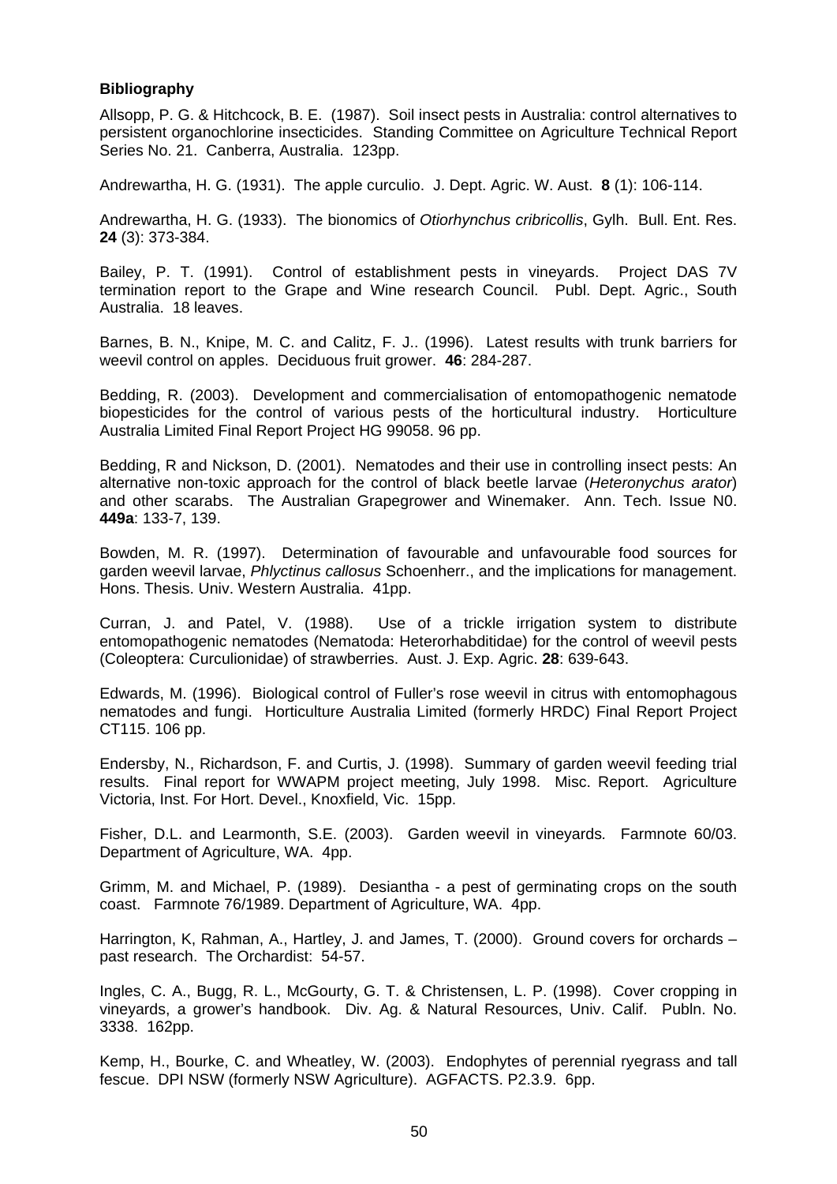**Bibliography**

Allsopp, P. G. & Hitchcock, B. E. (1987). Soil insect pests in Australia: control alternatives to persistent organochlorine insecticides. Standing Committee on Agriculture Technical Report Series No. 21. Canberra, Australia. 123pp.

Andrewartha, H. G. (1931). The apple curculio. J. Dept. Agric. W. Aust. **8** (1): 106-114.

Andrewartha, H. G. (1933). The bionomics of *Otiorhynchus cribricollis*, Gylh. Bull. Ent. Res. **24** (3): 373-384.

Bailey, P. T. (1991). Control of establishment pests in vineyards. Project DAS 7V termination report to the Grape and Wine research Council. Publ. Dept. Agric., South Australia. 18 leaves.

Barnes, B. N., Knipe, M. C. and Calitz, F. J.. (1996). Latest results with trunk barriers for weevil control on apples. Deciduous fruit grower. **46**: 284-287.

Bedding, R. (2003). Development and commercialisation of entomopathogenic nematode biopesticides for the control of various pests of the horticultural industry. Horticulture Australia Limited Final Report Project HG 99058. 96 pp.

Bedding, R and Nickson, D. (2001). Nematodes and their use in controlling insect pests: An alternative non-toxic approach for the control of black beetle larvae (*Heteronychus arator*) and other scarabs. The Australian Grapegrower and Winemaker. Ann. Tech. Issue N0. **449a**: 133-7, 139.

Bowden, M. R. (1997). Determination of favourable and unfavourable food sources for garden weevil larvae, *Phlyctinus callosus* Schoenherr., and the implications for management. Hons. Thesis. Univ. Western Australia. 41pp.

Curran, J. and Patel, V. (1988). Use of a trickle irrigation system to distribute entomopathogenic nematodes (Nematoda: Heterorhabditidae) for the control of weevil pests (Coleoptera: Curculionidae) of strawberries. Aust. J. Exp. Agric. **28**: 639-643.

Edwards, M. (1996). Biological control of Fuller's rose weevil in citrus with entomophagous nematodes and fungi. Horticulture Australia Limited (formerly HRDC) Final Report Project CT115. 106 pp.

Endersby, N., Richardson, F. and Curtis, J. (1998). Summary of garden weevil feeding trial results. Final report for WWAPM project meeting, July 1998. Misc. Report. Agriculture Victoria, Inst. For Hort. Devel., Knoxfield, Vic. 15pp.

Fisher, D.L. and Learmonth, S.E. (2003). Garden weevil in vineyards. Farmnote 60/03. Department of Agriculture, WA. 4pp.

Grimm, M. and Michael, P. (1989). Desiantha - a pest of germinating crops on the south coast. Farmnote 76/1989. Department of Agriculture, WA. 4pp.

Harrington, K, Rahman, A., Hartley, J. and James, T. (2000). Ground covers for orchards – past research. The Orchardist: 54-57.

Ingles, C. A., Bugg, R. L., McGourty, G. T. & Christensen, L. P. (1998). Cover cropping in vineyards, a grower's handbook. Div. Ag. & Natural Resources, Univ. Calif. Publn. No. 3338. 162pp.

Kemp, H., Bourke, C. and Wheatley, W. (2003). Endophytes of perennial ryegrass and tall fescue. DPI NSW (formerly NSW Agriculture). AGFACTS. P2.3.9. 6pp.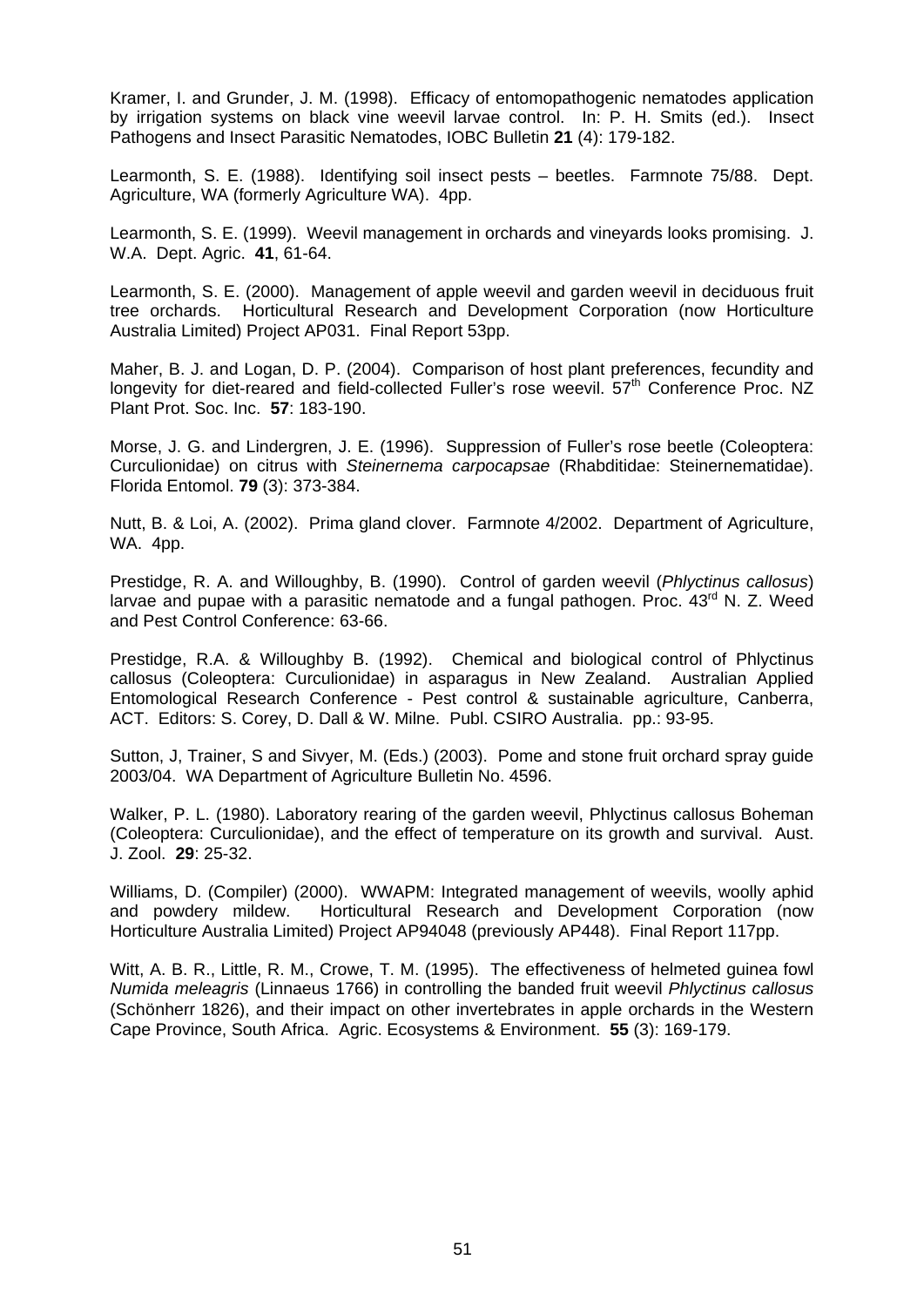Kramer, I. and Grunder, J. M. (1998). Efficacy of entomopathogenic nematodes application by irrigation systems on black vine weevil larvae control. In: P. H. Smits (ed.). Insect Pathogens and Insect Parasitic Nematodes, IOBC Bulletin **21** (4): 179-182.

Learmonth, S. E. (1988). Identifying soil insect pests – beetles. Farmnote 75/88. Dept. Agriculture, WA (formerly Agriculture WA). 4pp.

Learmonth, S. E. (1999). Weevil management in orchards and vineyards looks promising. J. W.A. Dept. Agric. **41**, 61-64.

Learmonth, S. E. (2000). Management of apple weevil and garden weevil in deciduous fruit tree orchards. Horticultural Research and Development Corporation (now Horticulture Australia Limited) Project AP031. Final Report 53pp.

Maher, B. J. and Logan, D. P. (2004). Comparison of host plant preferences, fecundity and longevity for diet-reared and field-collected Fuller's rose weevil. 57th Conference Proc. NZ Plant Prot. Soc. Inc. **57**: 183-190.

Morse, J. G. and Lindergren, J. E. (1996). Suppression of Fuller's rose beetle (Coleoptera: Curculionidae) on citrus with *Steinernema carpocapsae* (Rhabditidae: Steinernematidae). Florida Entomol. **79** (3): 373-384.

Nutt, B. & Loi, A. (2002). Prima gland clover. Farmnote 4/2002. Department of Agriculture, WA. 4pp.

Prestidge, R. A. and Willoughby, B. (1990). Control of garden weevil (*Phlyctinus callosus*) larvae and pupae with a parasitic nematode and a fungal pathogen. Proc. 43rd N. Z. Weed and Pest Control Conference: 63-66.

Prestidge, R.A. & Willoughby B. (1992). Chemical and biological control of Phlyctinus callosus (Coleoptera: Curculionidae) in asparagus in New Zealand. Australian Applied Entomological Research Conference - Pest control & sustainable agriculture, Canberra, ACT. Editors: S. Corey, D. Dall & W. Milne. Publ. CSIRO Australia. pp.: 93-95.

Sutton, J, Trainer, S and Sivyer, M. (Eds.) (2003). Pome and stone fruit orchard spray guide 2003/04. WA Department of Agriculture Bulletin No. 4596.

Walker, P. L. (1980). Laboratory rearing of the garden weevil, Phlyctinus callosus Boheman (Coleoptera: Curculionidae), and the effect of temperature on its growth and survival. Aust. J. Zool. **29**: 25-32.

Williams, D. (Compiler) (2000). WWAPM: Integrated management of weevils, woolly aphid and powdery mildew. Horticultural Research and Development Corporation (now Horticulture Australia Limited) Project AP94048 (previously AP448). Final Report 117pp.

Witt, A. B. R., Little, R. M., Crowe, T. M. (1995). The effectiveness of helmeted guinea fowl *Numida meleagris* (Linnaeus 1766) in controlling the banded fruit weevil *Phlyctinus callosus* (Schönherr 1826), and their impact on other invertebrates in apple orchards in the Western Cape Province, South Africa. Agric. Ecosystems & Environment. **55** (3): 169-179.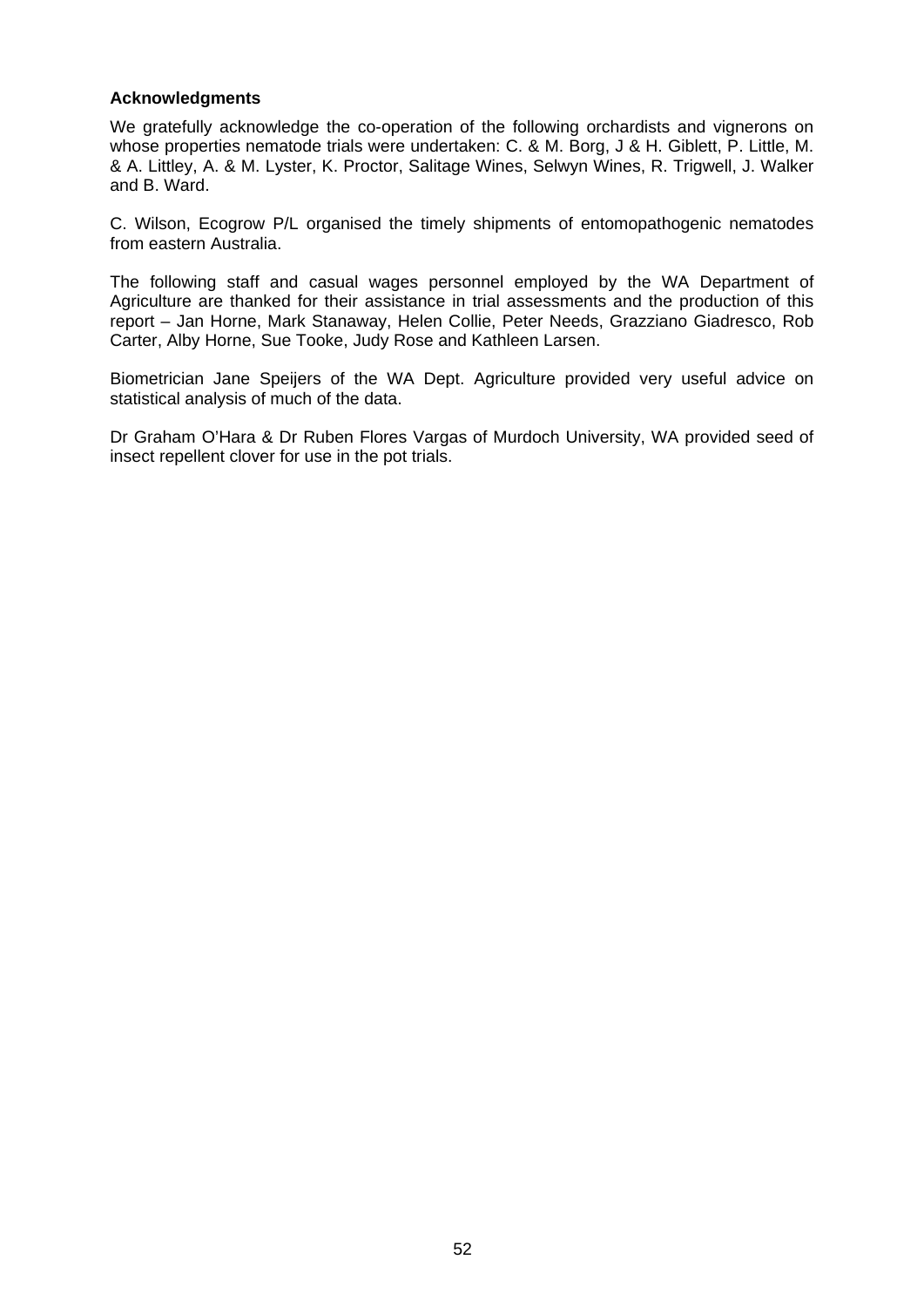**Acknowledgments**

We gratefully acknowledge the co-operation of the following orchardists and vignerons on whose properties nematode trials were undertaken: C. & M. Borg, J & H. Giblett, P. Little, M. & A. Littley, A. & M. Lyster, K. Proctor, Salitage Wines, Selwyn Wines, R. Trigwell, J. Walker and B. Ward.

C. Wilson, Ecogrow P/L organised the timely shipments of entomopathogenic nematodes from eastern Australia.

The following staff and casual wages personnel employed by the WA Department of Agriculture are thanked for their assistance in trial assessments and the production of this report – Jan Horne, Mark Stanaway, Helen Collie, Peter Needs, Grazziano Giadresco, Rob Carter, Alby Horne, Sue Tooke, Judy Rose and Kathleen Larsen.

Biometrician Jane Speijers of the WA Dept. Agriculture provided very useful advice on statistical analysis of much of the data.

Dr Graham O'Hara & Dr Ruben Flores Vargas of Murdoch University, WA provided seed of insect repellent clover for use in the pot trials.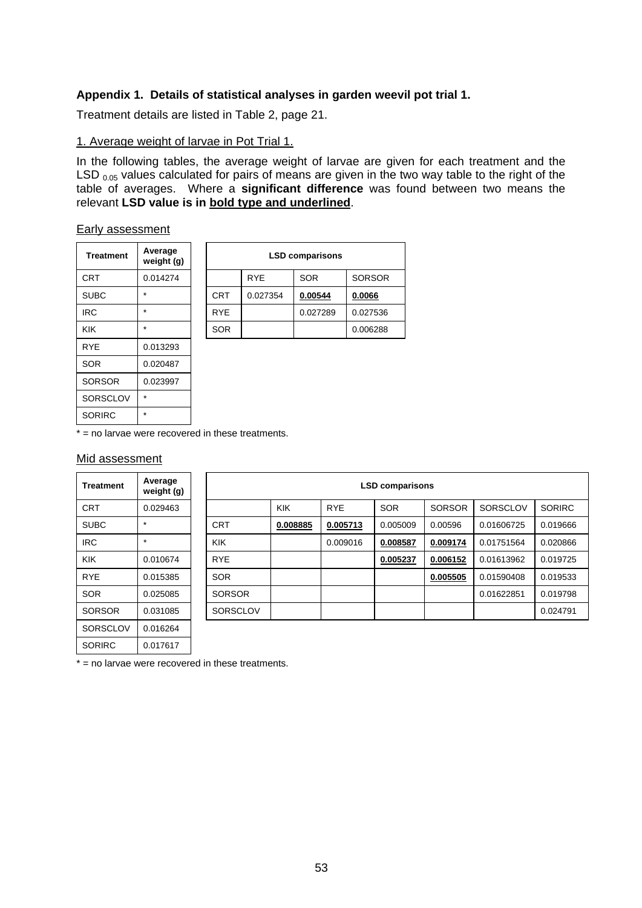## Appendix 1. Details of statistical analyses in garden weevil pot trial 1.

Treatment details are listed in Table 2, page 21.

### 1. Average weight of larvae in Pot Trial 1.

In the following tables, the average weight of larvae are given for each treatment and the LSD $_{0.05}$ values calculated for pairs of means are given in the two way table to the right of the table of averages. Where a **significant difference** was found between two means the relevant **LSD value is in <u>bold type and underlined</u>**.

#### Early assessment

| Treatment | Average weight (g) |
|---|---|
| CRT | 0.014274 |
| SUBC | * |
| IRC | * |
| KIK | * |
| RYE | 0.013293 |
| SOR | 0.020487 |
| SORSOR | 0.023997 |
| SORSCLOV | * |
| SORIRC | * |

| LSD comparisons | | | |
|---|---|---|---|
| | RYE | SOR | SORSOR |
| CRT | 0.027354 | **<u>0.00544</u>** | **<u>0.0066</u>** |
| RYE | | 0.027289 | 0.027536 |
| SOR | | | 0.006288 |

* = no larvae were recovered in these treatments.

#### Mid assessment

| Treatment | Average weight (g) |
|---|---|
| CRT | 0.029463 |
| SUBC | * |
| IRC | * |
| KIK | 0.010674 |
| RYE | 0.015385 |
| SOR | 0.025085 |
| SORSOR | 0.031085 |
| SORSCLOV | 0.016264 |
| SORIRC | 0.017617 |

| LSD comparisons | | | | | | |
|---|---|---|---|---|---|---|
| | KIK | RYE | SOR | SORSOR | SORSCLOV | SORIRC |
| CRT | **<u>0.008885</u>** | **<u>0.005713</u>** | 0.005009 | 0.00596 | 0.01606725 | 0.019666 |
| KIK | | 0.009016 | **<u>0.008587</u>** | **<u>0.009174</u>** | 0.01751564 | 0.020866 |
| RYE | | | **<u>0.005237</u>** | **<u>0.006152</u>** | 0.01613962 | 0.019725 |
| SOR | | | | **<u>0.005505</u>** | 0.01590408 | 0.019533 |
| SORSOR | | | | | 0.01622851 | 0.019798 |
| SORSCLOV | | | | | | 0.024791 |

* = no larvae were recovered in these treatments.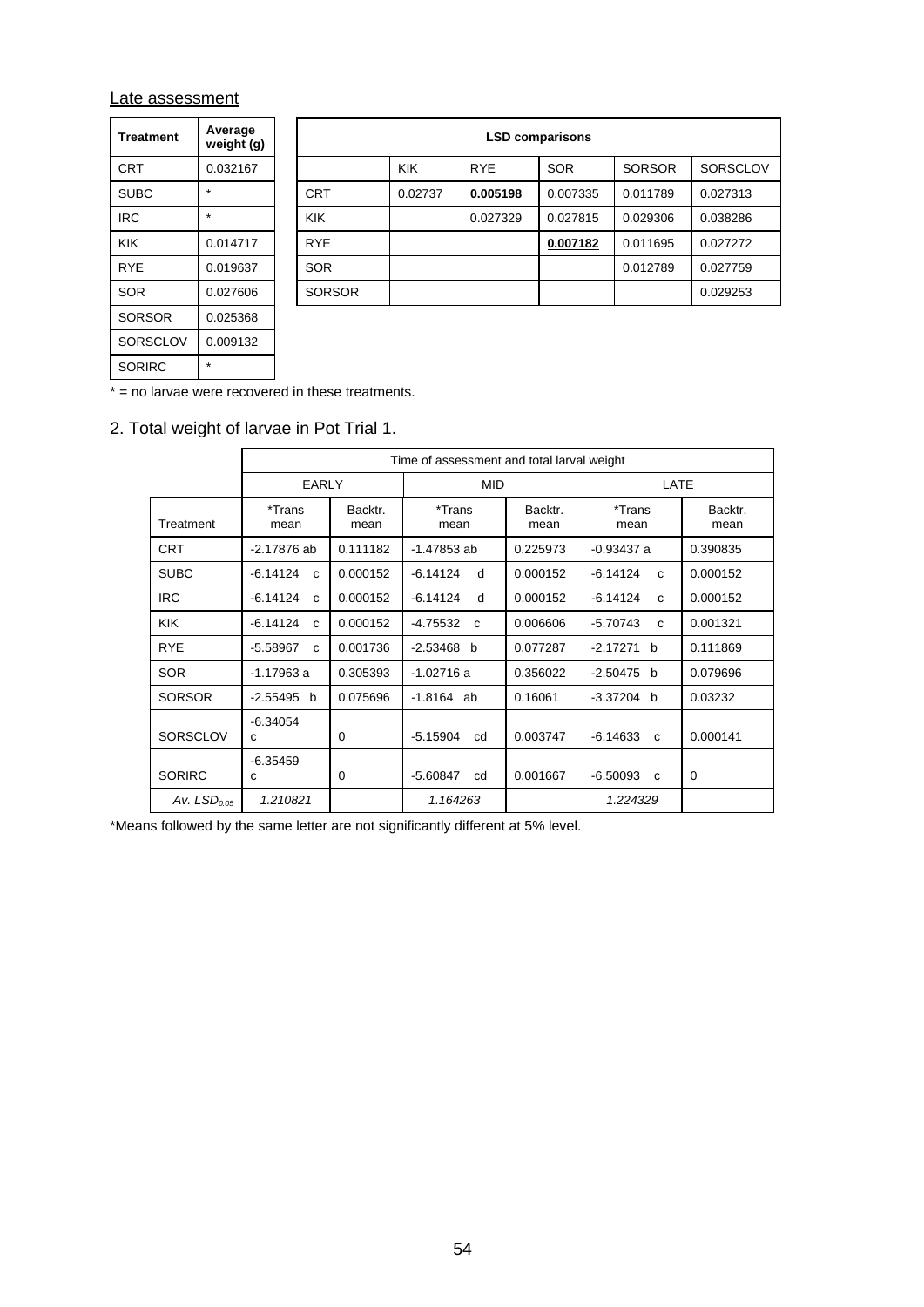Late assessment

| Treatment | Average weight (g) |
|---|---|
| CRT | 0.032167 |
| SUBC | * |
| IRC | * |
| KIK | 0.014717 |
| RYE | 0.019637 |
| SOR | 0.027606 |
| SORSOR | 0.025368 |
| SORSCLOV | 0.009132 |
| SORIRC | * |

| LSD comparisons | | | | | |
|---|---|---|---|---|---|
| | KIK | RYE | SOR | SORSOR | SORSCLOV |
| CRT | 0.02737 | **0.005198** | 0.007335 | 0.011789 | 0.027313 |
| KIK | | 0.027329 | 0.027815 | 0.029306 | 0.038286 |
| RYE | | | **0.007182** | 0.011695 | 0.027272 |
| SOR | | | | 0.012789 | 0.027759 |
| SORSOR | | | | | 0.029253 |

* = no larvae were recovered in these treatments.

## 2. Total weight of larvae in Pot Trial 1.

| | Time of assessment and total larval weight | | | | | |
|---|---|---|---|---|---|---|
| | EARLY | | MID | | LATE | |
| Treatment | *Trans mean | Backtr. mean | *Trans mean | Backtr. mean | *Trans mean | Backtr. mean |
| CRT | -2.17876 ab | 0.111182 | -1.47853 ab | 0.225973 | -0.93437 a | 0.390835 |
| SUBC | -6.14124 c | 0.000152 | -6.14124 d | 0.000152 | -6.14124 c | 0.000152 |
| IRC | -6.14124 c | 0.000152 | -6.14124 d | 0.000152 | -6.14124 c | 0.000152 |
| KIK | -6.14124 c | 0.000152 | -4.75532 c | 0.006606 | -5.70743 c | 0.001321 |
| RYE | -5.58967 c | 0.001736 | -2.53468 b | 0.077287 | -2.17271 b | 0.111869 |
| SOR | -1.17963 a | 0.305393 | -1.02716 a | 0.356022 | -2.50475 b | 0.079696 |
| SORSOR | -2.55495 b | 0.075696 | -1.8164 ab | 0.16061 | -3.37204 b | 0.03232 |
| SORSCLOV | -6.34054 c | 0 | -5.15904 cd | 0.003747 | -6.14633 c | 0.000141 |
| SORIRC | -6.35459 c | 0 | -5.60847 cd | 0.001667 | -6.50093 c | 0 |
| *Av. $LSD_{0.05}$* | *1.210821* | | *1.164263* | | *1.224329* | |

*Means followed by the same letter are not significantly different at 5% level.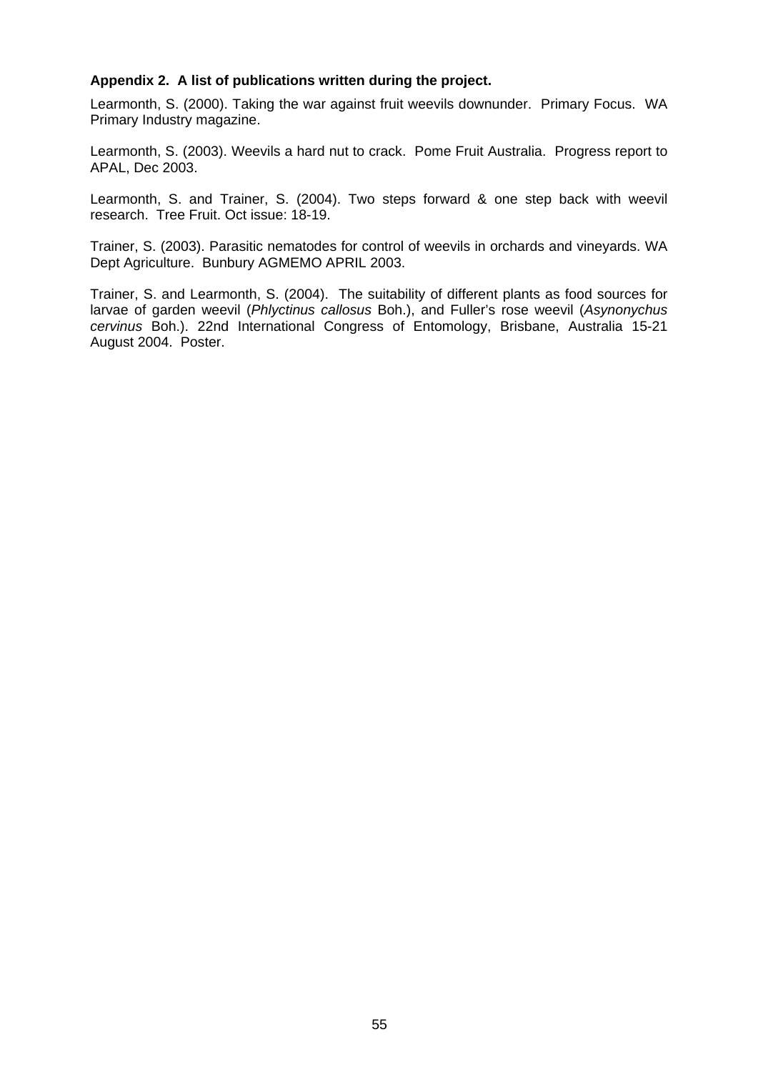**Appendix 2. A list of publications written during the project.**

Learmonth, S. (2000). Taking the war against fruit weevils downunder. Primary Focus. WA Primary Industry magazine.

Learmonth, S. (2003). Weevils a hard nut to crack. Pome Fruit Australia. Progress report to APAL, Dec 2003.

Learmonth, S. and Trainer, S. (2004). Two steps forward & one step back with weevil research. Tree Fruit. Oct issue: 18-19.

Trainer, S. (2003). Parasitic nematodes for control of weevils in orchards and vineyards. WA Dept Agriculture. Bunbury AGMEMO APRIL 2003.

Trainer, S. and Learmonth, S. (2004). The suitability of different plants as food sources for larvae of garden weevil (*Phlyctinus callosus* Boh.), and Fuller's rose weevil (*Asynonychus cervinus* Boh.). 22nd International Congress of Entomology, Brisbane, Australia 15-21 August 2004. Poster.